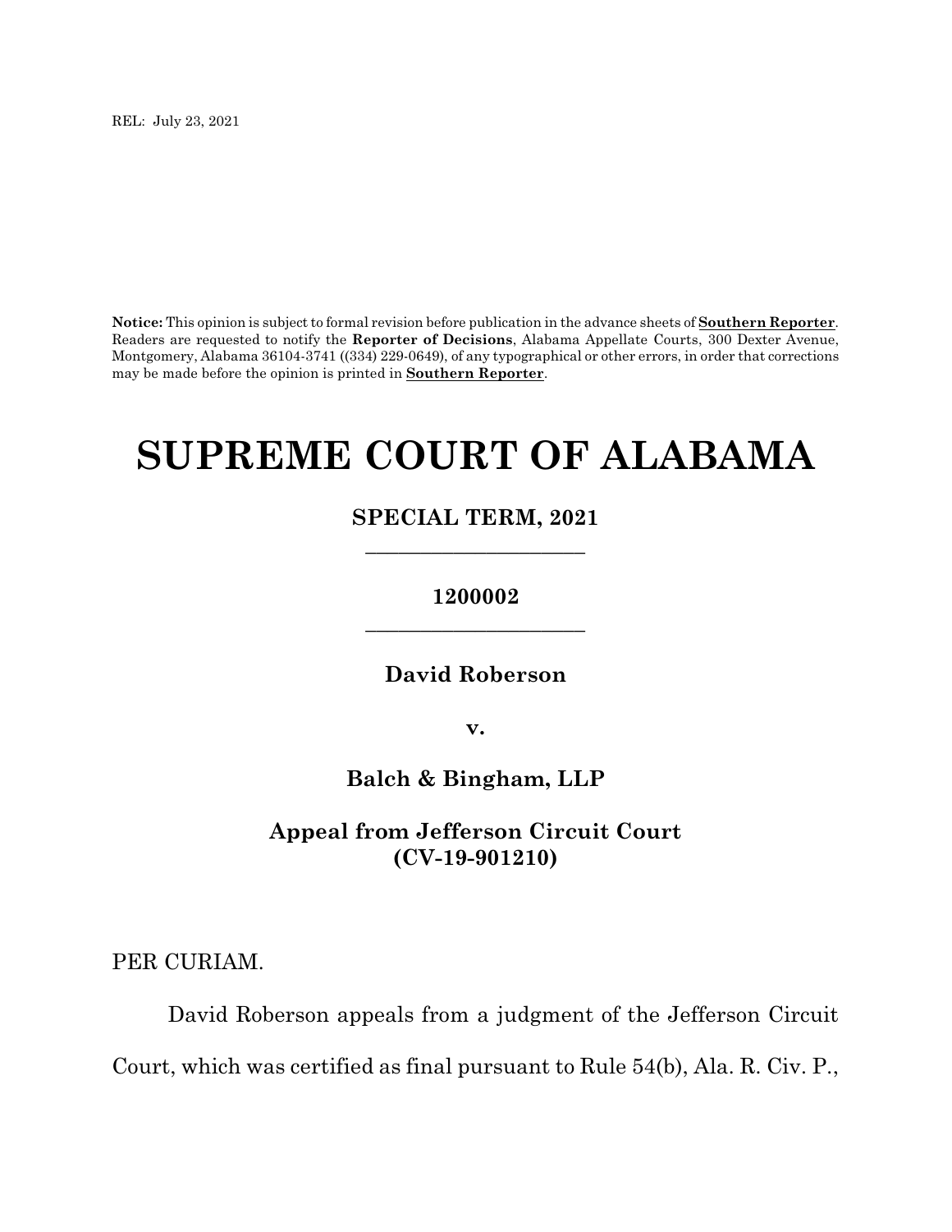REL: July 23, 2021

**Notice:** This opinion is subject to formal revision before publication in the advance sheets of **Southern Reporter**. Readers are requested to notify the **Reporter of Decisions**, Alabama Appellate Courts, 300 Dexter Avenue, Montgomery, Alabama 36104-3741 ((334) 229-0649), of any typographical or other errors, in order that corrections may be made before the opinion is printed in **Southern Reporter**.

# SUPREME COURT OF ALABAMA

## SPECIAL TERM, 2021

_________________________

**1200002**

_________________________

**David Roberson**

**v.**

**Balch & Bingham, LLP**

**Appeal from Jefferson Circuit Court (CV-19-901210)**

PER CURIAM.

David Roberson appeals from a judgment of the Jefferson Circuit Court, which was certified as final pursuant to Rule 54(b), Ala. R. Civ. P.,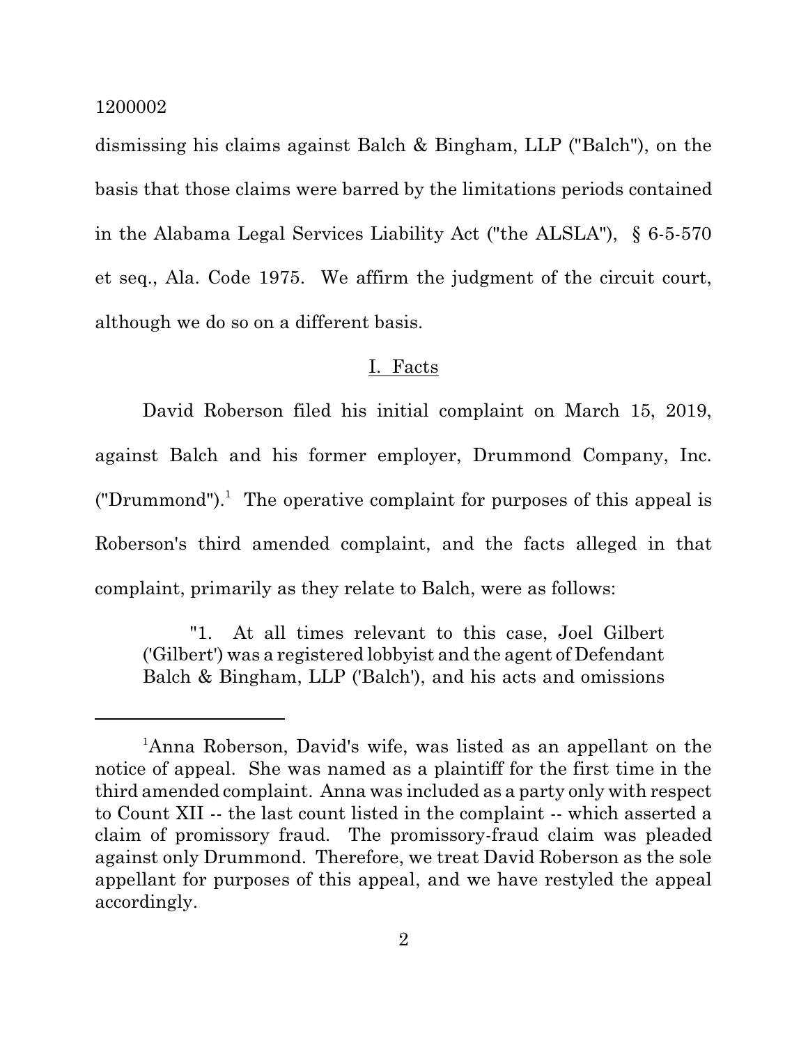dismissing his claims against Balch & Bingham, LLP ("Balch"), on the basis that those claims were barred by the limitations periods contained in the Alabama Legal Services Liability Act ("the ALSLA"), § 6-5-570 et seq., Ala. Code 1975. We affirm the judgment of the circuit court, although we do so on a different basis.

## I. Facts

David Roberson filed his initial complaint on March 15, 2019, against Balch and his former employer, Drummond Company, Inc. ("Drummond").[1] The operative complaint for purposes of this appeal is Roberson's third amended complaint, and the facts alleged in that complaint, primarily as they relate to Balch, were as follows:

> "1. At all times relevant to this case, Joel Gilbert ('Gilbert') was a registered lobbyist and the agent of Defendant Balch & Bingham, LLP ('Balch'), and his acts and omissions

---

[1]Anna Roberson, David's wife, was listed as an appellant on the notice of appeal. She was named as a plaintiff for the first time in the third amended complaint. Anna was included as a party only with respect to Count XII -- the last count listed in the complaint -- which asserted a claim of promissory fraud. The promissory-fraud claim was pleaded against only Drummond. Therefore, we treat David Roberson as the sole appellant for purposes of this appeal, and we have restyled the appeal accordingly.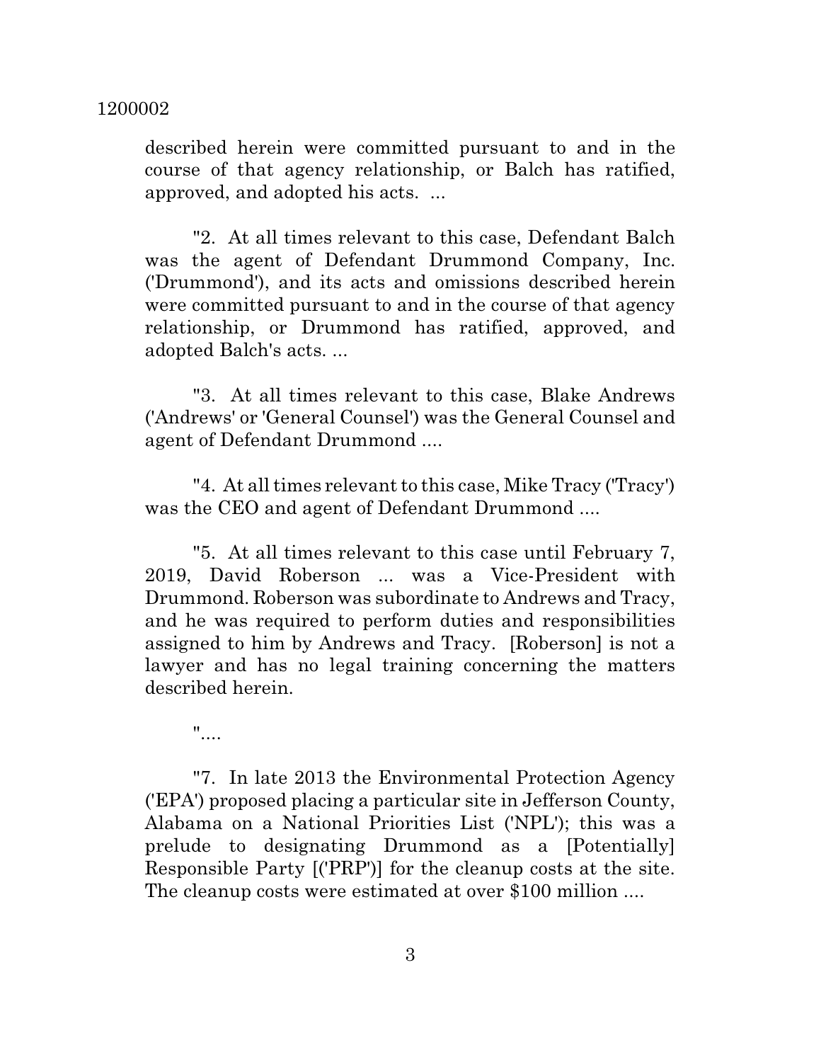described herein were committed pursuant to and in the course of that agency relationship, or Balch has ratified, approved, and adopted his acts. ...

"2. At all times relevant to this case, Defendant Balch was the agent of Defendant Drummond Company, Inc. ('Drummond'), and its acts and omissions described herein were committed pursuant to and in the course of that agency relationship, or Drummond has ratified, approved, and adopted Balch's acts. ...

"3. At all times relevant to this case, Blake Andrews ('Andrews' or 'General Counsel') was the General Counsel and agent of Defendant Drummond ....

"4. At all times relevant to this case, Mike Tracy ('Tracy') was the CEO and agent of Defendant Drummond ....

"5. At all times relevant to this case until February 7, 2019, David Roberson ... was a Vice-President with Drummond. Roberson was subordinate to Andrews and Tracy, and he was required to perform duties and responsibilities assigned to him by Andrews and Tracy. [Roberson] is not a lawyer and has no legal training concerning the matters described herein.

"....

"7. In late 2013 the Environmental Protection Agency ('EPA') proposed placing a particular site in Jefferson County, Alabama on a National Priorities List ('NPL'); this was a prelude to designating Drummond as a [Potentially] Responsible Party [('PRP')] for the cleanup costs at the site. The cleanup costs were estimated at over $100 million ....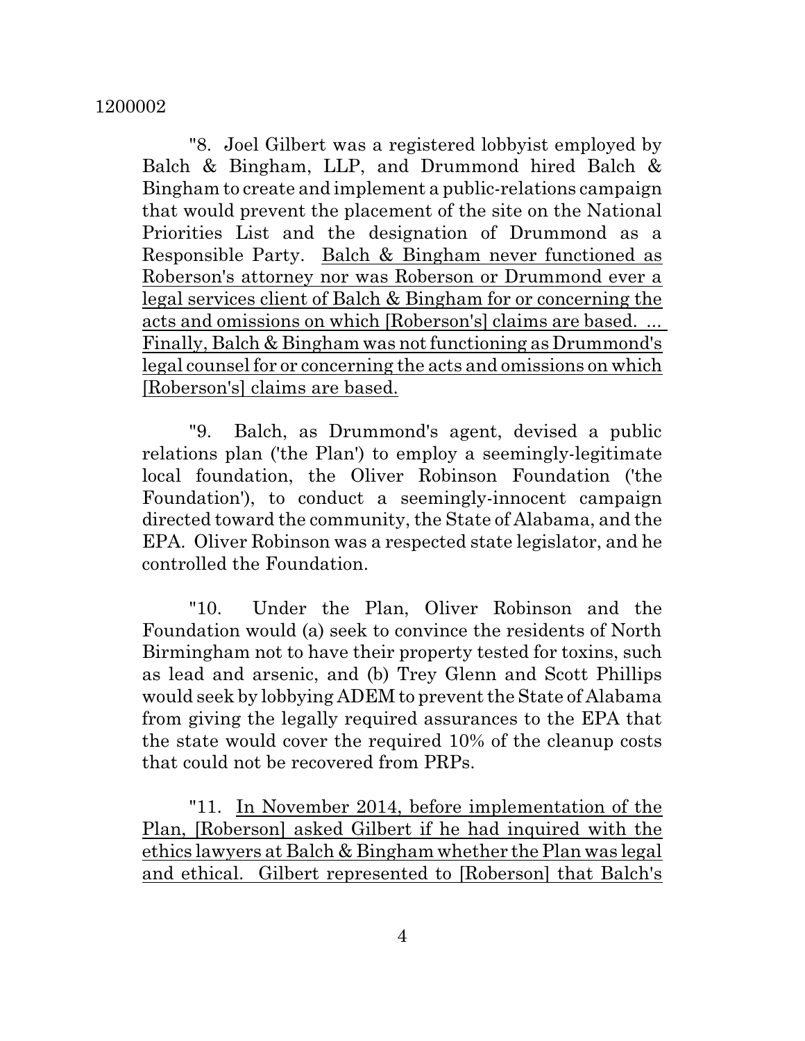"8. Joel Gilbert was a registered lobbyist employed by Balch & Bingham, LLP, and Drummond hired Balch & Bingham to create and implement a public-relations campaign that would prevent the placement of the site on the National Priorities List and the designation of Drummond as a Responsible Party. <u>Balch & Bingham never functioned as Roberson's attorney nor was Roberson or Drummond ever a legal services client of Balch & Bingham for or concerning the acts and omissions on which [Roberson's] claims are based. ... Finally, Balch & Bingham was not functioning as Drummond's legal counsel for or concerning the acts and omissions on which [Roberson's] claims are based.</u>

"9. Balch, as Drummond's agent, devised a public relations plan ('the Plan') to employ a seemingly-legitimate local foundation, the Oliver Robinson Foundation ('the Foundation'), to conduct a seemingly-innocent campaign directed toward the community, the State of Alabama, and the EPA. Oliver Robinson was a respected state legislator, and he controlled the Foundation.

"10. Under the Plan, Oliver Robinson and the Foundation would (a) seek to convince the residents of North Birmingham not to have their property tested for toxins, such as lead and arsenic, and (b) Trey Glenn and Scott Phillips would seek by lobbying ADEM to prevent the State of Alabama from giving the legally required assurances to the EPA that the state would cover the required 10% of the cleanup costs that could not be recovered from PRPs.

"11. <u>In November 2014, before implementation of the Plan, [Roberson] asked Gilbert if he had inquired with the ethics lawyers at Balch & Bingham whether the Plan was legal and ethical. Gilbert represented to [Roberson] that Balch's</u>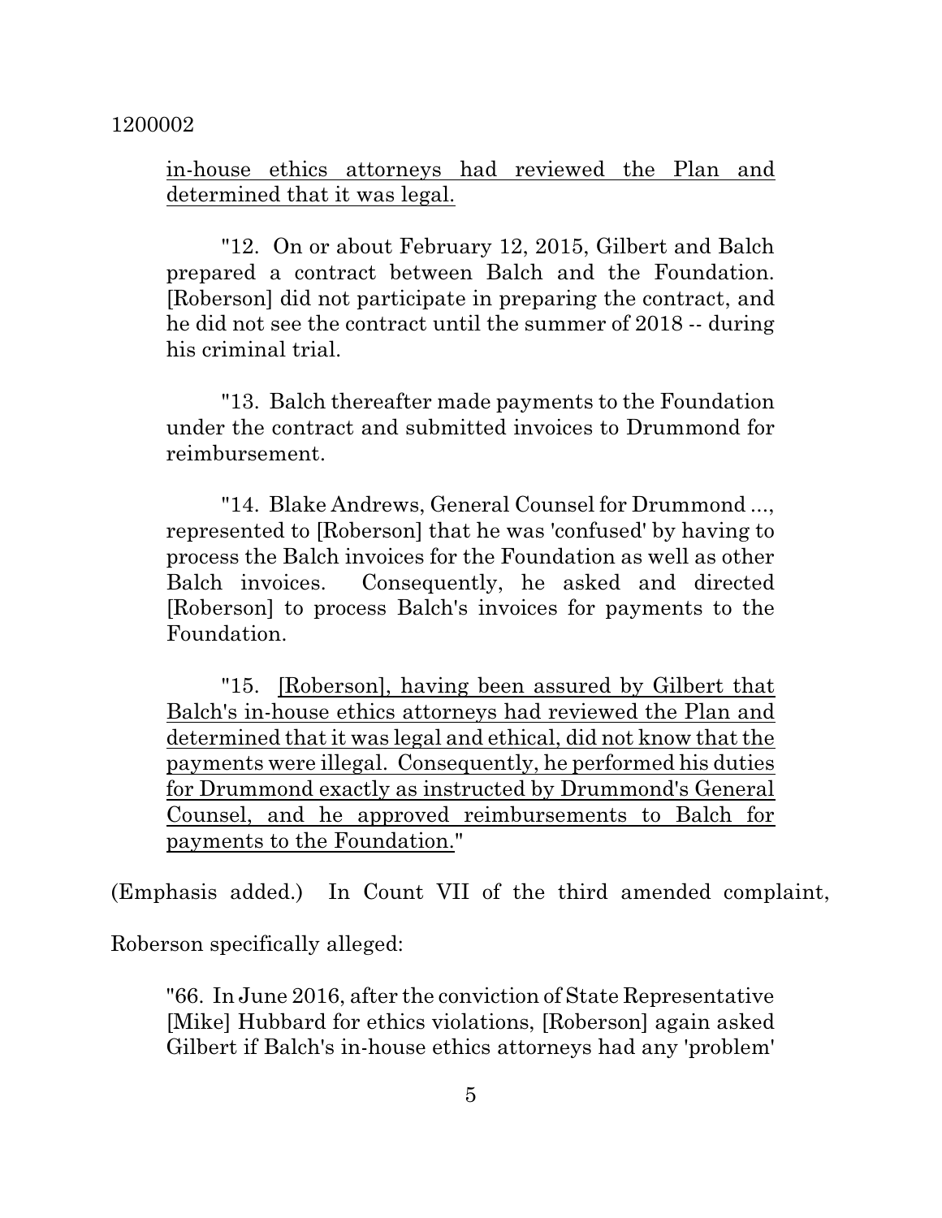<u>in-house ethics attorneys had reviewed the Plan and determined that it was legal.</u>

"12. On or about February 12, 2015, Gilbert and Balch prepared a contract between Balch and the Foundation. [Roberson] did not participate in preparing the contract, and he did not see the contract until the summer of 2018 -- during his criminal trial.

"13. Balch thereafter made payments to the Foundation under the contract and submitted invoices to Drummond for reimbursement.

"14. Blake Andrews, General Counsel for Drummond ..., represented to [Roberson] that he was 'confused' by having to process the Balch invoices for the Foundation as well as other Balch invoices. Consequently, he asked and directed [Roberson] to process Balch's invoices for payments to the Foundation.

"15. <u>[Roberson], having been assured by Gilbert that Balch's in-house ethics attorneys had reviewed the Plan and determined that it was legal and ethical, did not know that the payments were illegal. Consequently, he performed his duties for Drummond exactly as instructed by Drummond's General Counsel, and he approved reimbursements to Balch for payments to the Foundation.</u>"

(Emphasis added.) In Count VII of the third amended complaint, Roberson specifically alleged:

"66. In June 2016, after the conviction of State Representative [Mike] Hubbard for ethics violations, [Roberson] again asked Gilbert if Balch's in-house ethics attorneys had any 'problem'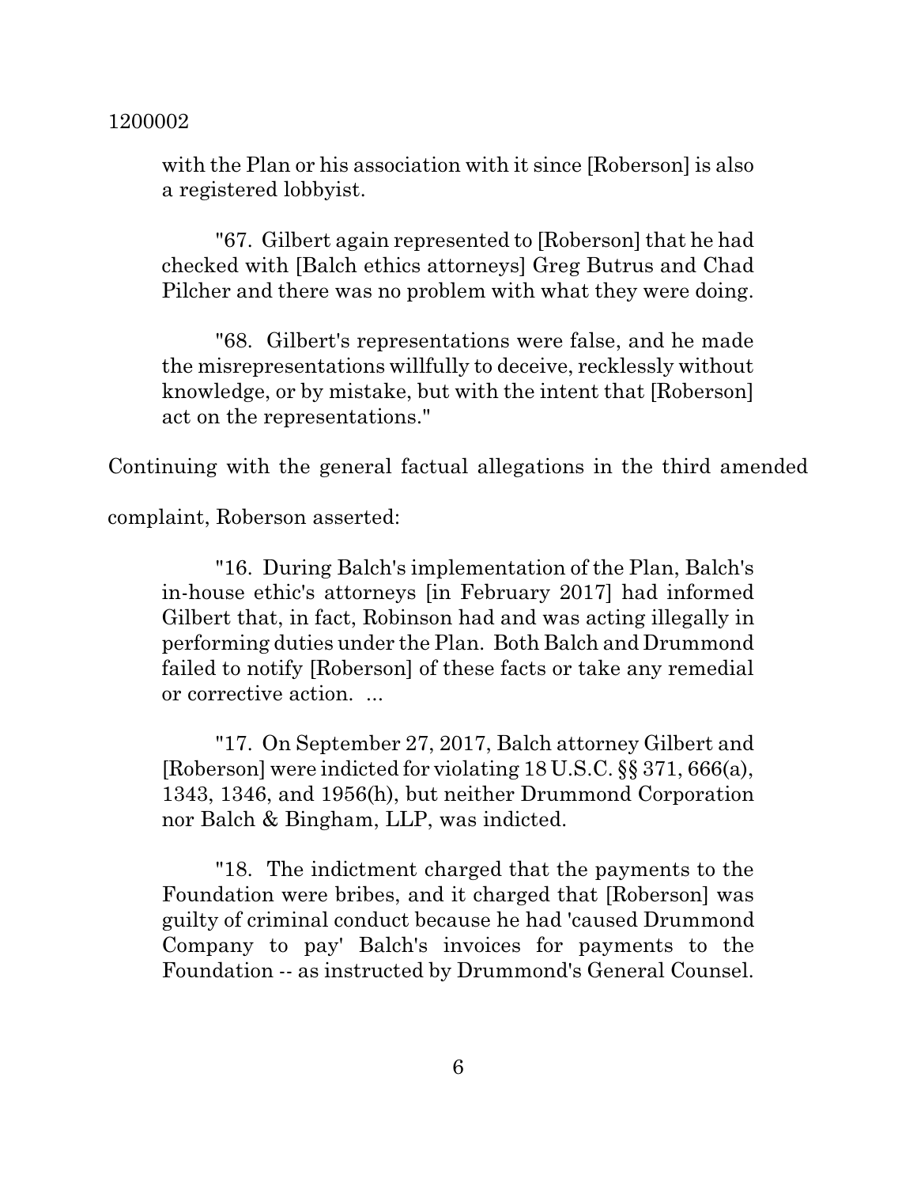with the Plan or his association with it since [Roberson] is also a registered lobbyist.

> "67. Gilbert again represented to [Roberson] that he had checked with [Balch ethics attorneys] Greg Butrus and Chad Pilcher and there was no problem with what they were doing.
>
> "68. Gilbert's representations were false, and he made the misrepresentations willfully to deceive, recklessly without knowledge, or by mistake, but with the intent that [Roberson] act on the representations."

Continuing with the general factual allegations in the third amended complaint, Roberson asserted:

> "16. During Balch's implementation of the Plan, Balch's in-house ethic's attorneys [in February 2017] had informed Gilbert that, in fact, Robinson had and was acting illegally in performing duties under the Plan. Both Balch and Drummond failed to notify [Roberson] of these facts or take any remedial or corrective action. ...
>
> "17. On September 27, 2017, Balch attorney Gilbert and [Roberson] were indicted for violating 18 U.S.C. §§ 371, 666(a), 1343, 1346, and 1956(h), but neither Drummond Corporation nor Balch & Bingham, LLP, was indicted.
>
> "18. The indictment charged that the payments to the Foundation were bribes, and it charged that [Roberson] was guilty of criminal conduct because he had 'caused Drummond Company to pay' Balch's invoices for payments to the Foundation -- as instructed by Drummond's General Counsel.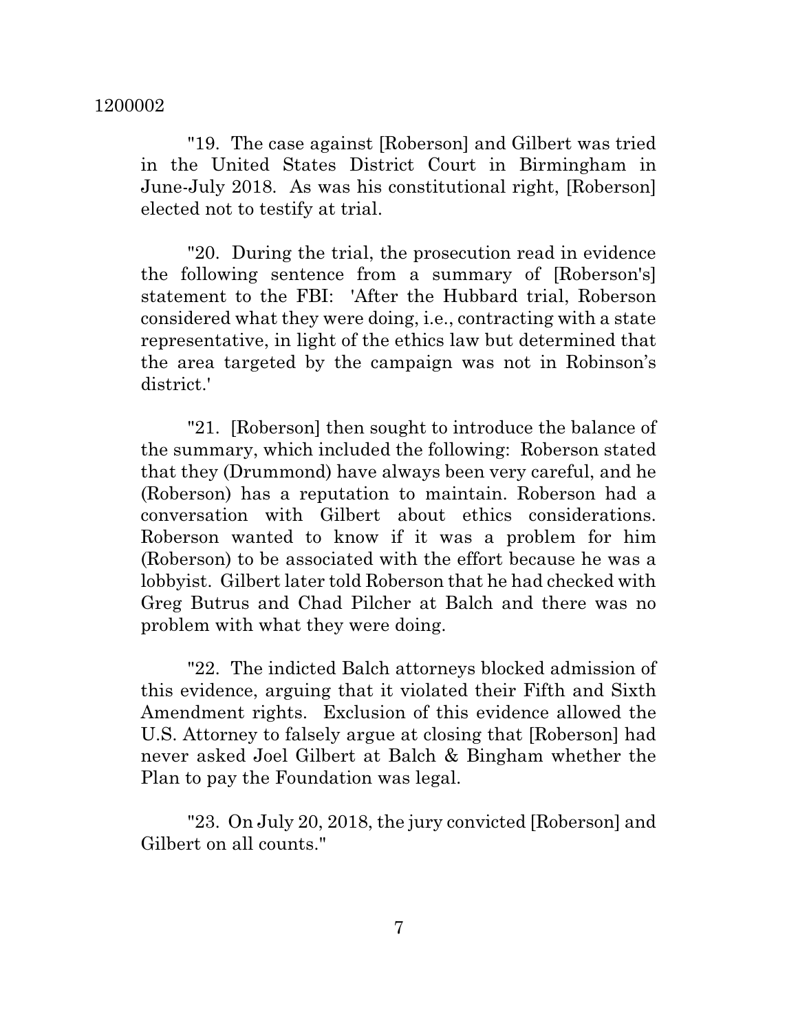"19. The case against [Roberson] and Gilbert was tried in the United States District Court in Birmingham in June-July 2018. As was his constitutional right, [Roberson] elected not to testify at trial.

"20. During the trial, the prosecution read in evidence the following sentence from a summary of [Roberson's] statement to the FBI: 'After the Hubbard trial, Roberson considered what they were doing, i.e., contracting with a state representative, in light of the ethics law but determined that the area targeted by the campaign was not in Robinson's district.'

"21. [Roberson] then sought to introduce the balance of the summary, which included the following: Roberson stated that they (Drummond) have always been very careful, and he (Roberson) has a reputation to maintain. Roberson had a conversation with Gilbert about ethics considerations. Roberson wanted to know if it was a problem for him (Roberson) to be associated with the effort because he was a lobbyist. Gilbert later told Roberson that he had checked with Greg Butrus and Chad Pilcher at Balch and there was no problem with what they were doing.

"22. The indicted Balch attorneys blocked admission of this evidence, arguing that it violated their Fifth and Sixth Amendment rights. Exclusion of this evidence allowed the U.S. Attorney to falsely argue at closing that [Roberson] had never asked Joel Gilbert at Balch & Bingham whether the Plan to pay the Foundation was legal.

"23. On July 20, 2018, the jury convicted [Roberson] and Gilbert on all counts."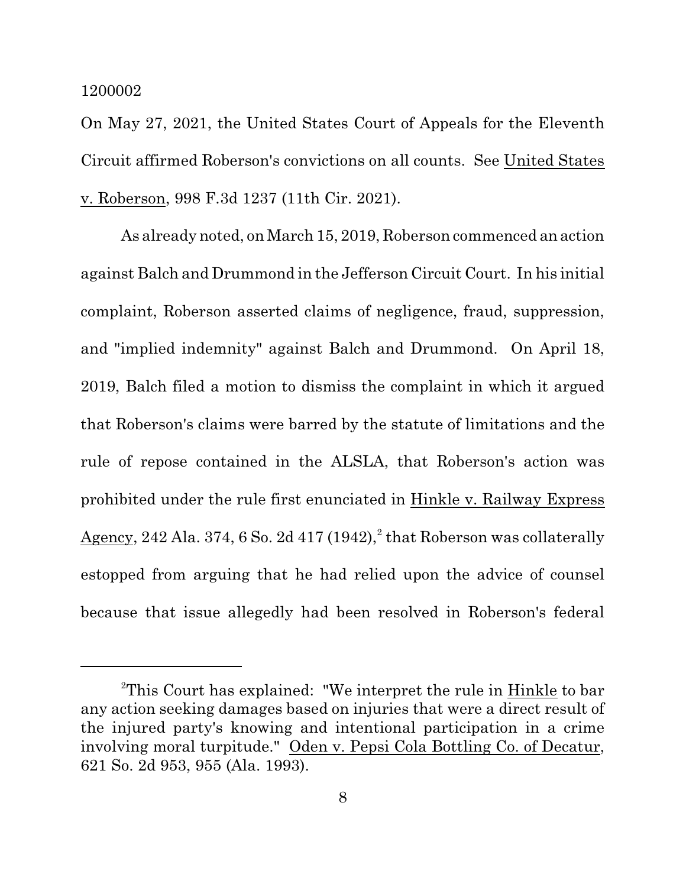On May 27, 2021, the United States Court of Appeals for the Eleventh Circuit affirmed Roberson's convictions on all counts. See United States v. Roberson, 998 F.3d 1237 (11th Cir. 2021).

As already noted, on March 15, 2019, Roberson commenced an action against Balch and Drummond in the Jefferson Circuit Court. In his initial complaint, Roberson asserted claims of negligence, fraud, suppression, and "implied indemnity" against Balch and Drummond. On April 18, 2019, Balch filed a motion to dismiss the complaint in which it argued that Roberson's claims were barred by the statute of limitations and the rule of repose contained in the ALSLA, that Roberson's action was prohibited under the rule first enunciated in Hinkle v. Railway Express Agency, 242 Ala. 374, 6 So. 2d 417 (1942),[2] that Roberson was collaterally estopped from arguing that he had relied upon the advice of counsel because that issue allegedly had been resolved in Roberson's federal

---

[2]This Court has explained: "We interpret the rule in Hinkle to bar any action seeking damages based on injuries that were a direct result of the injured party's knowing and intentional participation in a crime involving moral turpitude." Oden v. Pepsi Cola Bottling Co. of Decatur, 621 So. 2d 953, 955 (Ala. 1993).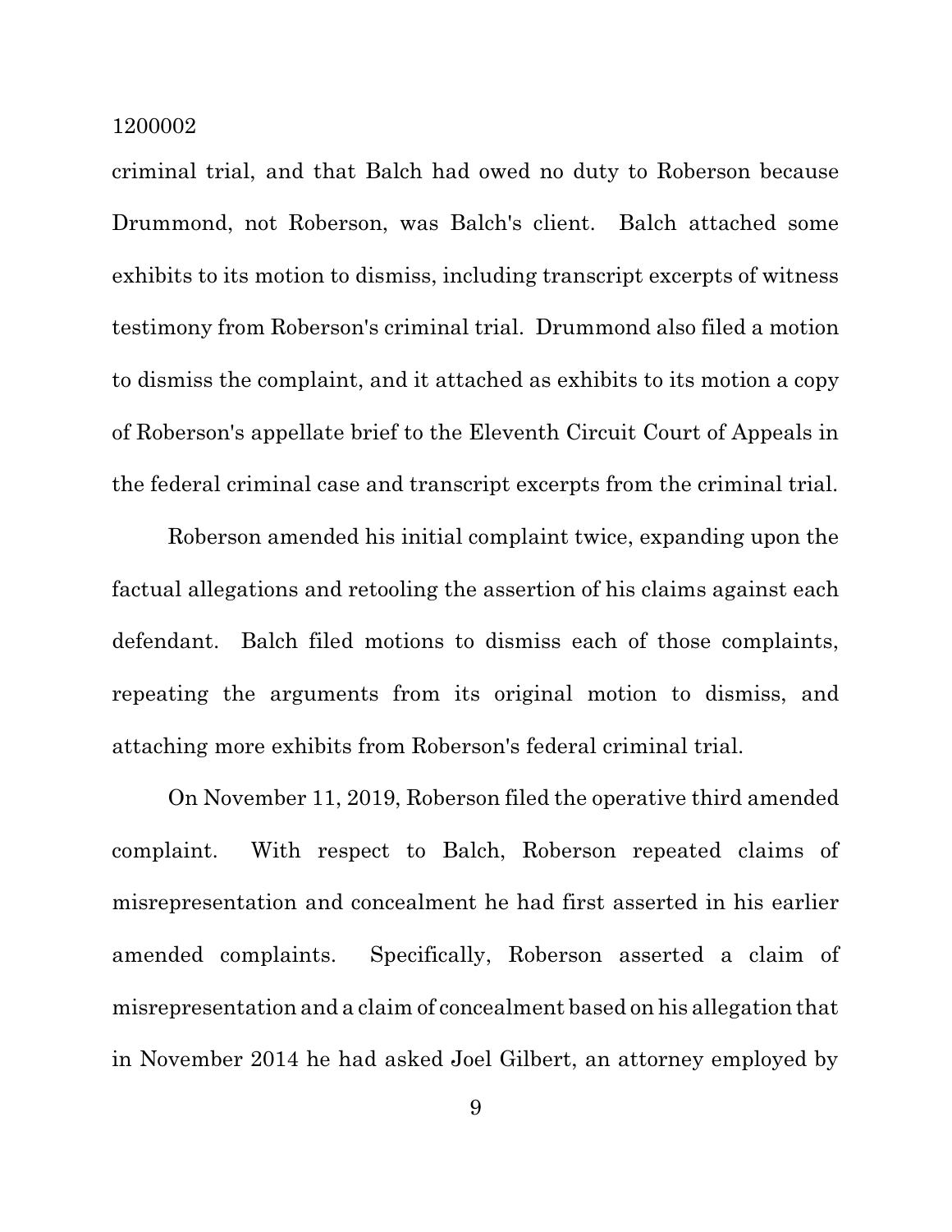criminal trial, and that Balch had owed no duty to Roberson because Drummond, not Roberson, was Balch's client. Balch attached some exhibits to its motion to dismiss, including transcript excerpts of witness testimony from Roberson's criminal trial. Drummond also filed a motion to dismiss the complaint, and it attached as exhibits to its motion a copy of Roberson's appellate brief to the Eleventh Circuit Court of Appeals in the federal criminal case and transcript excerpts from the criminal trial.

Roberson amended his initial complaint twice, expanding upon the factual allegations and retooling the assertion of his claims against each defendant. Balch filed motions to dismiss each of those complaints, repeating the arguments from its original motion to dismiss, and attaching more exhibits from Roberson's federal criminal trial.

On November 11, 2019, Roberson filed the operative third amended complaint. With respect to Balch, Roberson repeated claims of misrepresentation and concealment he had first asserted in his earlier amended complaints. Specifically, Roberson asserted a claim of misrepresentation and a claim of concealment based on his allegation that in November 2014 he had asked Joel Gilbert, an attorney employed by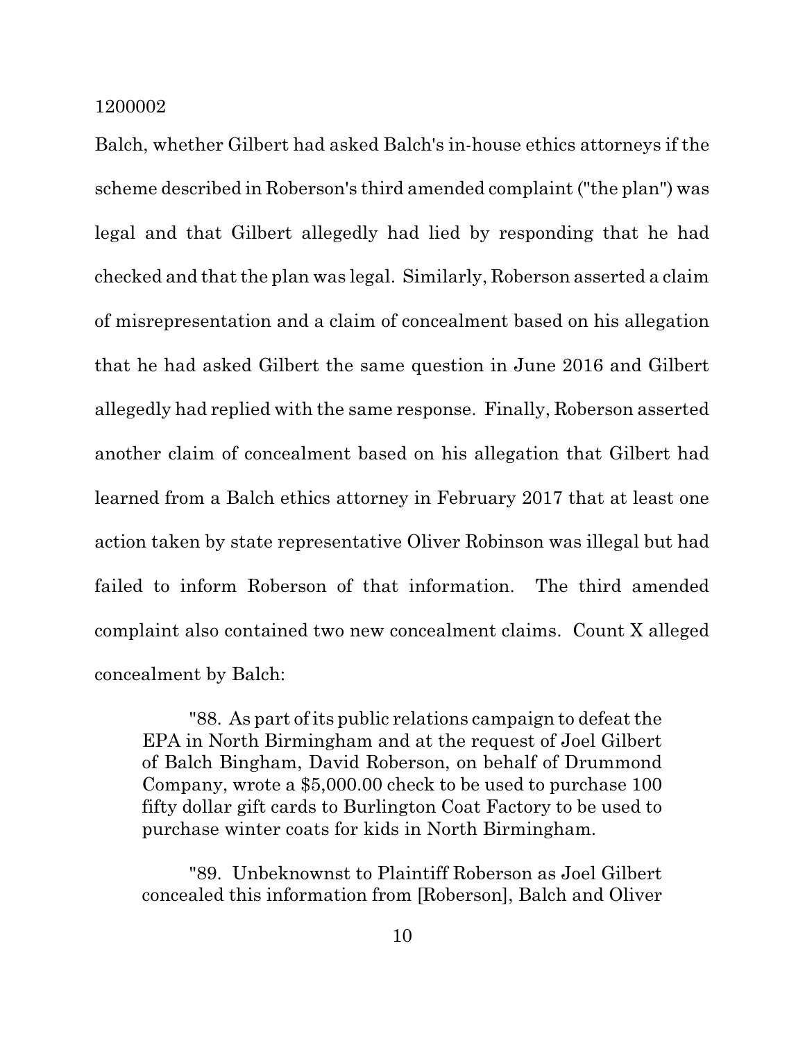Balch, whether Gilbert had asked Balch's in-house ethics attorneys if the scheme described in Roberson's third amended complaint ("the plan") was legal and that Gilbert allegedly had lied by responding that he had checked and that the plan was legal. Similarly, Roberson asserted a claim of misrepresentation and a claim of concealment based on his allegation that he had asked Gilbert the same question in June 2016 and Gilbert allegedly had replied with the same response. Finally, Roberson asserted another claim of concealment based on his allegation that Gilbert had learned from a Balch ethics attorney in February 2017 that at least one action taken by state representative Oliver Robinson was illegal but had failed to inform Roberson of that information. The third amended complaint also contained two new concealment claims. Count X alleged concealment by Balch:

> "88. As part of its public relations campaign to defeat the EPA in North Birmingham and at the request of Joel Gilbert of Balch Bingham, David Roberson, on behalf of Drummond Company, wrote a $5,000.00 check to be used to purchase 100 fifty dollar gift cards to Burlington Coat Factory to be used to purchase winter coats for kids in North Birmingham.
>
> "89. Unbeknownst to Plaintiff Roberson as Joel Gilbert concealed this information from [Roberson], Balch and Oliver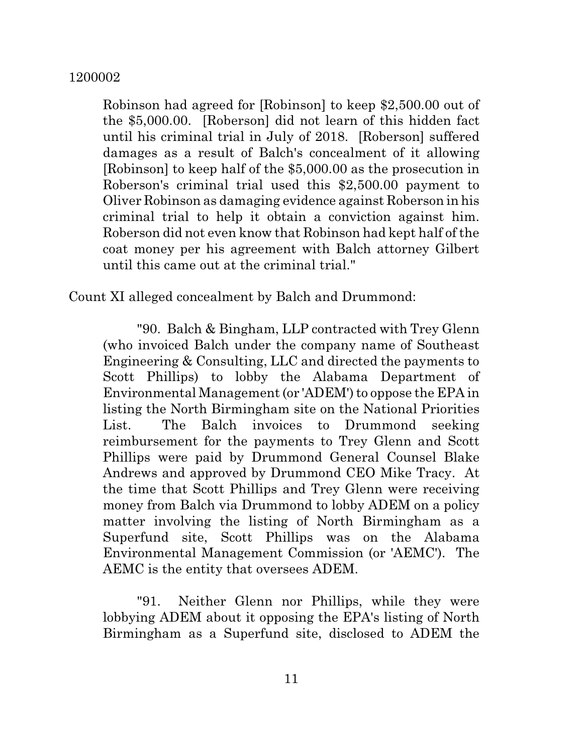Robinson had agreed for [Robinson] to keep \$2,500.00 out of the \$5,000.00. [Roberson] did not learn of this hidden fact until his criminal trial in July of 2018. [Roberson] suffered damages as a result of Balch's concealment of it allowing [Robinson] to keep half of the \$5,000.00 as the prosecution in Roberson's criminal trial used this \$2,500.00 payment to Oliver Robinson as damaging evidence against Roberson in his criminal trial to help it obtain a conviction against him. Roberson did not even know that Robinson had kept half of the coat money per his agreement with Balch attorney Gilbert until this came out at the criminal trial."

Count XI alleged concealment by Balch and Drummond:

> "90. Balch & Bingham, LLP contracted with Trey Glenn (who invoiced Balch under the company name of Southeast Engineering & Consulting, LLC and directed the payments to Scott Phillips) to lobby the Alabama Department of Environmental Management (or 'ADEM') to oppose the EPA in listing the North Birmingham site on the National Priorities List. The Balch invoices to Drummond seeking reimbursement for the payments to Trey Glenn and Scott Phillips were paid by Drummond General Counsel Blake Andrews and approved by Drummond CEO Mike Tracy. At the time that Scott Phillips and Trey Glenn were receiving money from Balch via Drummond to lobby ADEM on a policy matter involving the listing of North Birmingham as a Superfund site, Scott Phillips was on the Alabama Environmental Management Commission (or 'AEMC'). The AEMC is the entity that oversees ADEM.
>
> "91. Neither Glenn nor Phillips, while they were lobbying ADEM about it opposing the EPA's listing of North Birmingham as a Superfund site, disclosed to ADEM the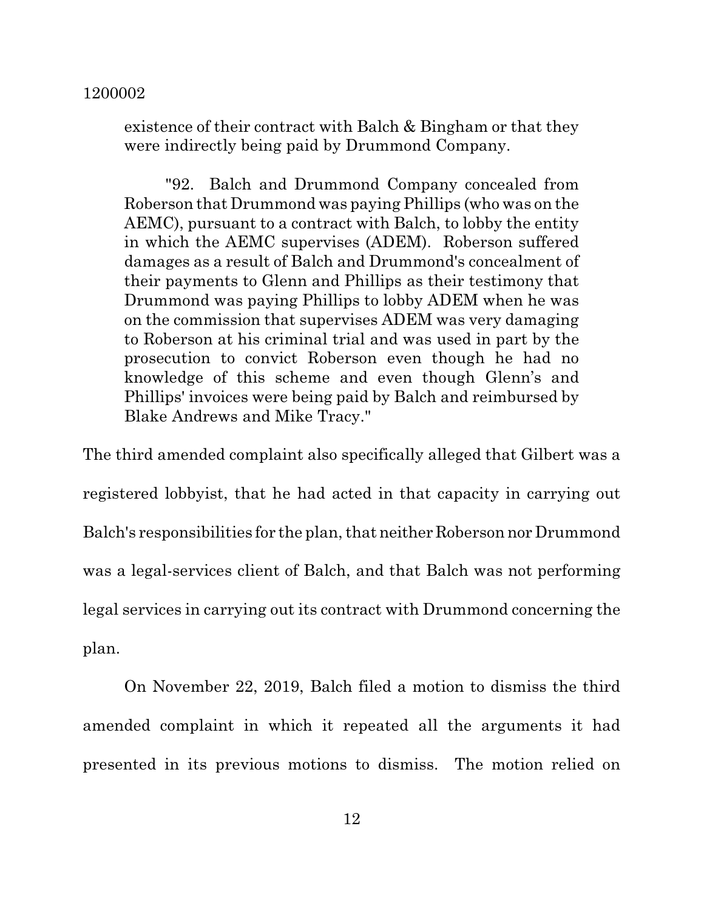> existence of their contract with Balch & Bingham or that they were indirectly being paid by Drummond Company.
>
> "92. Balch and Drummond Company concealed from Roberson that Drummond was paying Phillips (who was on the AEMC), pursuant to a contract with Balch, to lobby the entity in which the AEMC supervises (ADEM). Roberson suffered damages as a result of Balch and Drummond's concealment of their payments to Glenn and Phillips as their testimony that Drummond was paying Phillips to lobby ADEM when he was on the commission that supervises ADEM was very damaging to Roberson at his criminal trial and was used in part by the prosecution to convict Roberson even though he had no knowledge of this scheme and even though Glenn's and Phillips' invoices were being paid by Balch and reimbursed by Blake Andrews and Mike Tracy."

The third amended complaint also specifically alleged that Gilbert was a registered lobbyist, that he had acted in that capacity in carrying out Balch's responsibilities for the plan, that neither Roberson nor Drummond was a legal-services client of Balch, and that Balch was not performing legal services in carrying out its contract with Drummond concerning the plan.

On November 22, 2019, Balch filed a motion to dismiss the third amended complaint in which it repeated all the arguments it had presented in its previous motions to dismiss. The motion relied on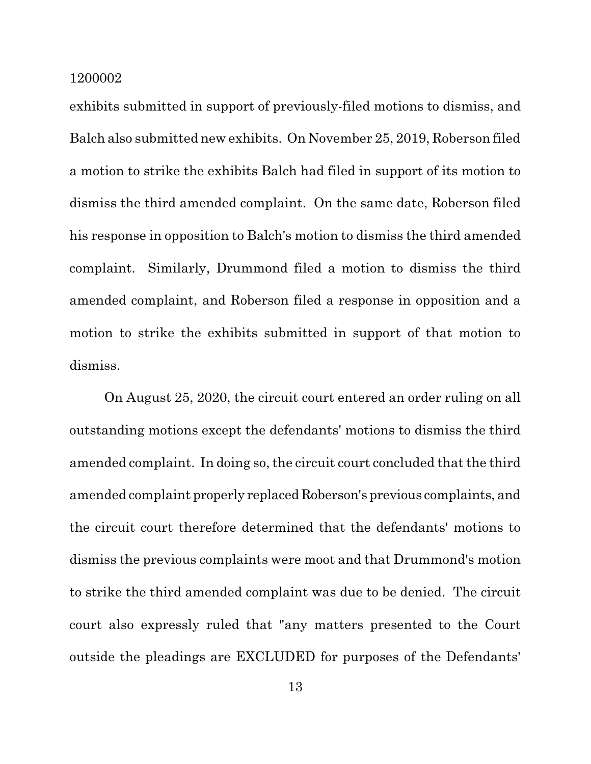exhibits submitted in support of previously-filed motions to dismiss, and Balch also submitted new exhibits. On November 25, 2019, Roberson filed a motion to strike the exhibits Balch had filed in support of its motion to dismiss the third amended complaint. On the same date, Roberson filed his response in opposition to Balch's motion to dismiss the third amended complaint. Similarly, Drummond filed a motion to dismiss the third amended complaint, and Roberson filed a response in opposition and a motion to strike the exhibits submitted in support of that motion to dismiss.

On August 25, 2020, the circuit court entered an order ruling on all outstanding motions except the defendants' motions to dismiss the third amended complaint. In doing so, the circuit court concluded that the third amended complaint properly replaced Roberson's previous complaints, and the circuit court therefore determined that the defendants' motions to dismiss the previous complaints were moot and that Drummond's motion to strike the third amended complaint was due to be denied. The circuit court also expressly ruled that "any matters presented to the Court outside the pleadings are EXCLUDED for purposes of the Defendants'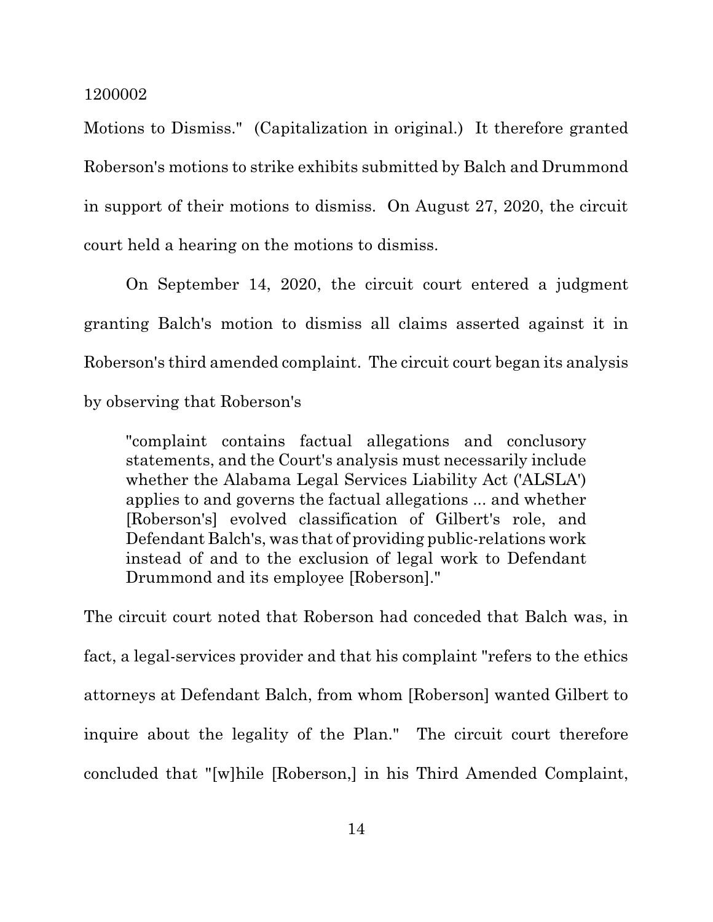Motions to Dismiss." (Capitalization in original.) It therefore granted Roberson's motions to strike exhibits submitted by Balch and Drummond in support of their motions to dismiss. On August 27, 2020, the circuit court held a hearing on the motions to dismiss.

On September 14, 2020, the circuit court entered a judgment granting Balch's motion to dismiss all claims asserted against it in Roberson's third amended complaint. The circuit court began its analysis by observing that Roberson's

> "complaint contains factual allegations and conclusory statements, and the Court's analysis must necessarily include whether the Alabama Legal Services Liability Act ('ALSLA') applies to and governs the factual allegations ... and whether [Roberson's] evolved classification of Gilbert's role, and Defendant Balch's, was that of providing public-relations work instead of and to the exclusion of legal work to Defendant Drummond and its employee [Roberson]."

The circuit court noted that Roberson had conceded that Balch was, in fact, a legal-services provider and that his complaint "refers to the ethics attorneys at Defendant Balch, from whom [Roberson] wanted Gilbert to inquire about the legality of the Plan." The circuit court therefore concluded that "[w]hile [Roberson,] in his Third Amended Complaint,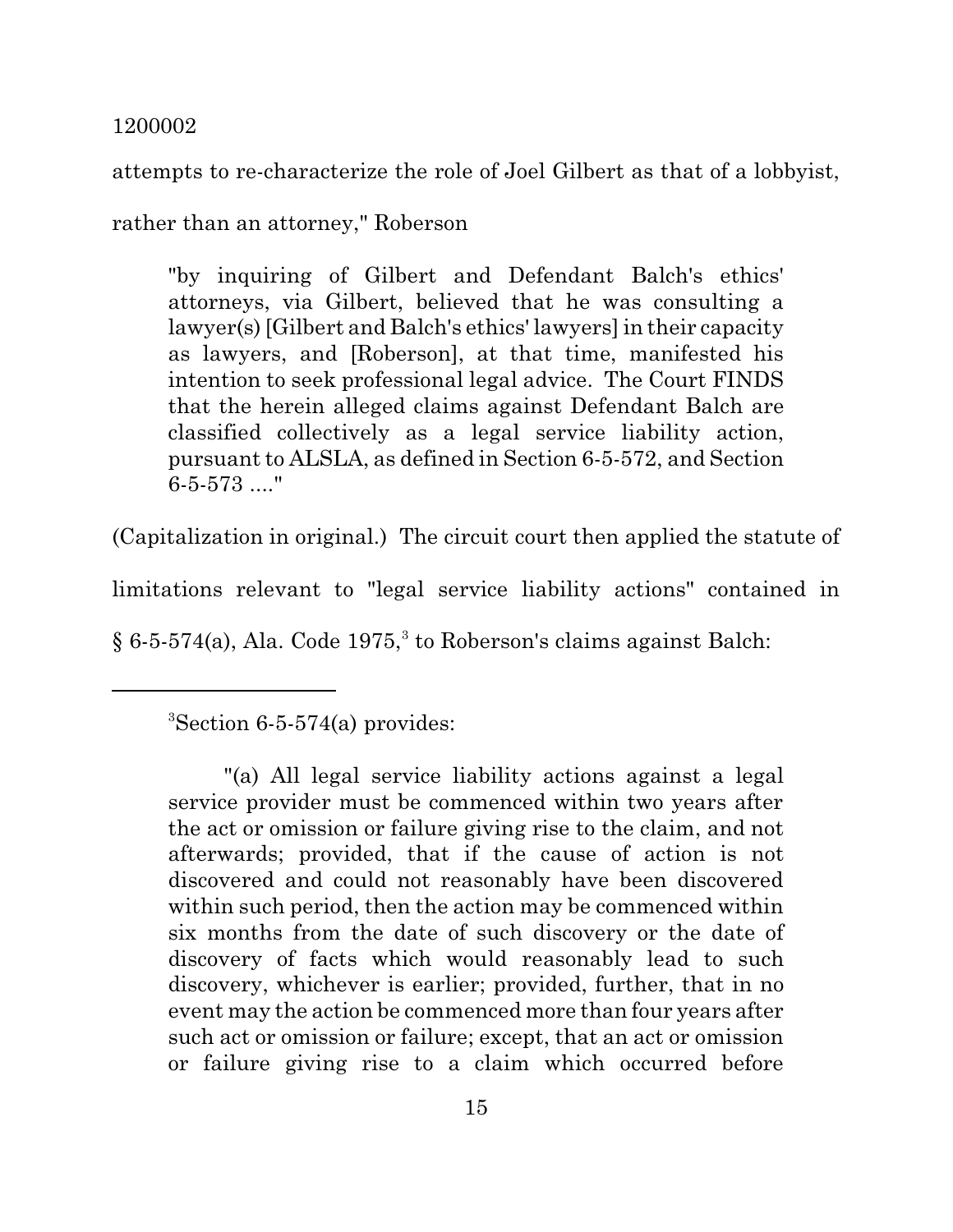attempts to re-characterize the role of Joel Gilbert as that of a lobbyist, rather than an attorney," Roberson

> "by inquiring of Gilbert and Defendant Balch's ethics' attorneys, via Gilbert, believed that he was consulting a lawyer(s) [Gilbert and Balch's ethics' lawyers] in their capacity as lawyers, and [Roberson], at that time, manifested his intention to seek professional legal advice. The Court FINDS that the herein alleged claims against Defendant Balch are classified collectively as a legal service liability action, pursuant to ALSLA, as defined in Section 6-5-572, and Section 6-5-573 ...."

(Capitalization in original.) The circuit court then applied the statute of limitations relevant to "legal service liability actions" contained in § 6-5-574(a), Ala. Code 1975,[3] to Roberson's claims against Balch:

---

[3]Section 6-5-574(a) provides:

> "(a) All legal service liability actions against a legal service provider must be commenced within two years after the act or omission or failure giving rise to the claim, and not afterwards; provided, that if the cause of action is not discovered and could not reasonably have been discovered within such period, then the action may be commenced within six months from the date of such discovery or the date of discovery of facts which would reasonably lead to such discovery, whichever is earlier; provided, further, that in no event may the action be commenced more than four years after such act or omission or failure; except, that an act or omission or failure giving rise to a claim which occurred before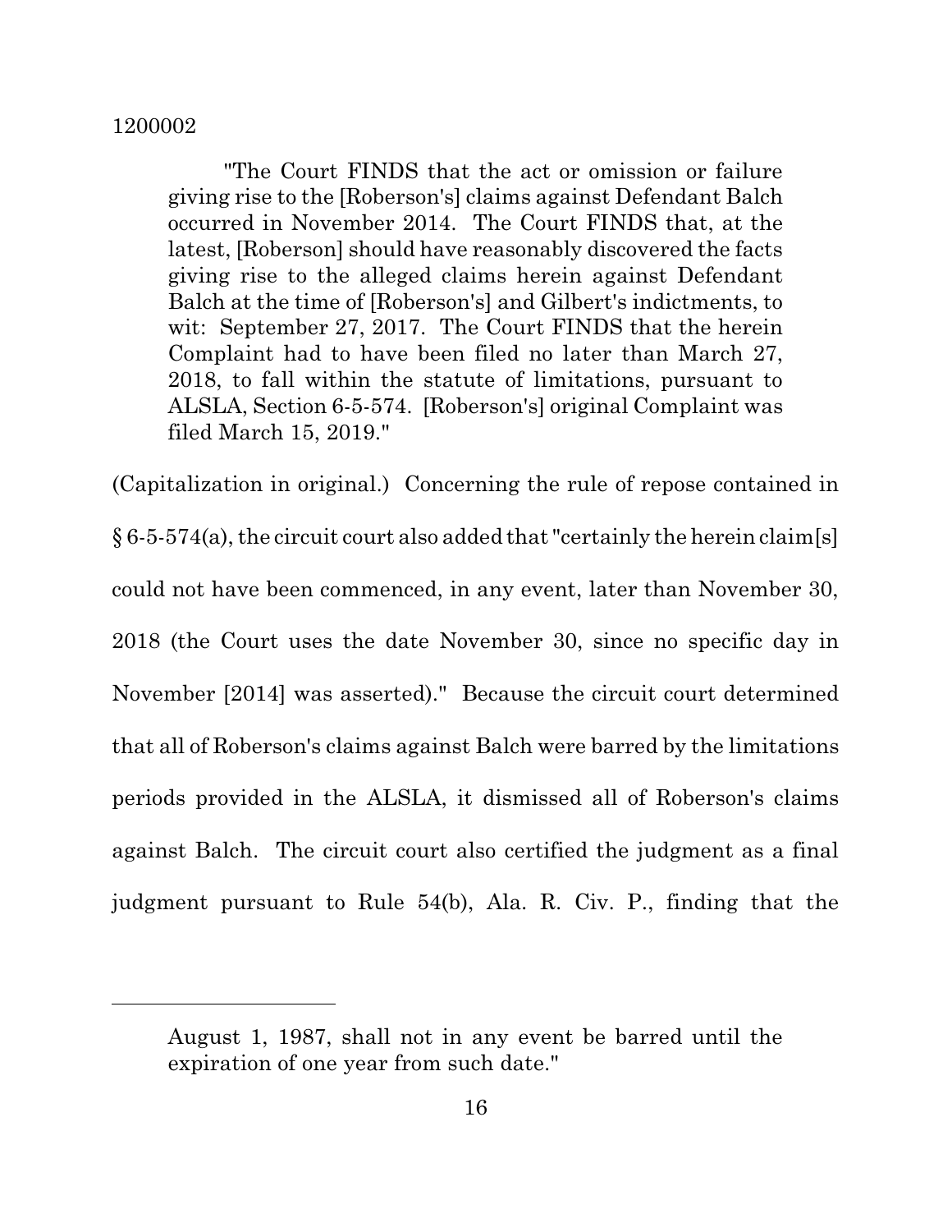> "The Court FINDS that the act or omission or failure giving rise to the [Roberson's] claims against Defendant Balch occurred in November 2014. The Court FINDS that, at the latest, [Roberson] should have reasonably discovered the facts giving rise to the alleged claims herein against Defendant Balch at the time of [Roberson's] and Gilbert's indictments, to wit: September 27, 2017. The Court FINDS that the herein Complaint had to have been filed no later than March 27, 2018, to fall within the statute of limitations, pursuant to ALSLA, Section 6-5-574. [Roberson's] original Complaint was filed March 15, 2019."

(Capitalization in original.) Concerning the rule of repose contained in § 6-5-574(a), the circuit court also added that "certainly the herein claim[s] could not have been commenced, in any event, later than November 30, 2018 (the Court uses the date November 30, since no specific day in November [2014] was asserted)." Because the circuit court determined that all of Roberson's claims against Balch were barred by the limitations periods provided in the ALSLA, it dismissed all of Roberson's claims against Balch. The circuit court also certified the judgment as a final judgment pursuant to Rule 54(b), Ala. R. Civ. P., finding that the

---

August 1, 1987, shall not in any event be barred until the expiration of one year from such date."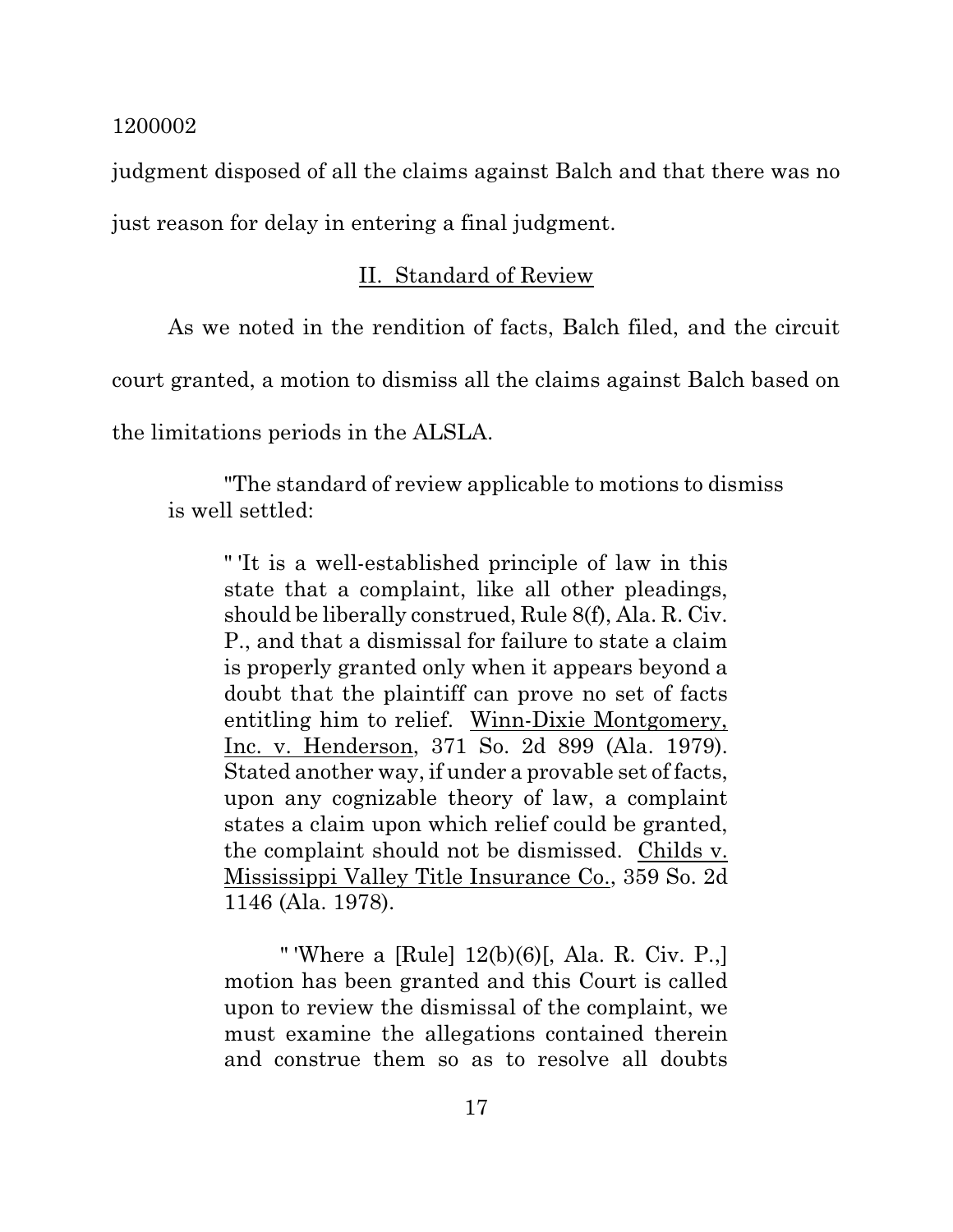judgment disposed of all the claims against Balch and that there was no just reason for delay in entering a final judgment.

## II. Standard of Review

As we noted in the rendition of facts, Balch filed, and the circuit court granted, a motion to dismiss all the claims against Balch based on the limitations periods in the ALSLA.

> "The standard of review applicable to motions to dismiss is well settled:
>
> > " 'It is a well-established principle of law in this state that a complaint, like all other pleadings, should be liberally construed, Rule 8(f), Ala. R. Civ. P., and that a dismissal for failure to state a claim is properly granted only when it appears beyond a doubt that the plaintiff can prove no set of facts entitling him to relief. Winn-Dixie Montgomery, Inc. v. Henderson, 371 So. 2d 899 (Ala. 1979). Stated another way, if under a provable set of facts, upon any cognizable theory of law, a complaint states a claim upon which relief could be granted, the complaint should not be dismissed. Childs v. Mississippi Valley Title Insurance Co., 359 So. 2d 1146 (Ala. 1978).
> >
> > " 'Where a [Rule] 12(b)(6)[, Ala. R. Civ. P.,] motion has been granted and this Court is called upon to review the dismissal of the complaint, we must examine the allegations contained therein and construe them so as to resolve all doubts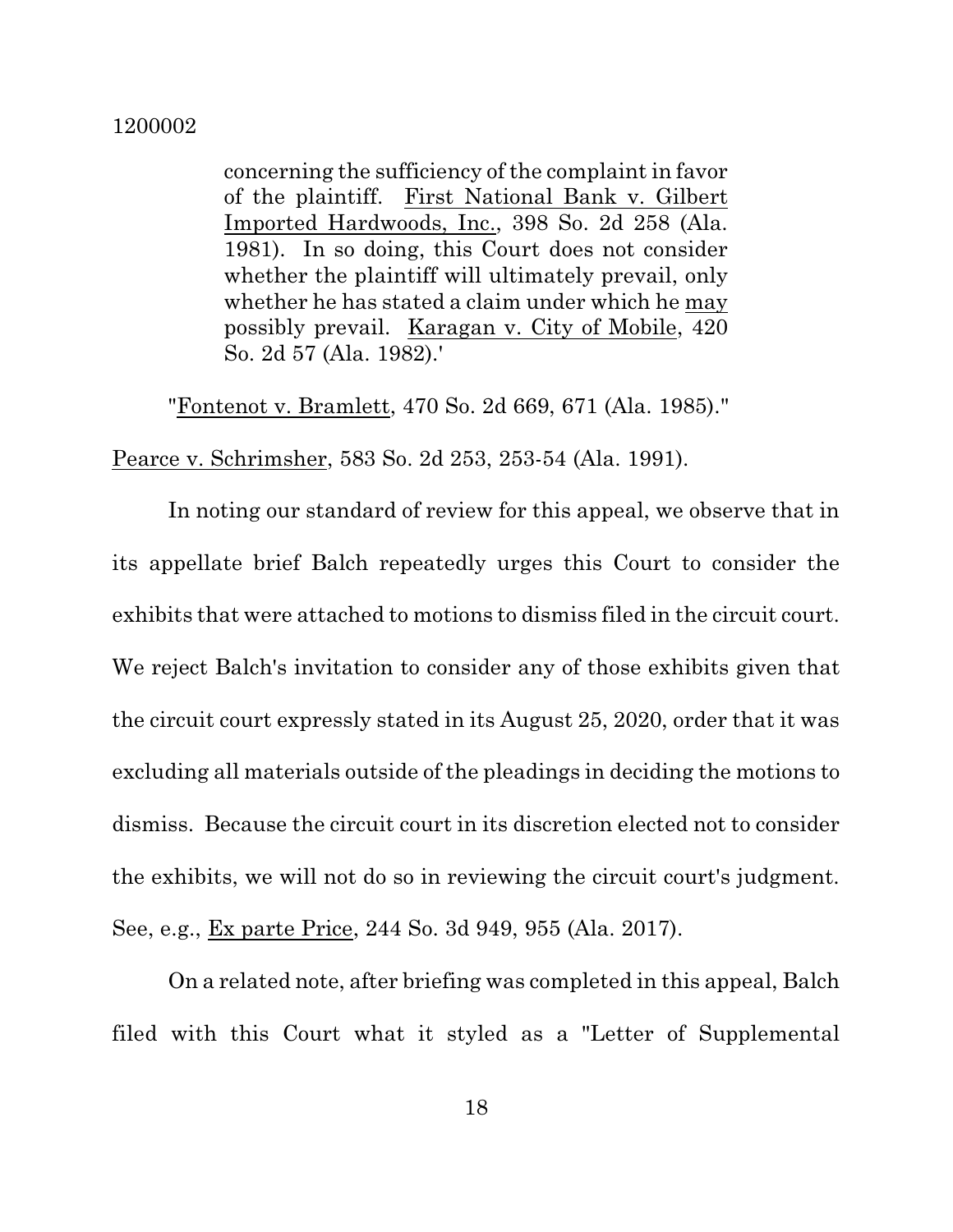> concerning the sufficiency of the complaint in favor of the plaintiff. First National Bank v. Gilbert Imported Hardwoods, Inc., 398 So. 2d 258 (Ala. 1981). In so doing, this Court does not consider whether the plaintiff will ultimately prevail, only whether he has stated a claim under which he may possibly prevail. Karagan v. City of Mobile, 420 So. 2d 57 (Ala. 1982).'

"Fontenot v. Bramlett, 470 So. 2d 669, 671 (Ala. 1985)."

Pearce v. Schrimsher, 583 So. 2d 253, 253-54 (Ala. 1991).

In noting our standard of review for this appeal, we observe that in its appellate brief Balch repeatedly urges this Court to consider the exhibits that were attached to motions to dismiss filed in the circuit court. We reject Balch's invitation to consider any of those exhibits given that the circuit court expressly stated in its August 25, 2020, order that it was excluding all materials outside of the pleadings in deciding the motions to dismiss. Because the circuit court in its discretion elected not to consider the exhibits, we will not do so in reviewing the circuit court's judgment. See, e.g., Ex parte Price, 244 So. 3d 949, 955 (Ala. 2017).

On a related note, after briefing was completed in this appeal, Balch filed with this Court what it styled as a "Letter of Supplemental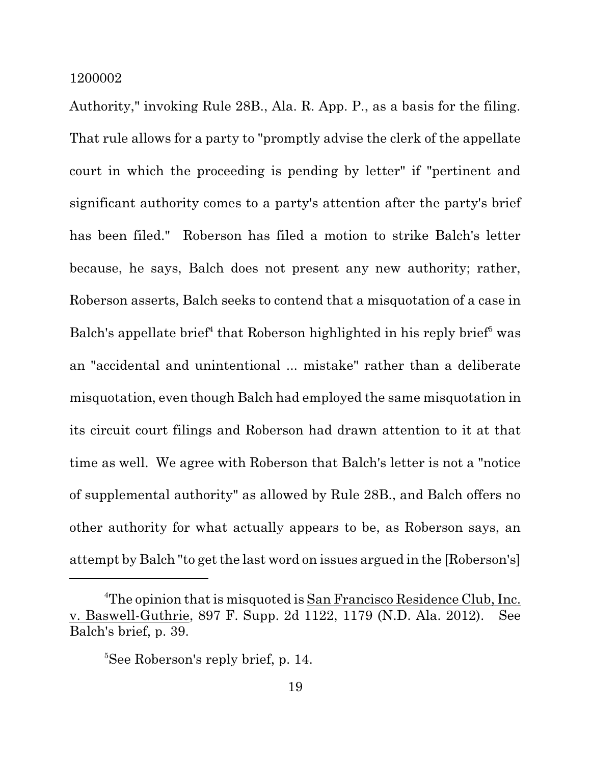Authority," invoking Rule 28B., Ala. R. App. P., as a basis for the filing. That rule allows for a party to "promptly advise the clerk of the appellate court in which the proceeding is pending by letter" if "pertinent and significant authority comes to a party's attention after the party's brief has been filed." Roberson has filed a motion to strike Balch's letter because, he says, Balch does not present any new authority; rather, Roberson asserts, Balch seeks to contend that a misquotation of a case in Balch's appellate brief[4] that Roberson highlighted in his reply brief[5] was an "accidental and unintentional ... mistake" rather than a deliberate misquotation, even though Balch had employed the same misquotation in its circuit court filings and Roberson had drawn attention to it at that time as well. We agree with Roberson that Balch's letter is not a "notice of supplemental authority" as allowed by Rule 28B., and Balch offers no other authority for what actually appears to be, as Roberson says, an attempt by Balch "to get the last word on issues argued in the [Roberson's]

---

[4]The opinion that is misquoted is San Francisco Residence Club, Inc. v. Baswell-Guthrie, 897 F. Supp. 2d 1122, 1179 (N.D. Ala. 2012). See Balch's brief, p. 39.

[5]See Roberson's reply brief, p. 14.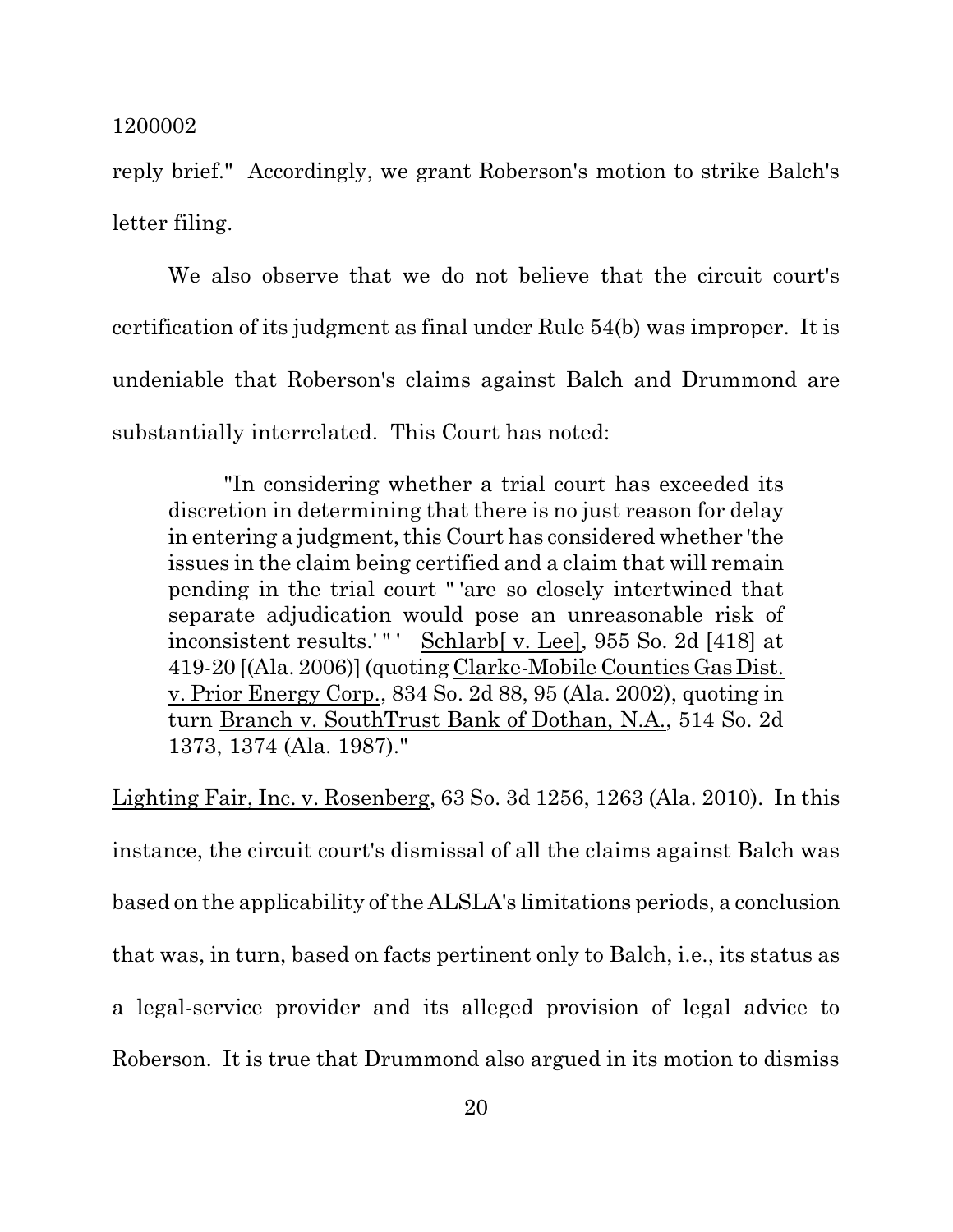reply brief." Accordingly, we grant Roberson's motion to strike Balch's letter filing.

We also observe that we do not believe that the circuit court's certification of its judgment as final under Rule 54(b) was improper. It is undeniable that Roberson's claims against Balch and Drummond are substantially interrelated. This Court has noted:

> "In considering whether a trial court has exceeded its discretion in determining that there is no just reason for delay in entering a judgment, this Court has considered whether 'the issues in the claim being certified and a claim that will remain pending in the trial court " 'are so closely intertwined that separate adjudication would pose an unreasonable risk of inconsistent results.' " ' Schlarb[ v. Lee], 955 So. 2d [418] at 419-20 [(Ala. 2006)] (quoting Clarke-Mobile Counties Gas Dist. v. Prior Energy Corp., 834 So. 2d 88, 95 (Ala. 2002), quoting in turn Branch v. SouthTrust Bank of Dothan, N.A., 514 So. 2d 1373, 1374 (Ala. 1987)."

Lighting Fair, Inc. v. Rosenberg, 63 So. 3d 1256, 1263 (Ala. 2010). In this instance, the circuit court's dismissal of all the claims against Balch was based on the applicability of the ALSLA's limitations periods, a conclusion that was, in turn, based on facts pertinent only to Balch, i.e., its status as a legal-service provider and its alleged provision of legal advice to Roberson. It is true that Drummond also argued in its motion to dismiss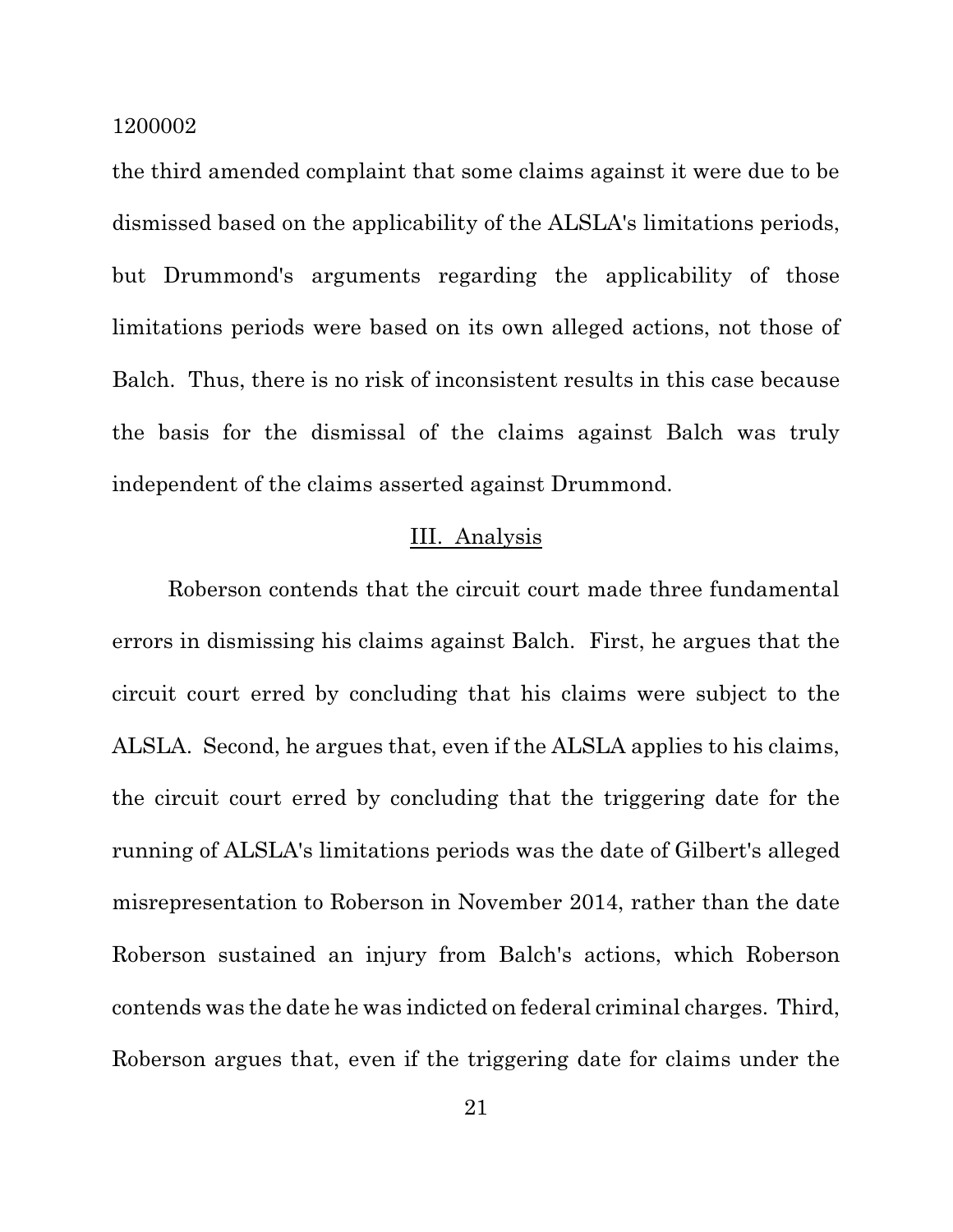the third amended complaint that some claims against it were due to be dismissed based on the applicability of the ALSLA's limitations periods, but Drummond's arguments regarding the applicability of those limitations periods were based on its own alleged actions, not those of Balch. Thus, there is no risk of inconsistent results in this case because the basis for the dismissal of the claims against Balch was truly independent of the claims asserted against Drummond.

## III. Analysis

Roberson contends that the circuit court made three fundamental errors in dismissing his claims against Balch. First, he argues that the circuit court erred by concluding that his claims were subject to the ALSLA. Second, he argues that, even if the ALSLA applies to his claims, the circuit court erred by concluding that the triggering date for the running of ALSLA's limitations periods was the date of Gilbert's alleged misrepresentation to Roberson in November 2014, rather than the date Roberson sustained an injury from Balch's actions, which Roberson contends was the date he was indicted on federal criminal charges. Third, Roberson argues that, even if the triggering date for claims under the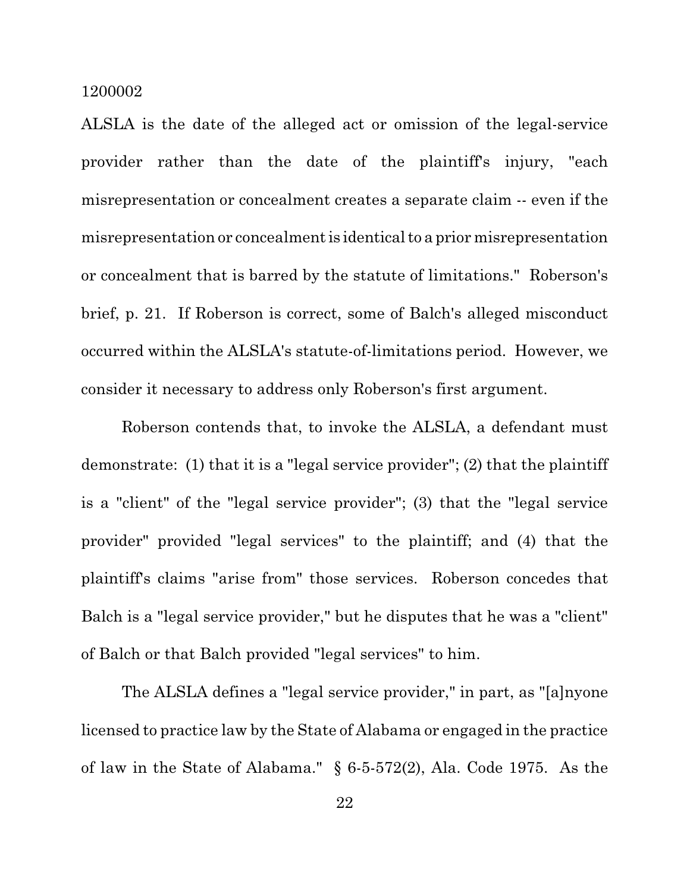ALSLA is the date of the alleged act or omission of the legal-service provider rather than the date of the plaintiff's injury, "each misrepresentation or concealment creates a separate claim -- even if the misrepresentation or concealment is identical to a prior misrepresentation or concealment that is barred by the statute of limitations." Roberson's brief, p. 21. If Roberson is correct, some of Balch's alleged misconduct occurred within the ALSLA's statute-of-limitations period. However, we consider it necessary to address only Roberson's first argument.

Roberson contends that, to invoke the ALSLA, a defendant must demonstrate: (1) that it is a "legal service provider"; (2) that the plaintiff is a "client" of the "legal service provider"; (3) that the "legal service provider" provided "legal services" to the plaintiff; and (4) that the plaintiff's claims "arise from" those services. Roberson concedes that Balch is a "legal service provider," but he disputes that he was a "client" of Balch or that Balch provided "legal services" to him.

The ALSLA defines a "legal service provider," in part, as "[a]nyone licensed to practice law by the State of Alabama or engaged in the practice of law in the State of Alabama." § 6-5-572(2), Ala. Code 1975. As the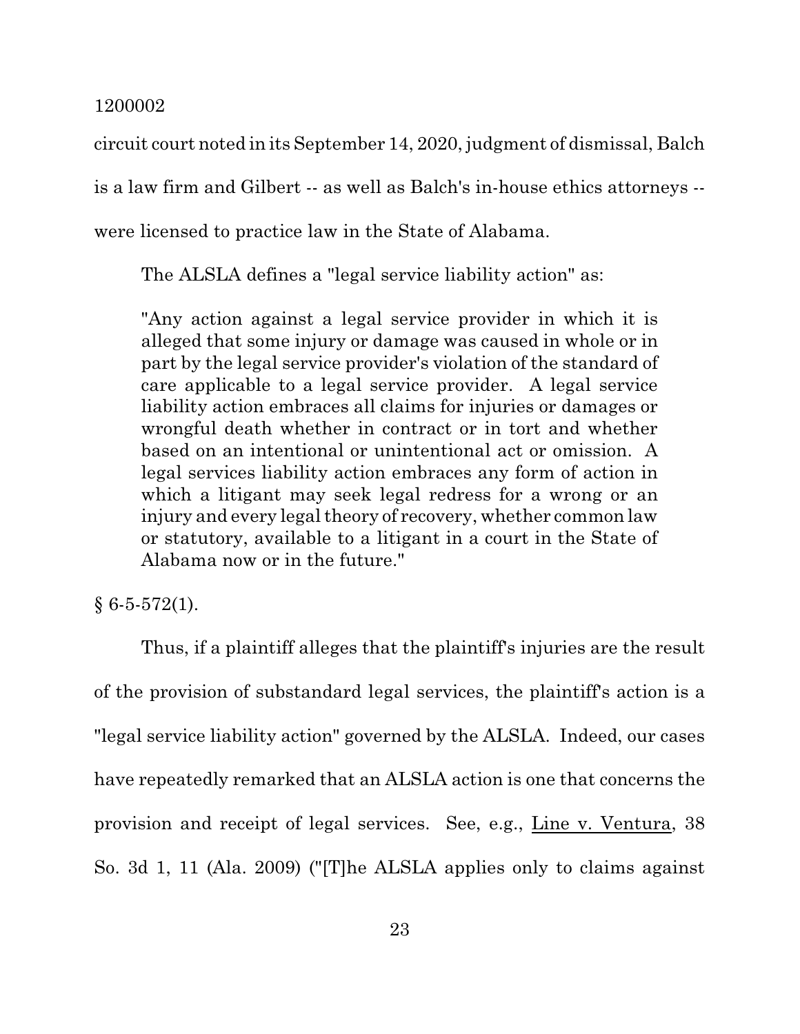circuit court noted in its September 14, 2020, judgment of dismissal, Balch is a law firm and Gilbert -- as well as Balch's in-house ethics attorneys -- were licensed to practice law in the State of Alabama.

The ALSLA defines a "legal service liability action" as:

> "Any action against a legal service provider in which it is alleged that some injury or damage was caused in whole or in part by the legal service provider's violation of the standard of care applicable to a legal service provider. A legal service liability action embraces all claims for injuries or damages or wrongful death whether in contract or in tort and whether based on an intentional or unintentional act or omission. A legal services liability action embraces any form of action in which a litigant may seek legal redress for a wrong or an injury and every legal theory of recovery, whether common law or statutory, available to a litigant in a court in the State of Alabama now or in the future."

§ 6-5-572(1).

Thus, if a plaintiff alleges that the plaintiff's injuries are the result of the provision of substandard legal services, the plaintiff's action is a "legal service liability action" governed by the ALSLA. Indeed, our cases have repeatedly remarked that an ALSLA action is one that concerns the provision and receipt of legal services. See, e.g., Line v. Ventura, 38 So. 3d 1, 11 (Ala. 2009) ("[T]he ALSLA applies only to claims against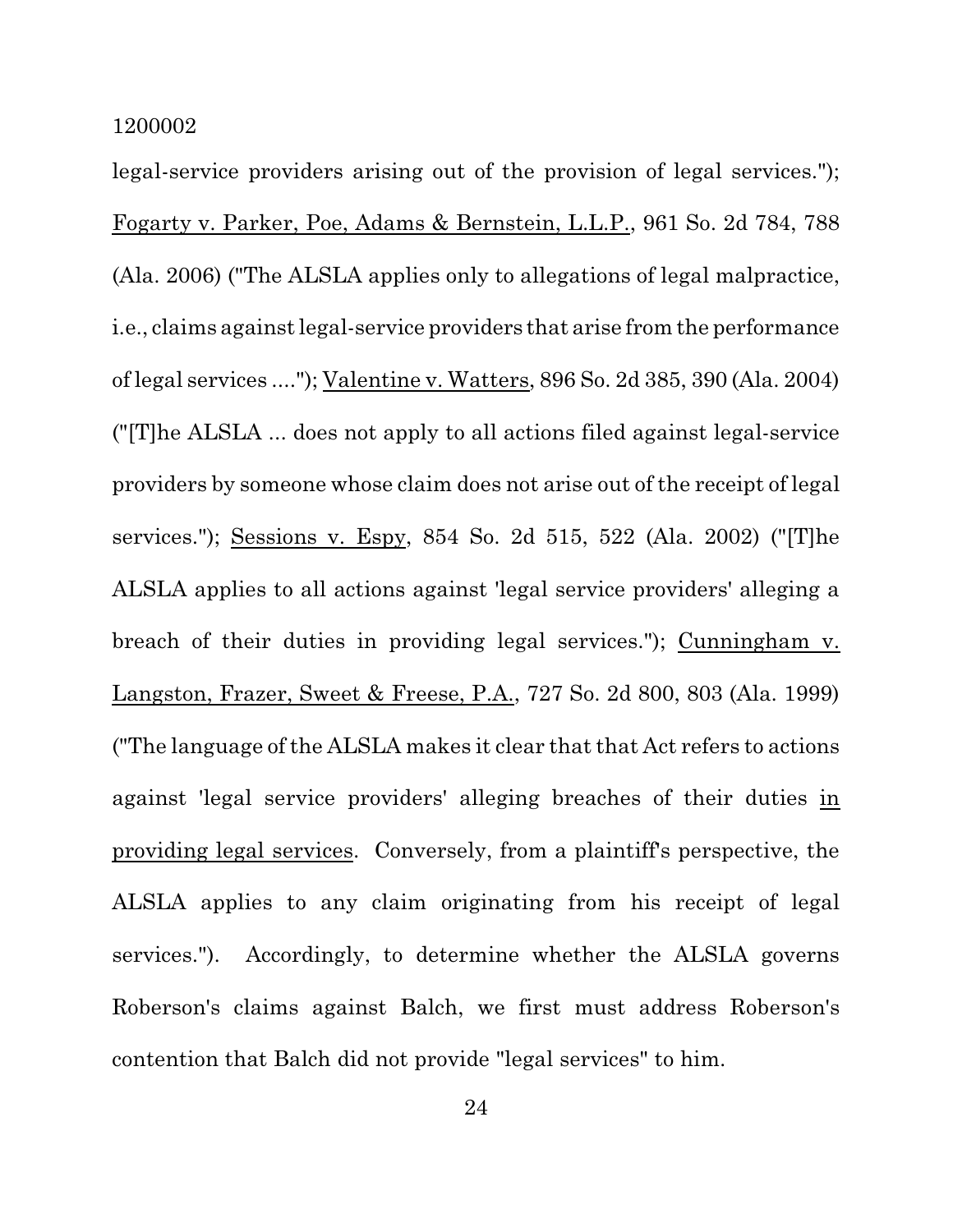legal-service providers arising out of the provision of legal services."); Fogarty v. Parker, Poe, Adams & Bernstein, L.L.P., 961 So. 2d 784, 788 (Ala. 2006) ("The ALSLA applies only to allegations of legal malpractice, i.e., claims against legal-service providers that arise from the performance of legal services ...."); Valentine v. Watters, 896 So. 2d 385, 390 (Ala. 2004) ("[T]he ALSLA ... does not apply to all actions filed against legal-service providers by someone whose claim does not arise out of the receipt of legal services."); Sessions v. Espy, 854 So. 2d 515, 522 (Ala. 2002) ("[T]he ALSLA applies to all actions against 'legal service providers' alleging a breach of their duties in providing legal services."); Cunningham v. Langston, Frazer, Sweet & Freese, P.A., 727 So. 2d 800, 803 (Ala. 1999) ("The language of the ALSLA makes it clear that that Act refers to actions against 'legal service providers' alleging breaches of their duties in providing legal services. Conversely, from a plaintiff's perspective, the ALSLA applies to any claim originating from his receipt of legal services."). Accordingly, to determine whether the ALSLA governs Roberson's claims against Balch, we first must address Roberson's contention that Balch did not provide "legal services" to him.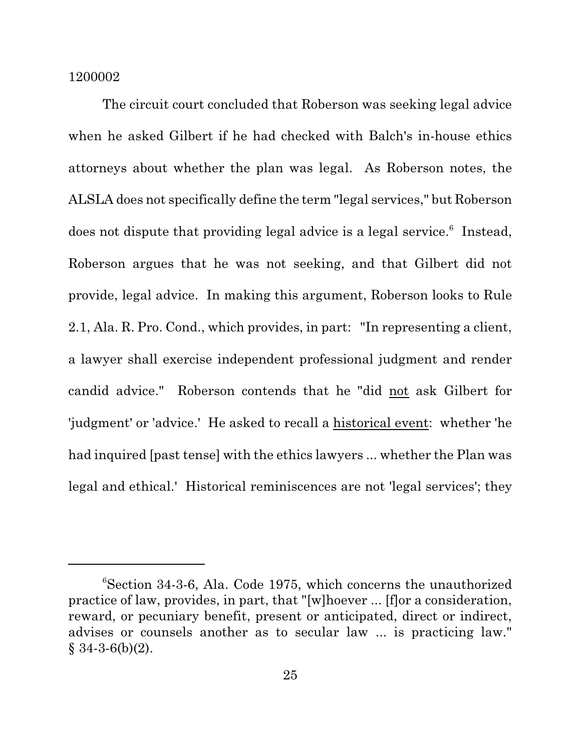The circuit court concluded that Roberson was seeking legal advice when he asked Gilbert if he had checked with Balch's in-house ethics attorneys about whether the plan was legal. As Roberson notes, the ALSLA does not specifically define the term "legal services," but Roberson does not dispute that providing legal advice is a legal service.[6] Instead, Roberson argues that he was not seeking, and that Gilbert did not provide, legal advice. In making this argument, Roberson looks to Rule 2.1, Ala. R. Pro. Cond., which provides, in part: "In representing a client, a lawyer shall exercise independent professional judgment and render candid advice." Roberson contends that he "did <u>not</u> ask Gilbert for 'judgment' or 'advice.' He asked to recall a <u>historical event</u>: whether 'he had inquired [past tense] with the ethics lawyers ... whether the Plan was legal and ethical.' Historical reminiscences are not 'legal services'; they

---

[6]Section 34-3-6, Ala. Code 1975, which concerns the unauthorized practice of law, provides, in part, that "[w]hoever ... [f]or a consideration, reward, or pecuniary benefit, present or anticipated, direct or indirect, advises or counsels another as to secular law ... is practicing law." § 34-3-6(b)(2).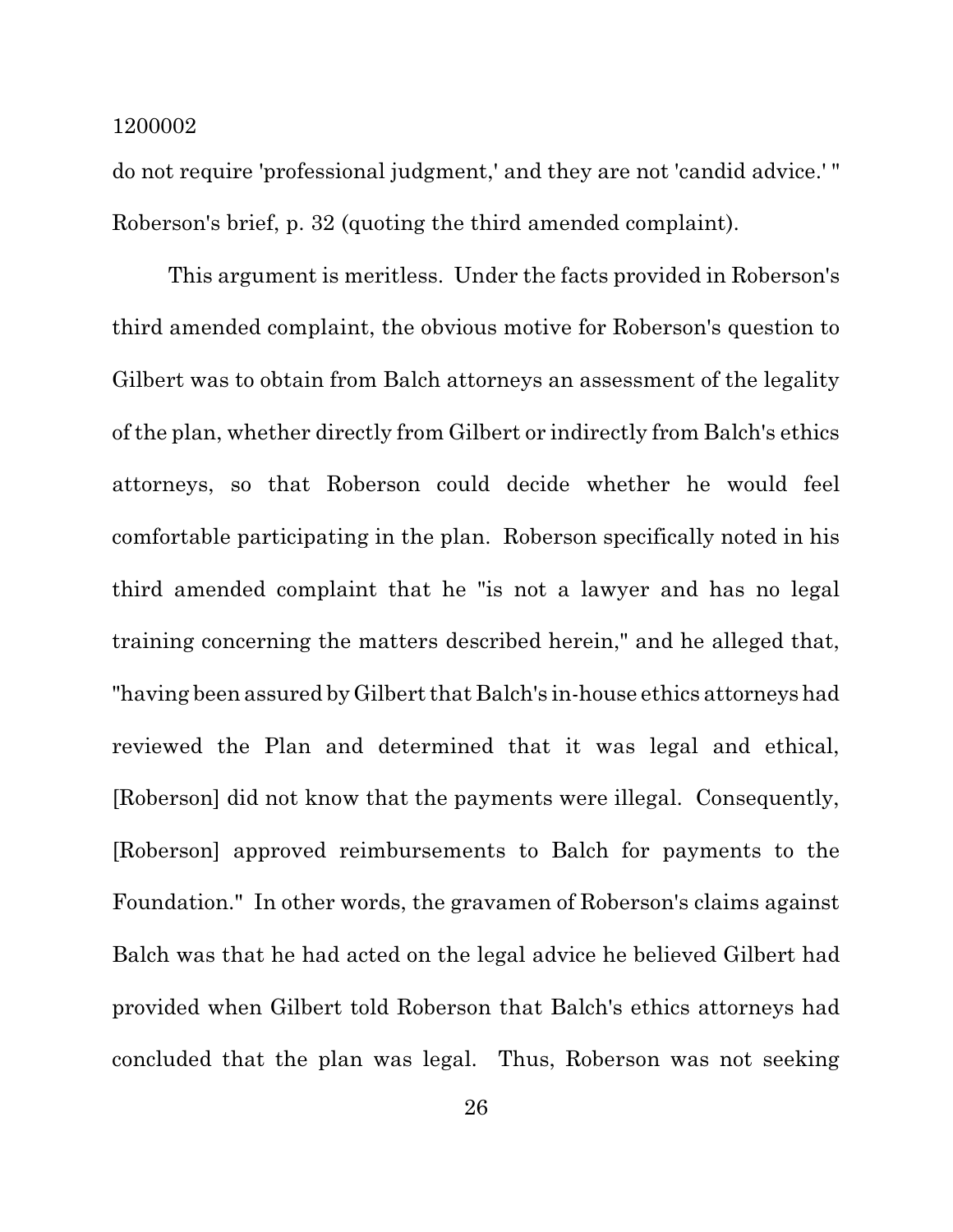do not require 'professional judgment,' and they are not 'candid advice.' " Roberson's brief, p. 32 (quoting the third amended complaint).

This argument is meritless. Under the facts provided in Roberson's third amended complaint, the obvious motive for Roberson's question to Gilbert was to obtain from Balch attorneys an assessment of the legality of the plan, whether directly from Gilbert or indirectly from Balch's ethics attorneys, so that Roberson could decide whether he would feel comfortable participating in the plan. Roberson specifically noted in his third amended complaint that he "is not a lawyer and has no legal training concerning the matters described herein," and he alleged that, "having been assured by Gilbert that Balch's in-house ethics attorneys had reviewed the Plan and determined that it was legal and ethical, [Roberson] did not know that the payments were illegal. Consequently, [Roberson] approved reimbursements to Balch for payments to the Foundation." In other words, the gravamen of Roberson's claims against Balch was that he had acted on the legal advice he believed Gilbert had provided when Gilbert told Roberson that Balch's ethics attorneys had concluded that the plan was legal. Thus, Roberson was not seeking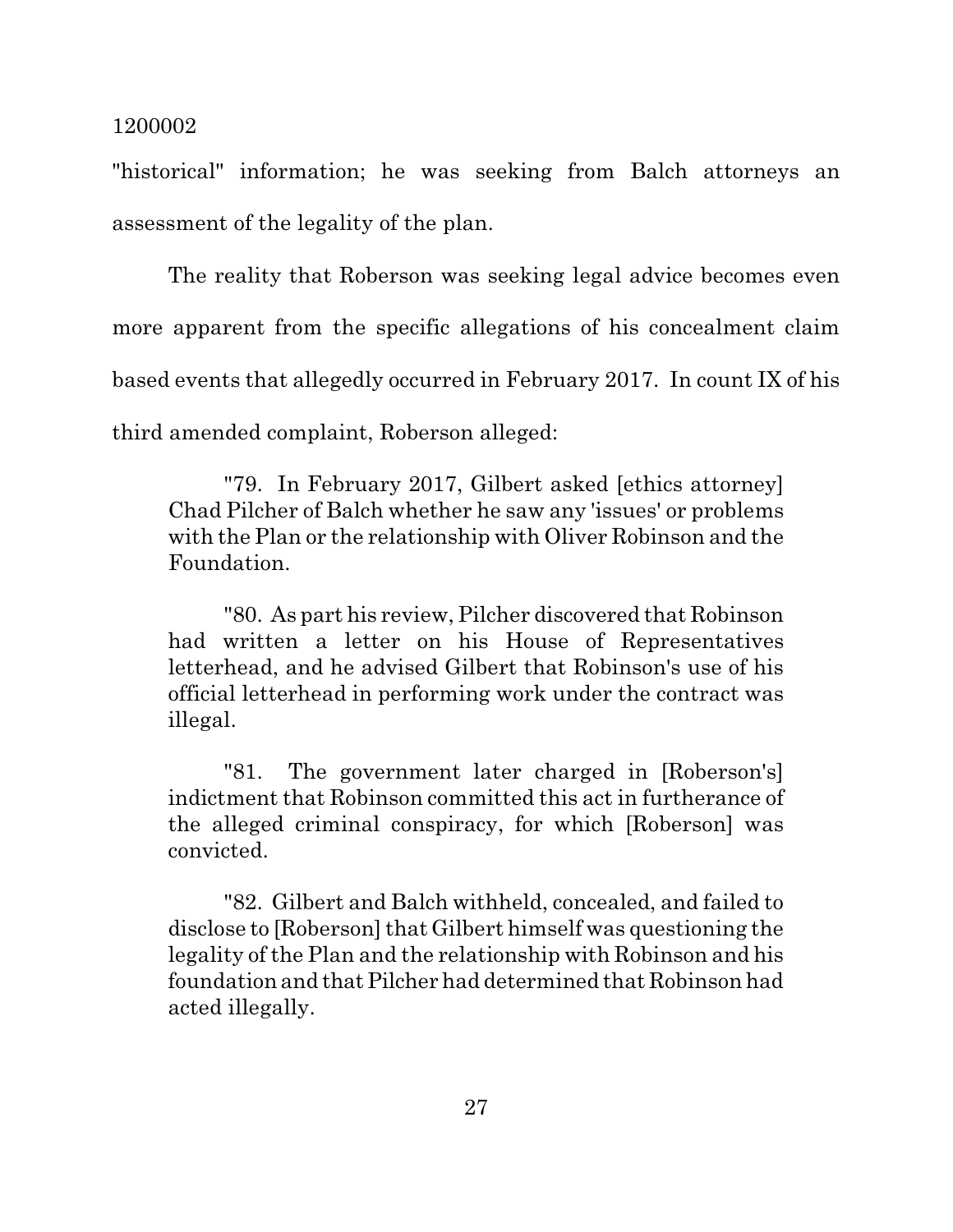"historical" information; he was seeking from Balch attorneys an assessment of the legality of the plan.

The reality that Roberson was seeking legal advice becomes even more apparent from the specific allegations of his concealment claim based events that allegedly occurred in February 2017. In count IX of his third amended complaint, Roberson alleged:

> "79. In February 2017, Gilbert asked [ethics attorney] Chad Pilcher of Balch whether he saw any 'issues' or problems with the Plan or the relationship with Oliver Robinson and the Foundation.
>
> "80. As part his review, Pilcher discovered that Robinson had written a letter on his House of Representatives letterhead, and he advised Gilbert that Robinson's use of his official letterhead in performing work under the contract was illegal.
>
> "81. The government later charged in [Roberson's] indictment that Robinson committed this act in furtherance of the alleged criminal conspiracy, for which [Roberson] was convicted.
>
> "82. Gilbert and Balch withheld, concealed, and failed to disclose to [Roberson] that Gilbert himself was questioning the legality of the Plan and the relationship with Robinson and his foundation and that Pilcher had determined that Robinson had acted illegally.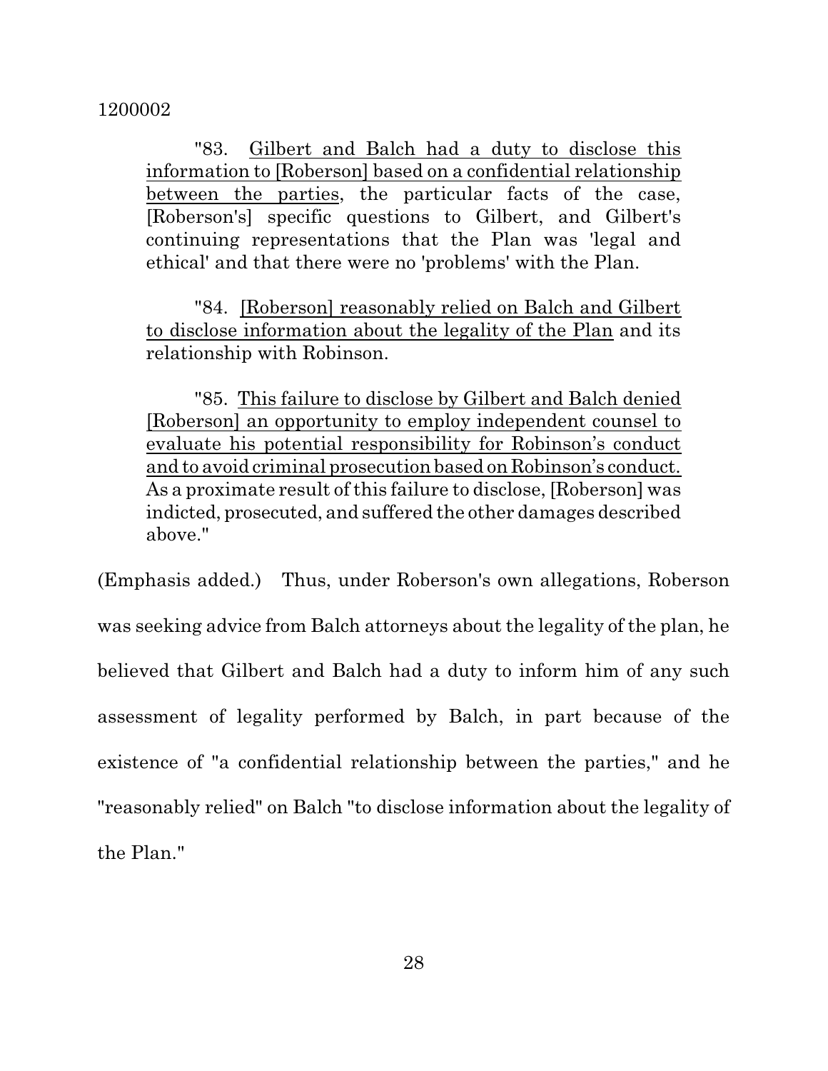> "83. <u>Gilbert and Balch had a duty to disclose this information to [Roberson] based on a confidential relationship between the parties</u>, the particular facts of the case, [Roberson's] specific questions to Gilbert, and Gilbert's continuing representations that the Plan was 'legal and ethical' and that there were no 'problems' with the Plan.
>
> "84. <u>[Roberson] reasonably relied on Balch and Gilbert to disclose information about the legality of the Plan</u> and its relationship with Robinson.
>
> "85. <u>This failure to disclose by Gilbert and Balch denied [Roberson] an opportunity to employ independent counsel to evaluate his potential responsibility for Robinson's conduct and to avoid criminal prosecution based on Robinson's conduct.</u> As a proximate result of this failure to disclose, [Roberson] was indicted, prosecuted, and suffered the other damages described above."

(Emphasis added.) Thus, under Roberson's own allegations, Roberson was seeking advice from Balch attorneys about the legality of the plan, he believed that Gilbert and Balch had a duty to inform him of any such assessment of legality performed by Balch, in part because of the existence of "a confidential relationship between the parties," and he "reasonably relied" on Balch "to disclose information about the legality of the Plan."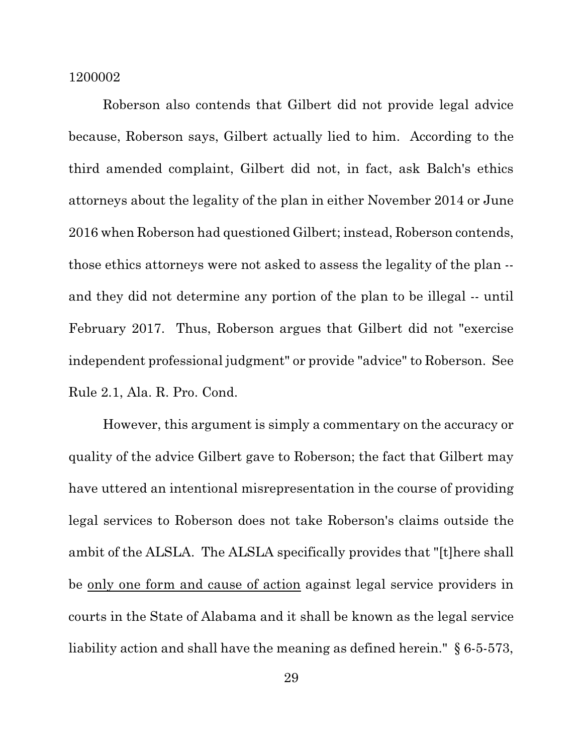Roberson also contends that Gilbert did not provide legal advice because, Roberson says, Gilbert actually lied to him. According to the third amended complaint, Gilbert did not, in fact, ask Balch's ethics attorneys about the legality of the plan in either November 2014 or June 2016 when Roberson had questioned Gilbert; instead, Roberson contends, those ethics attorneys were not asked to assess the legality of the plan -- and they did not determine any portion of the plan to be illegal -- until February 2017. Thus, Roberson argues that Gilbert did not "exercise independent professional judgment" or provide "advice" to Roberson. See Rule 2.1, Ala. R. Pro. Cond.

However, this argument is simply a commentary on the accuracy or quality of the advice Gilbert gave to Roberson; the fact that Gilbert may have uttered an intentional misrepresentation in the course of providing legal services to Roberson does not take Roberson's claims outside the ambit of the ALSLA. The ALSLA specifically provides that "[t]here shall be <u>only one form and cause of action</u> against legal service providers in courts in the State of Alabama and it shall be known as the legal service liability action and shall have the meaning as defined herein." § 6-5-573,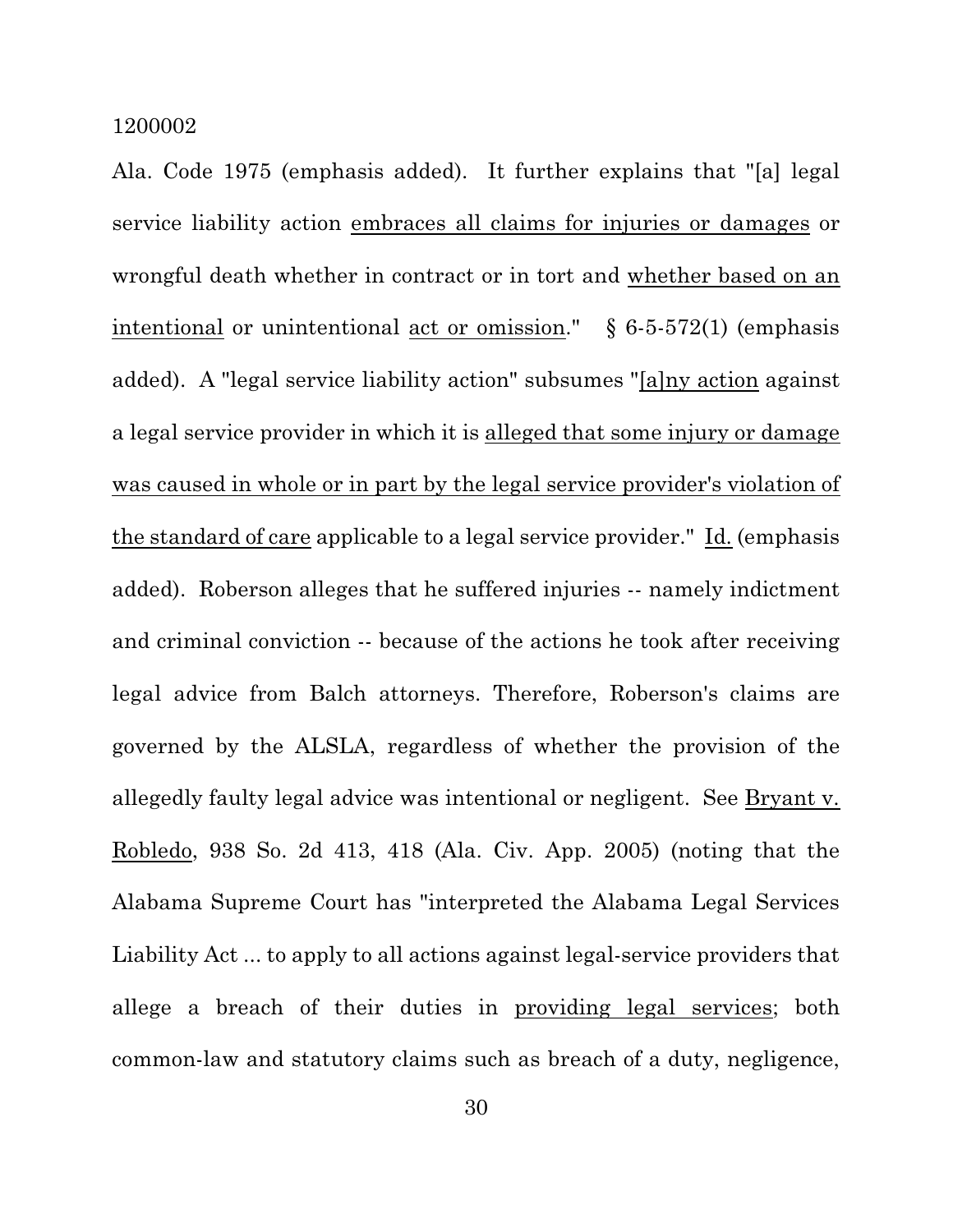Ala. Code 1975 (emphasis added). It further explains that "[a] legal service liability action <u>embraces all claims for injuries or damages</u> or wrongful death whether in contract or in tort and <u>whether based on an intentional</u> or unintentional <u>act or omission</u>." § 6-5-572(1) (emphasis added). A "legal service liability action" subsumes "<u>[a]ny action</u> against a legal service provider in which it is <u>alleged that some injury or damage was caused in whole or in part by the legal service provider's violation of the standard of care</u> applicable to a legal service provider." <u>Id.</u> (emphasis added). Roberson alleges that he suffered injuries -- namely indictment and criminal conviction -- because of the actions he took after receiving legal advice from Balch attorneys. Therefore, Roberson's claims are governed by the ALSLA, regardless of whether the provision of the allegedly faulty legal advice was intentional or negligent. See <u>Bryant v. Robledo</u>, 938 So. 2d 413, 418 (Ala. Civ. App. 2005) (noting that the Alabama Supreme Court has "interpreted the Alabama Legal Services Liability Act ... to apply to all actions against legal-service providers that allege a breach of their duties in <u>providing legal services</u>; both common-law and statutory claims such as breach of a duty, negligence,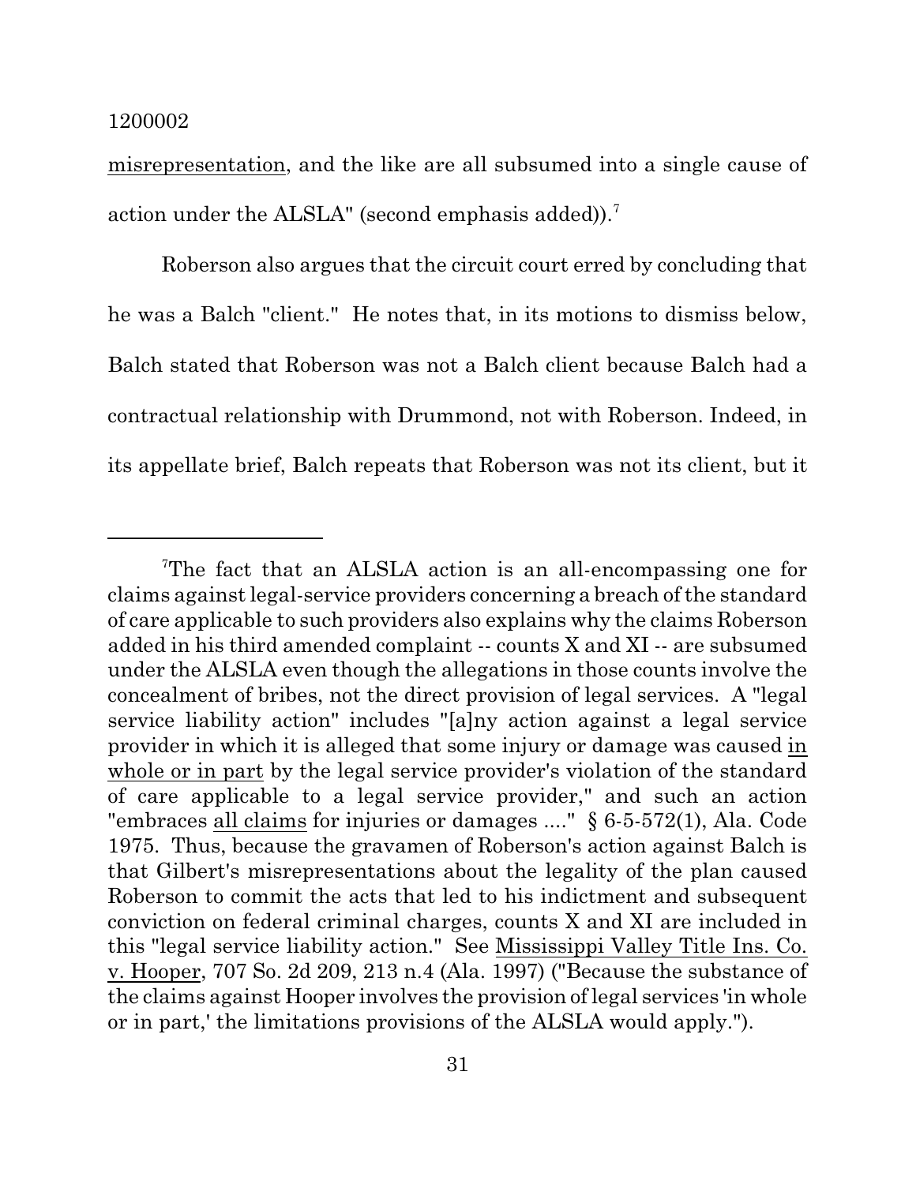misrepresentation, and the like are all subsumed into a single cause of action under the ALSLA" (second emphasis added)).[7]

Roberson also argues that the circuit court erred by concluding that he was a Balch "client." He notes that, in its motions to dismiss below, Balch stated that Roberson was not a Balch client because Balch had a contractual relationship with Drummond, not with Roberson. Indeed, in its appellate brief, Balch repeats that Roberson was not its client, but it

---

[7]The fact that an ALSLA action is an all-encompassing one for claims against legal-service providers concerning a breach of the standard of care applicable to such providers also explains why the claims Roberson added in his third amended complaint -- counts X and XI -- are subsumed under the ALSLA even though the allegations in those counts involve the concealment of bribes, not the direct provision of legal services. A "legal service liability action" includes "[a]ny action against a legal service provider in which it is alleged that some injury or damage was caused in whole or in part by the legal service provider's violation of the standard of care applicable to a legal service provider," and such an action "embraces all claims for injuries or damages ...." § 6-5-572(1), Ala. Code 1975. Thus, because the gravamen of Roberson's action against Balch is that Gilbert's misrepresentations about the legality of the plan caused Roberson to commit the acts that led to his indictment and subsequent conviction on federal criminal charges, counts X and XI are included in this "legal service liability action." See Mississippi Valley Title Ins. Co. v. Hooper, 707 So. 2d 209, 213 n.4 (Ala. 1997) ("Because the substance of the claims against Hooper involves the provision of legal services 'in whole or in part,' the limitations provisions of the ALSLA would apply.").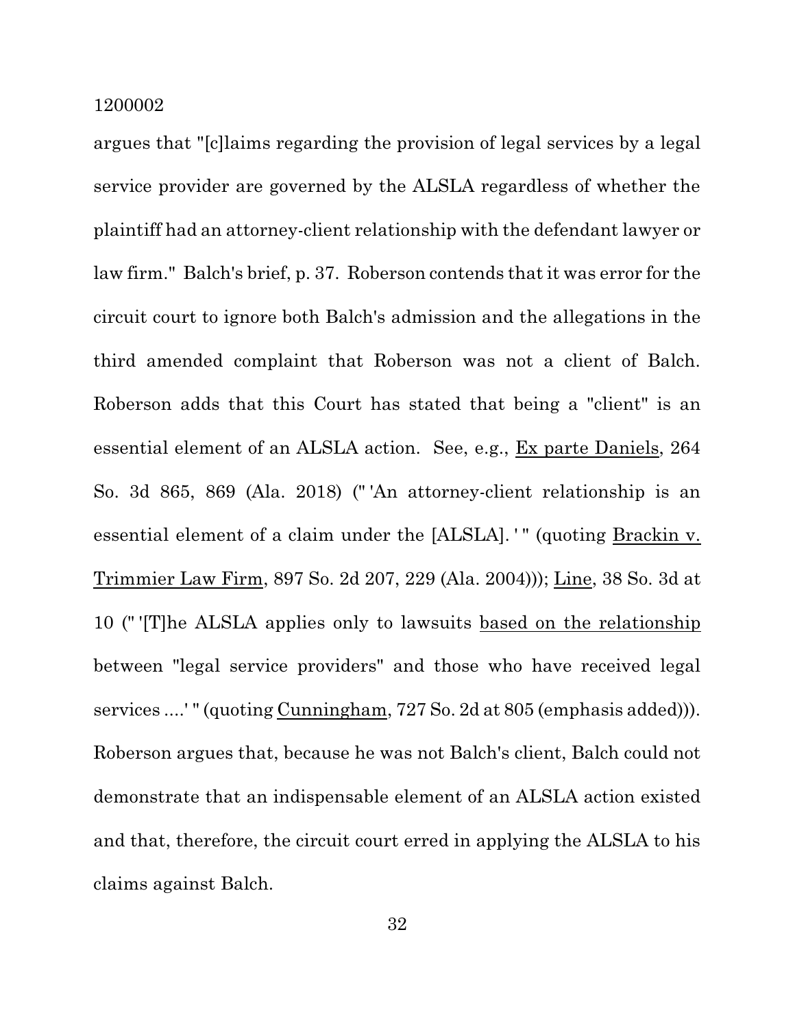argues that "[c]laims regarding the provision of legal services by a legal service provider are governed by the ALSLA regardless of whether the plaintiff had an attorney-client relationship with the defendant lawyer or law firm." Balch's brief, p. 37. Roberson contends that it was error for the circuit court to ignore both Balch's admission and the allegations in the third amended complaint that Roberson was not a client of Balch. Roberson adds that this Court has stated that being a "client" is an essential element of an ALSLA action. See, e.g., Ex parte Daniels, 264 So. 3d 865, 869 (Ala. 2018) ("'An attorney-client relationship is an essential element of a claim under the [ALSLA].'" (quoting Brackin v. Trimmier Law Firm, 897 So. 2d 207, 229 (Ala. 2004))); Line, 38 So. 3d at 10 ("'[T]he ALSLA applies only to lawsuits based on the relationship between "legal service providers" and those who have received legal services ....'" (quoting Cunningham, 727 So. 2d at 805 (emphasis added))). Roberson argues that, because he was not Balch's client, Balch could not demonstrate that an indispensable element of an ALSLA action existed and that, therefore, the circuit court erred in applying the ALSLA to his claims against Balch.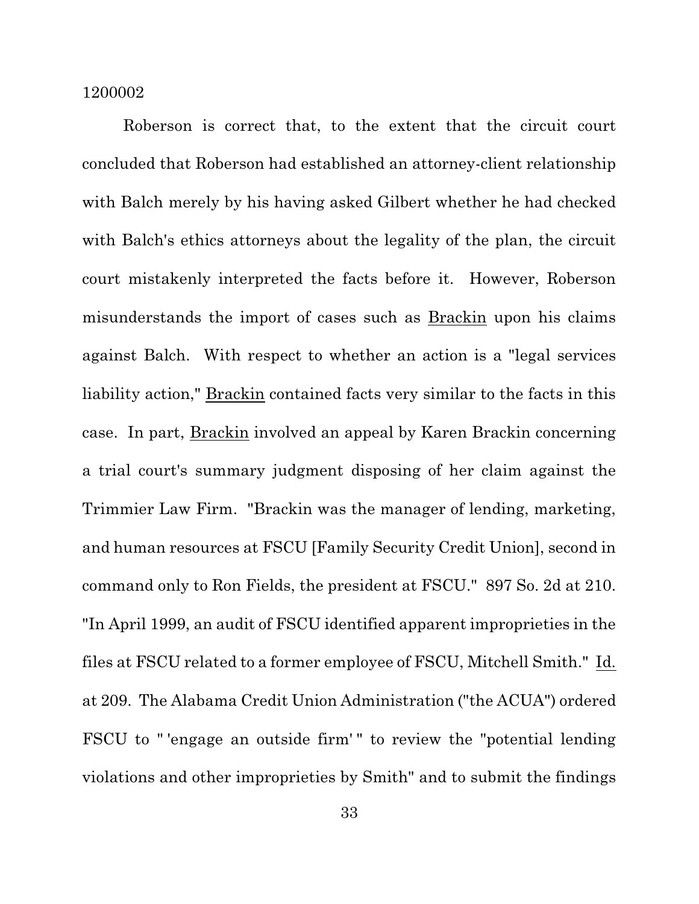Roberson is correct that, to the extent that the circuit court concluded that Roberson had established an attorney-client relationship with Balch merely by his having asked Gilbert whether he had checked with Balch's ethics attorneys about the legality of the plan, the circuit court mistakenly interpreted the facts before it. However, Roberson misunderstands the import of cases such as Brackin upon his claims against Balch. With respect to whether an action is a "legal services liability action," Brackin contained facts very similar to the facts in this case. In part, Brackin involved an appeal by Karen Brackin concerning a trial court's summary judgment disposing of her claim against the Trimmier Law Firm. "Brackin was the manager of lending, marketing, and human resources at FSCU [Family Security Credit Union], second in command only to Ron Fields, the president at FSCU." 897 So. 2d at 210. "In April 1999, an audit of FSCU identified apparent improprieties in the files at FSCU related to a former employee of FSCU, Mitchell Smith." Id. at 209. The Alabama Credit Union Administration ("the ACUA") ordered FSCU to " 'engage an outside firm' " to review the "potential lending violations and other improprieties by Smith" and to submit the findings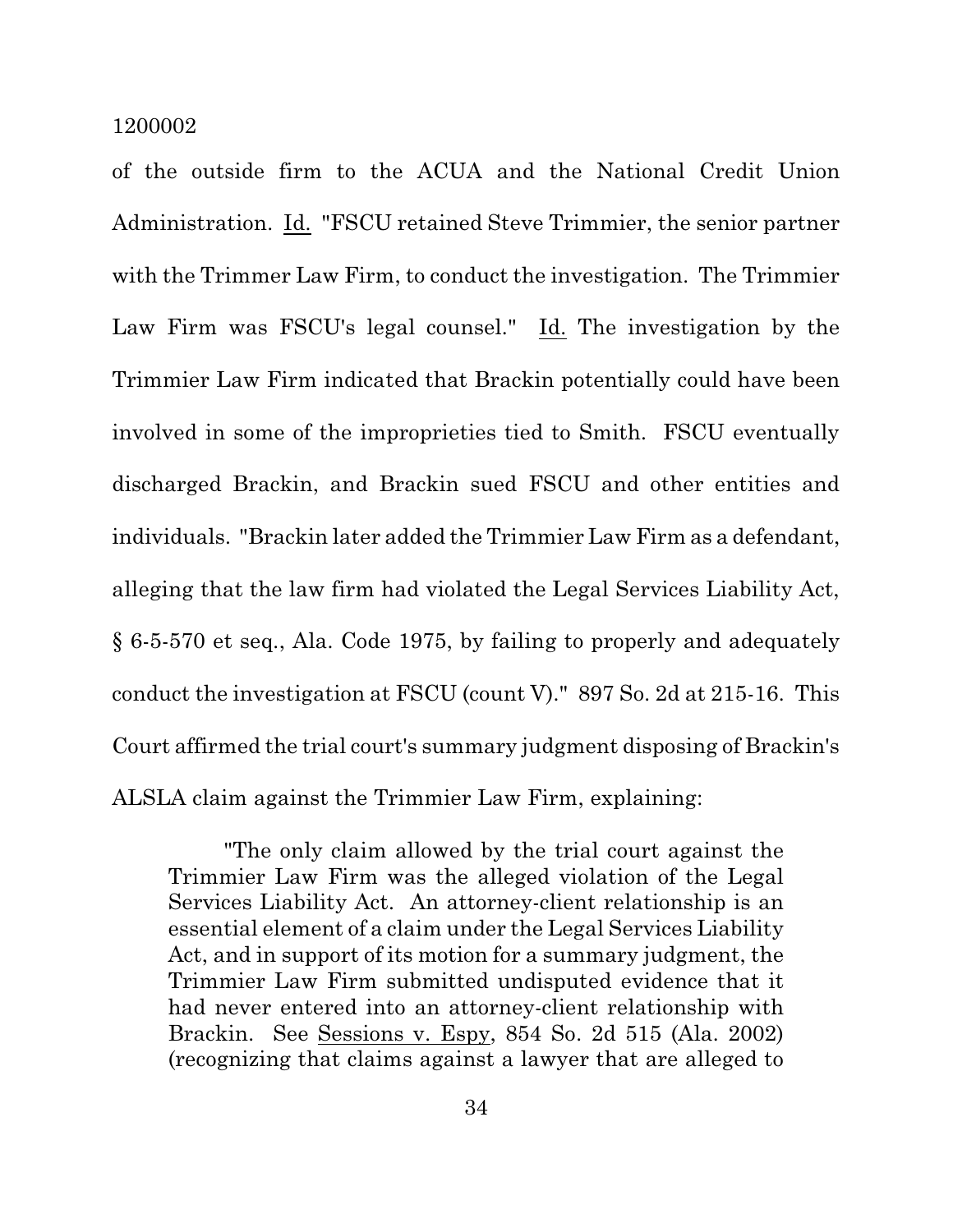of the outside firm to the ACUA and the National Credit Union Administration. Id. "FSCU retained Steve Trimmier, the senior partner with the Trimmer Law Firm, to conduct the investigation. The Trimmier Law Firm was FSCU's legal counsel." Id. The investigation by the Trimmier Law Firm indicated that Brackin potentially could have been involved in some of the improprieties tied to Smith. FSCU eventually discharged Brackin, and Brackin sued FSCU and other entities and individuals. "Brackin later added the Trimmier Law Firm as a defendant, alleging that the law firm had violated the Legal Services Liability Act, § 6-5-570 et seq., Ala. Code 1975, by failing to properly and adequately conduct the investigation at FSCU (count V)." 897 So. 2d at 215-16. This Court affirmed the trial court's summary judgment disposing of Brackin's ALSLA claim against the Trimmier Law Firm, explaining:

> "The only claim allowed by the trial court against the Trimmier Law Firm was the alleged violation of the Legal Services Liability Act. An attorney-client relationship is an essential element of a claim under the Legal Services Liability Act, and in support of its motion for a summary judgment, the Trimmier Law Firm submitted undisputed evidence that it had never entered into an attorney-client relationship with Brackin. See Sessions v. Espy, 854 So. 2d 515 (Ala. 2002) (recognizing that claims against a lawyer that are alleged to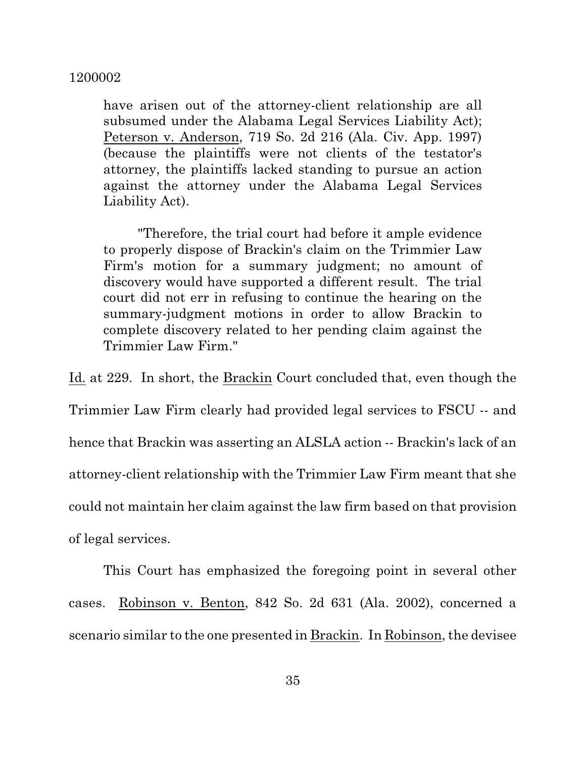have arisen out of the attorney-client relationship are all subsumed under the Alabama Legal Services Liability Act); Peterson v. Anderson, 719 So. 2d 216 (Ala. Civ. App. 1997) (because the plaintiffs were not clients of the testator's attorney, the plaintiffs lacked standing to pursue an action against the attorney under the Alabama Legal Services Liability Act).

> "Therefore, the trial court had before it ample evidence to properly dispose of Brackin's claim on the Trimmier Law Firm's motion for a summary judgment; no amount of discovery would have supported a different result. The trial court did not err in refusing to continue the hearing on the summary-judgment motions in order to allow Brackin to complete discovery related to her pending claim against the Trimmier Law Firm."

Id. at 229. In short, the Brackin Court concluded that, even though the Trimmier Law Firm clearly had provided legal services to FSCU -- and hence that Brackin was asserting an ALSLA action -- Brackin's lack of an attorney-client relationship with the Trimmier Law Firm meant that she could not maintain her claim against the law firm based on that provision of legal services.

This Court has emphasized the foregoing point in several other cases. Robinson v. Benton, 842 So. 2d 631 (Ala. 2002), concerned a scenario similar to the one presented in Brackin. In Robinson, the devisee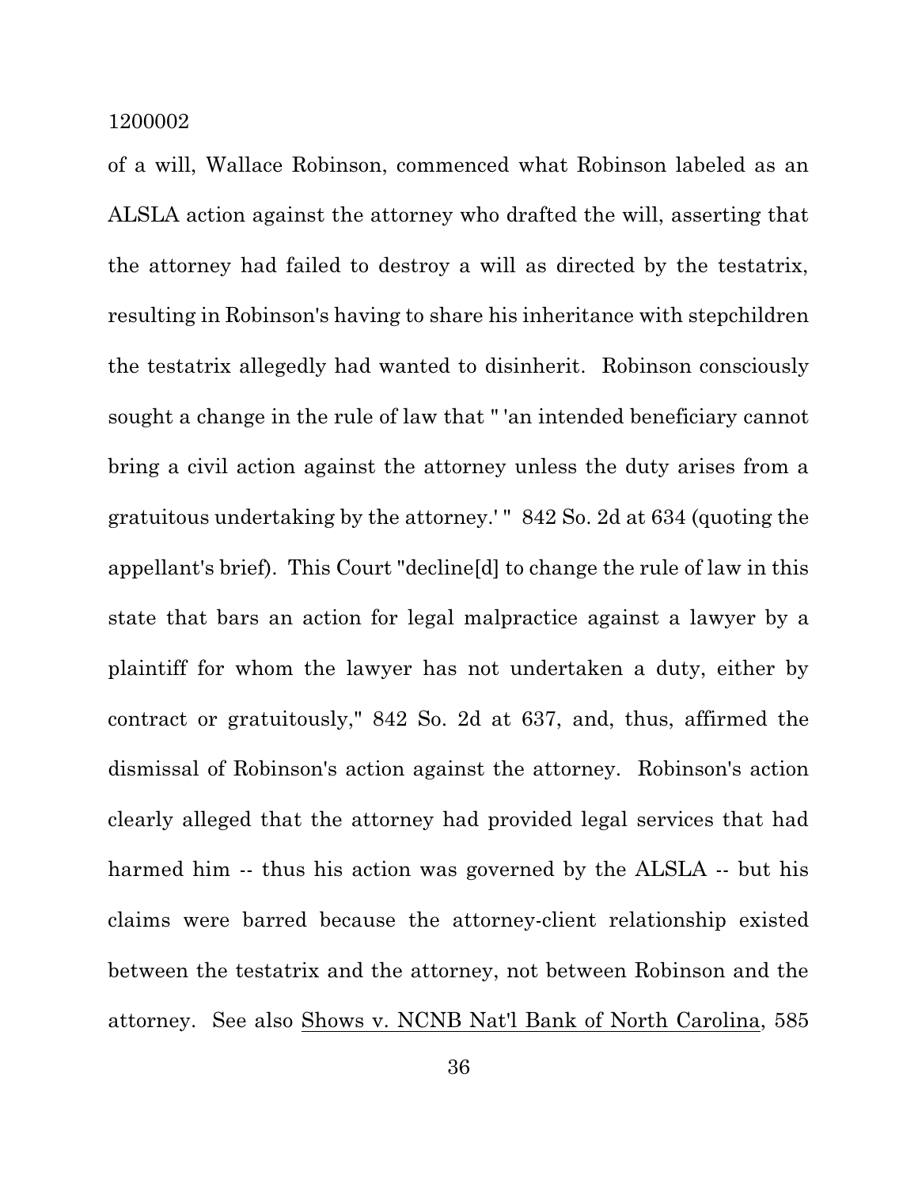of a will, Wallace Robinson, commenced what Robinson labeled as an ALSLA action against the attorney who drafted the will, asserting that the attorney had failed to destroy a will as directed by the testatrix, resulting in Robinson's having to share his inheritance with stepchildren the testatrix allegedly had wanted to disinherit. Robinson consciously sought a change in the rule of law that " 'an intended beneficiary cannot bring a civil action against the attorney unless the duty arises from a gratuitous undertaking by the attorney.' " 842 So. 2d at 634 (quoting the appellant's brief). This Court "decline[d] to change the rule of law in this state that bars an action for legal malpractice against a lawyer by a plaintiff for whom the lawyer has not undertaken a duty, either by contract or gratuitously," 842 So. 2d at 637, and, thus, affirmed the dismissal of Robinson's action against the attorney. Robinson's action clearly alleged that the attorney had provided legal services that had harmed him -- thus his action was governed by the ALSLA -- but his claims were barred because the attorney-client relationship existed between the testatrix and the attorney, not between Robinson and the attorney. See also <u>Shows v. NCNB Nat'l Bank of North Carolina</u>, 585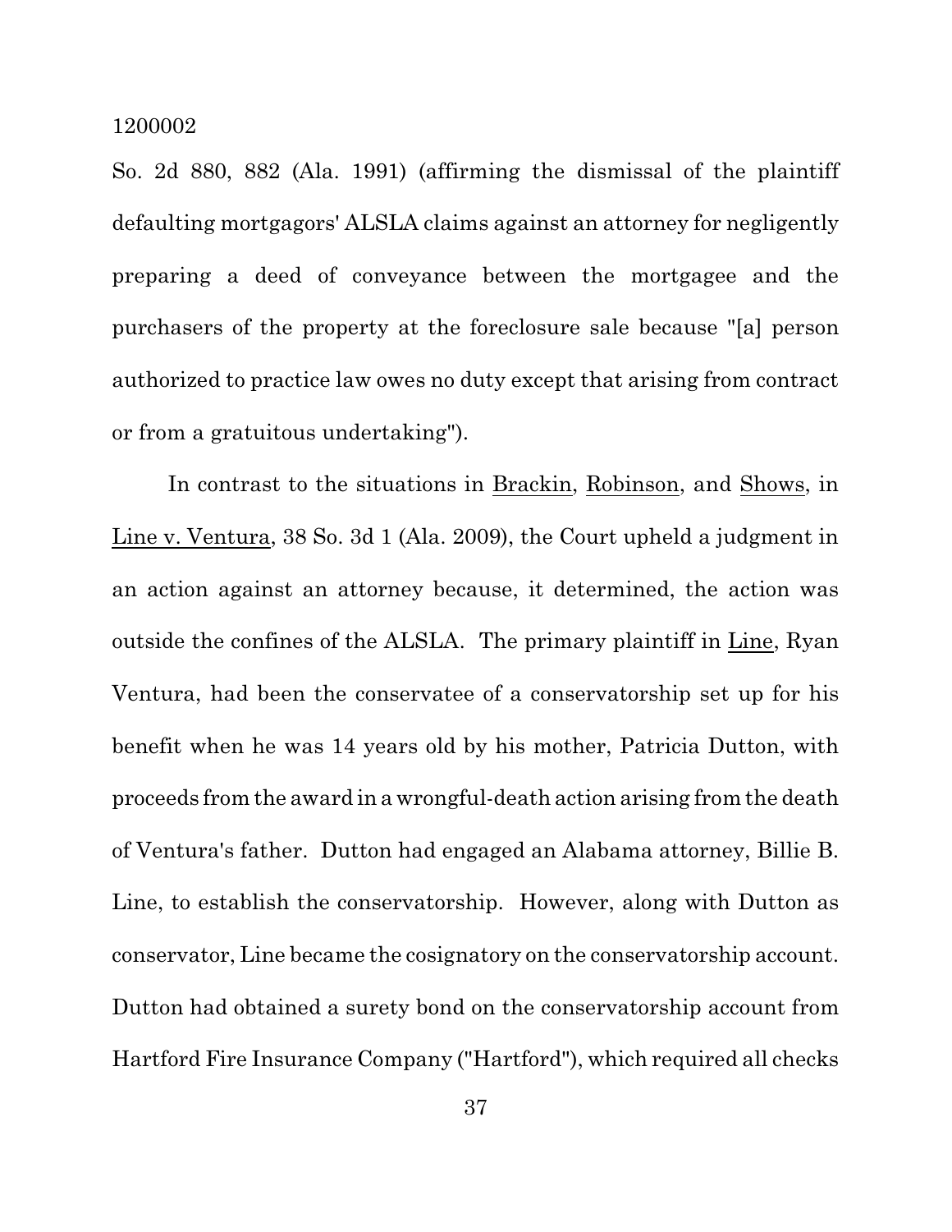So. 2d 880, 882 (Ala. 1991) (affirming the dismissal of the plaintiff defaulting mortgagors' ALSLA claims against an attorney for negligently preparing a deed of conveyance between the mortgagee and the purchasers of the property at the foreclosure sale because "[a] person authorized to practice law owes no duty except that arising from contract or from a gratuitous undertaking").

In contrast to the situations in Brackin, Robinson, and Shows, in Line v. Ventura, 38 So. 3d 1 (Ala. 2009), the Court upheld a judgment in an action against an attorney because, it determined, the action was outside the confines of the ALSLA. The primary plaintiff in Line, Ryan Ventura, had been the conservatee of a conservatorship set up for his benefit when he was 14 years old by his mother, Patricia Dutton, with proceeds from the award in a wrongful-death action arising from the death of Ventura's father. Dutton had engaged an Alabama attorney, Billie B. Line, to establish the conservatorship. However, along with Dutton as conservator, Line became the cosignatory on the conservatorship account. Dutton had obtained a surety bond on the conservatorship account from Hartford Fire Insurance Company ("Hartford"), which required all checks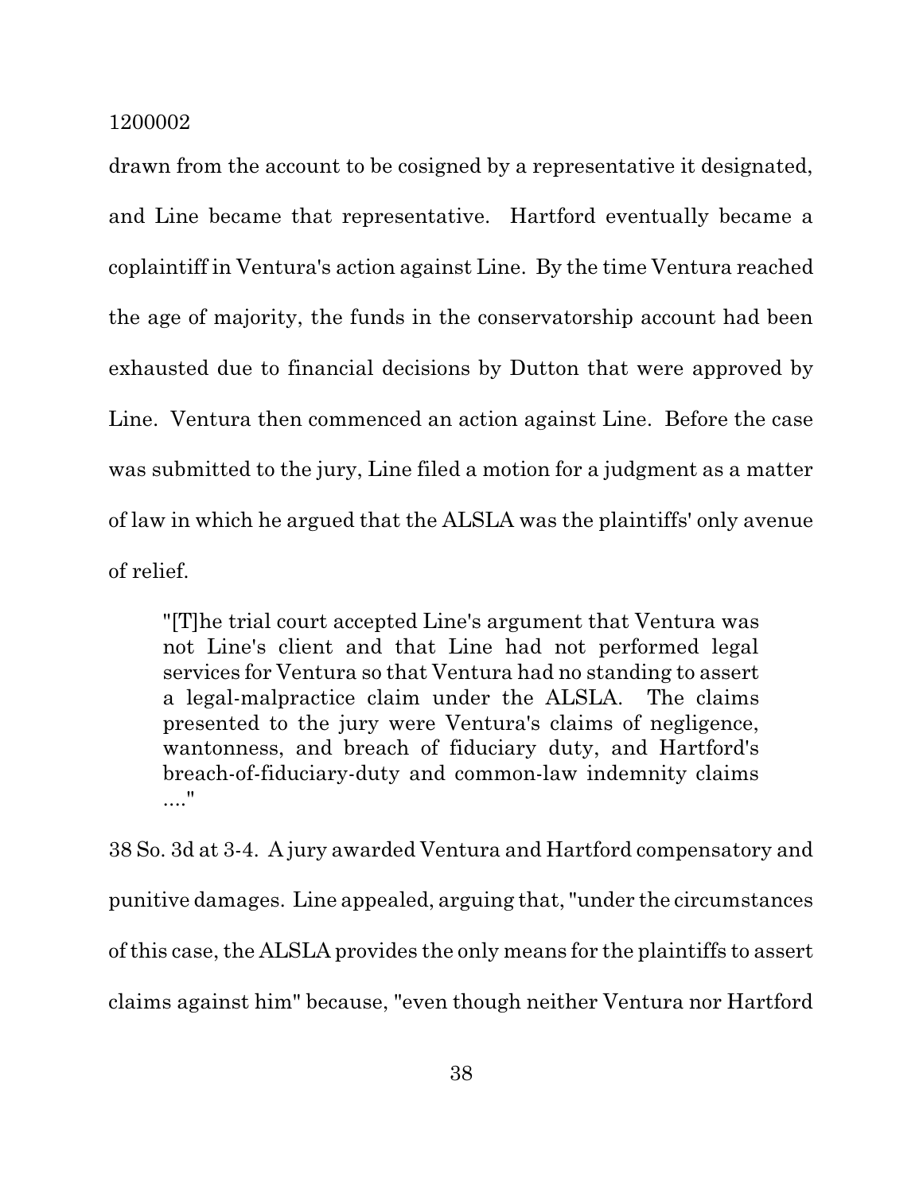drawn from the account to be cosigned by a representative it designated, and Line became that representative. Hartford eventually became a coplaintiff in Ventura's action against Line. By the time Ventura reached the age of majority, the funds in the conservatorship account had been exhausted due to financial decisions by Dutton that were approved by Line. Ventura then commenced an action against Line. Before the case was submitted to the jury, Line filed a motion for a judgment as a matter of law in which he argued that the ALSLA was the plaintiffs' only avenue of relief.

> "[T]he trial court accepted Line's argument that Ventura was not Line's client and that Line had not performed legal services for Ventura so that Ventura had no standing to assert a legal-malpractice claim under the ALSLA. The claims presented to the jury were Ventura's claims of negligence, wantonness, and breach of fiduciary duty, and Hartford's breach-of-fiduciary-duty and common-law indemnity claims ...."

38 So. 3d at 3-4. A jury awarded Ventura and Hartford compensatory and punitive damages. Line appealed, arguing that, "under the circumstances of this case, the ALSLA provides the only means for the plaintiffs to assert claims against him" because, "even though neither Ventura nor Hartford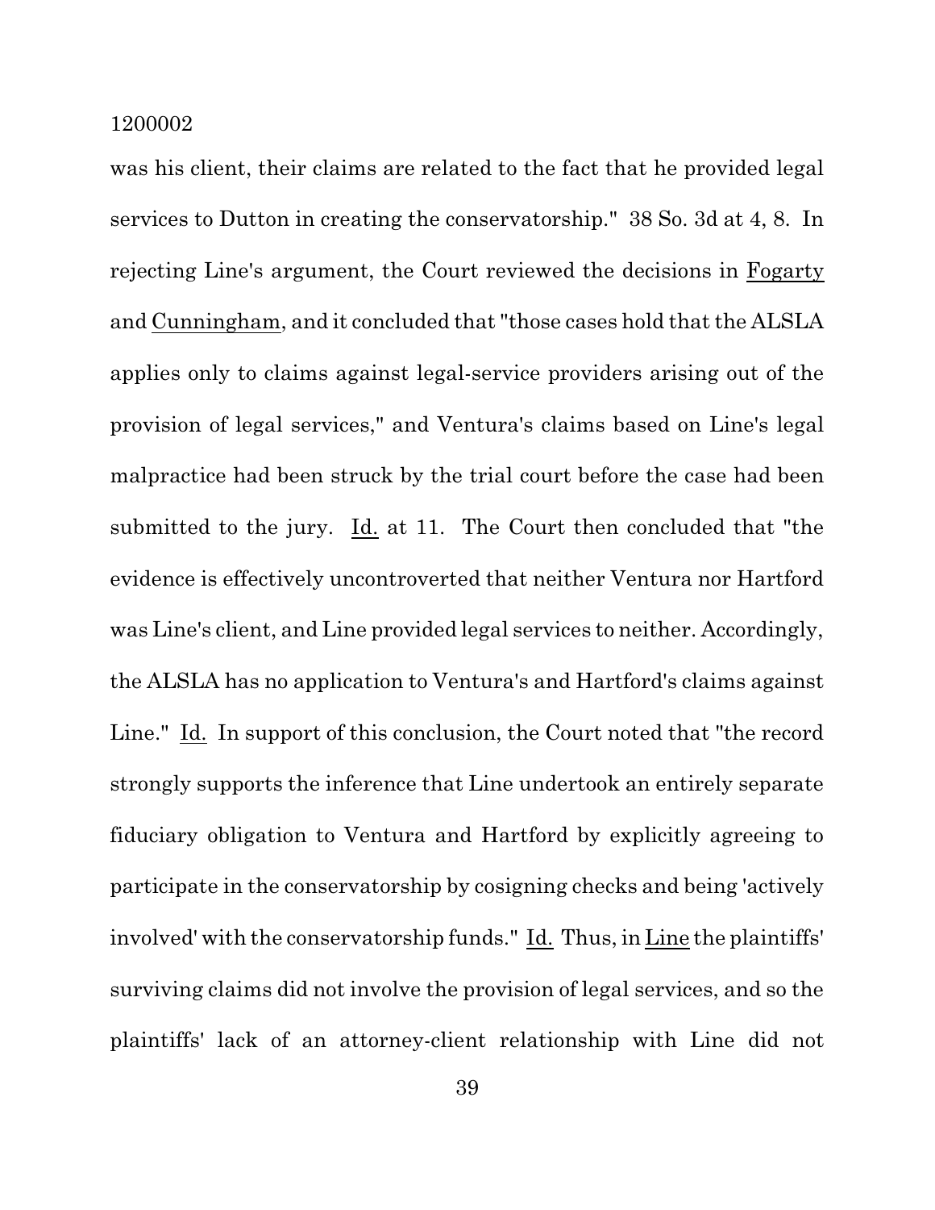was his client, their claims are related to the fact that he provided legal services to Dutton in creating the conservatorship." 38 So. 3d at 4, 8. In rejecting Line's argument, the Court reviewed the decisions in Fogarty and Cunningham, and it concluded that "those cases hold that the ALSLA applies only to claims against legal-service providers arising out of the provision of legal services," and Ventura's claims based on Line's legal malpractice had been struck by the trial court before the case had been submitted to the jury. Id. at 11. The Court then concluded that "the evidence is effectively uncontroverted that neither Ventura nor Hartford was Line's client, and Line provided legal services to neither. Accordingly, the ALSLA has no application to Ventura's and Hartford's claims against Line." Id. In support of this conclusion, the Court noted that "the record strongly supports the inference that Line undertook an entirely separate fiduciary obligation to Ventura and Hartford by explicitly agreeing to participate in the conservatorship by cosigning checks and being 'actively involved' with the conservatorship funds." Id. Thus, in Line the plaintiffs' surviving claims did not involve the provision of legal services, and so the plaintiffs' lack of an attorney-client relationship with Line did not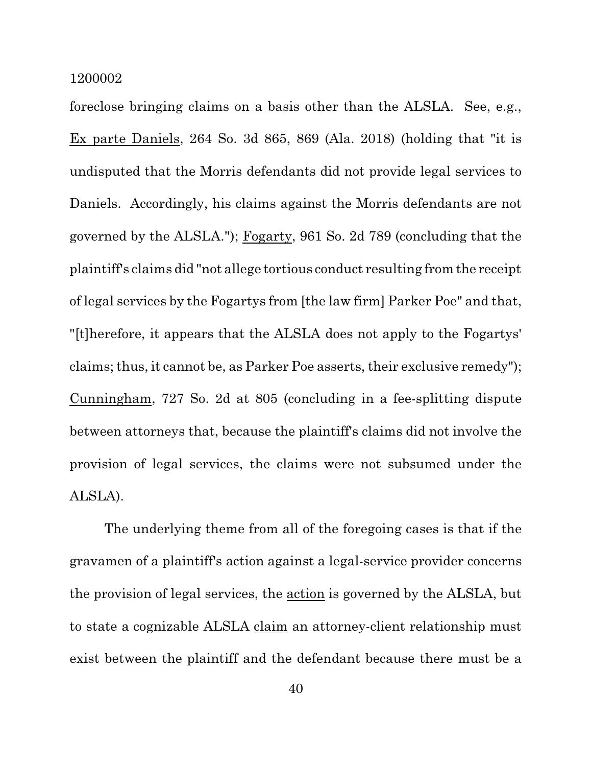foreclose bringing claims on a basis other than the ALSLA. See, e.g., Ex parte Daniels, 264 So. 3d 865, 869 (Ala. 2018) (holding that "it is undisputed that the Morris defendants did not provide legal services to Daniels. Accordingly, his claims against the Morris defendants are not governed by the ALSLA."); Fogarty, 961 So. 2d 789 (concluding that the plaintiff's claims did "not allege tortious conduct resulting from the receipt of legal services by the Fogartys from [the law firm] Parker Poe" and that, "[t]herefore, it appears that the ALSLA does not apply to the Fogartys' claims; thus, it cannot be, as Parker Poe asserts, their exclusive remedy"); Cunningham, 727 So. 2d at 805 (concluding in a fee-splitting dispute between attorneys that, because the plaintiff's claims did not involve the provision of legal services, the claims were not subsumed under the ALSLA).

The underlying theme from all of the foregoing cases is that if the gravamen of a plaintiff's action against a legal-service provider concerns the provision of legal services, the action is governed by the ALSLA, but to state a cognizable ALSLA claim an attorney-client relationship must exist between the plaintiff and the defendant because there must be a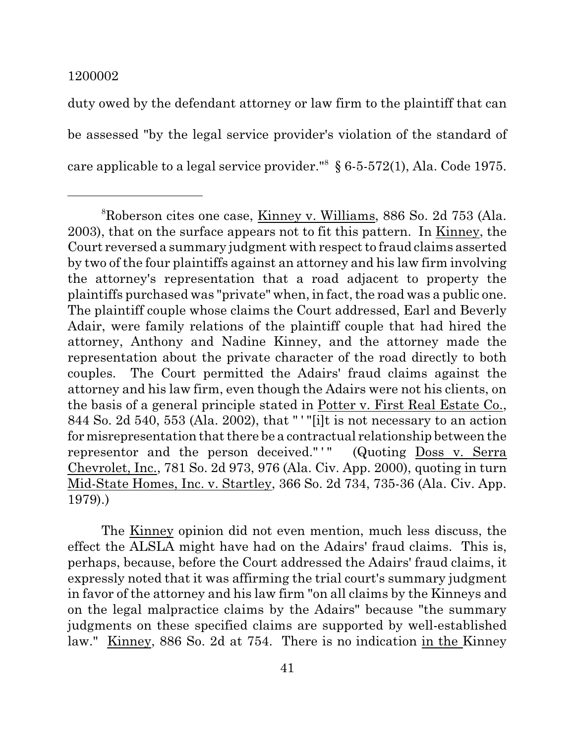duty owed by the defendant attorney or law firm to the plaintiff that can be assessed "by the legal service provider's violation of the standard of care applicable to a legal service provider."[8] § 6-5-572(1), Ala. Code 1975.

---

[8]Roberson cites one case, Kinney v. Williams, 886 So. 2d 753 (Ala. 2003), that on the surface appears not to fit this pattern. In Kinney, the Court reversed a summary judgment with respect to fraud claims asserted by two of the four plaintiffs against an attorney and his law firm involving the attorney's representation that a road adjacent to property the plaintiffs purchased was "private" when, in fact, the road was a public one. The plaintiff couple whose claims the Court addressed, Earl and Beverly Adair, were family relations of the plaintiff couple that had hired the attorney, Anthony and Nadine Kinney, and the attorney made the representation about the private character of the road directly to both couples. The Court permitted the Adairs' fraud claims against the attorney and his law firm, even though the Adairs were not his clients, on the basis of a general principle stated in Potter v. First Real Estate Co., 844 So. 2d 540, 553 (Ala. 2002), that " ' "[i]t is not necessary to an action for misrepresentation that there be a contractual relationship between the representor and the person deceived." ' " (Quoting Doss v. Serra Chevrolet, Inc., 781 So. 2d 973, 976 (Ala. Civ. App. 2000), quoting in turn Mid-State Homes, Inc. v. Startley, 366 So. 2d 734, 735-36 (Ala. Civ. App. 1979).)

The Kinney opinion did not even mention, much less discuss, the effect the ALSLA might have had on the Adairs' fraud claims. This is, perhaps, because, before the Court addressed the Adairs' fraud claims, it expressly noted that it was affirming the trial court's summary judgment in favor of the attorney and his law firm "on all claims by the Kinneys and on the legal malpractice claims by the Adairs" because "the summary judgments on these specified claims are supported by well-established law." Kinney, 886 So. 2d at 754. There is no indication in the Kinney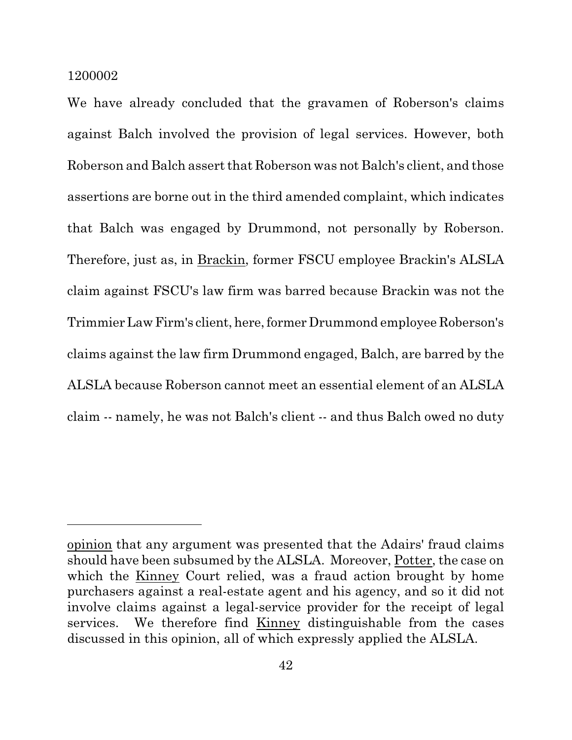We have already concluded that the gravamen of Roberson's claims against Balch involved the provision of legal services. However, both Roberson and Balch assert that Roberson was not Balch's client, and those assertions are borne out in the third amended complaint, which indicates that Balch was engaged by Drummond, not personally by Roberson. Therefore, just as, in Brackin, former FSCU employee Brackin's ALSLA claim against FSCU's law firm was barred because Brackin was not the Trimmier Law Firm's client, here, former Drummond employee Roberson's claims against the law firm Drummond engaged, Balch, are barred by the ALSLA because Roberson cannot meet an essential element of an ALSLA claim -- namely, he was not Balch's client -- and thus Balch owed no duty

---

opinion that any argument was presented that the Adairs' fraud claims should have been subsumed by the ALSLA. Moreover, Potter, the case on which the Kinney Court relied, was a fraud action brought by home purchasers against a real-estate agent and his agency, and so it did not involve claims against a legal-service provider for the receipt of legal services. We therefore find Kinney distinguishable from the cases discussed in this opinion, all of which expressly applied the ALSLA.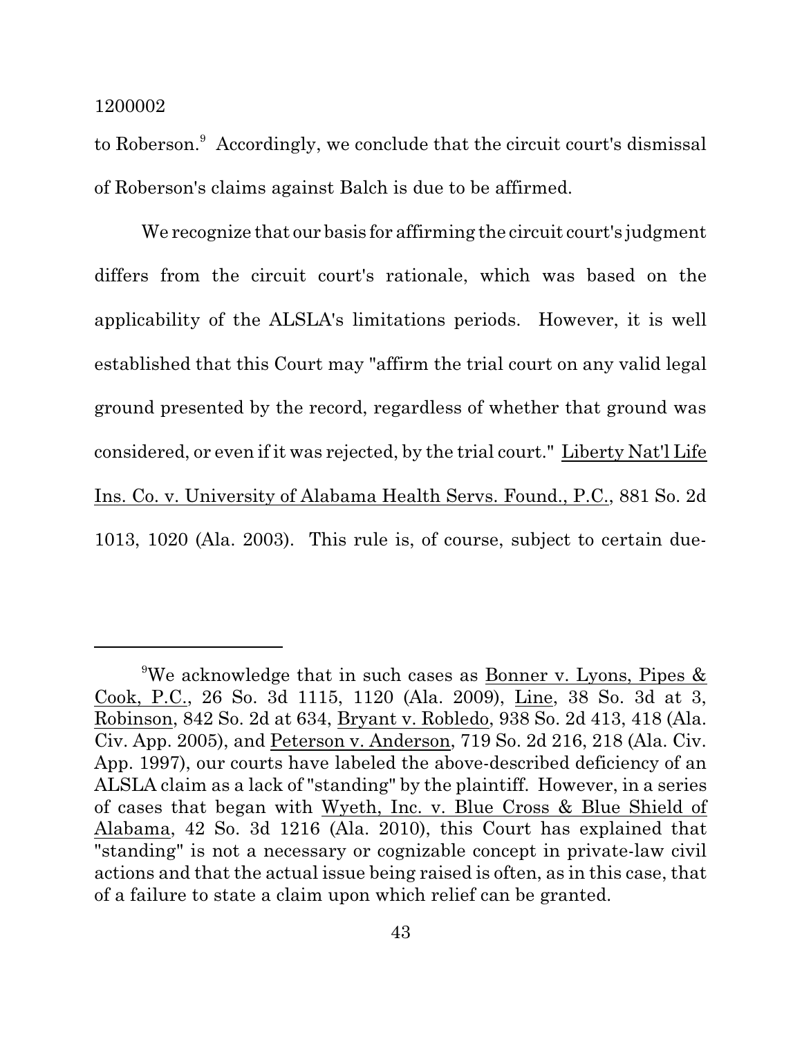to Roberson.[9] Accordingly, we conclude that the circuit court's dismissal of Roberson's claims against Balch is due to be affirmed.

We recognize that our basis for affirming the circuit court's judgment differs from the circuit court's rationale, which was based on the applicability of the ALSLA's limitations periods. However, it is well established that this Court may "affirm the trial court on any valid legal ground presented by the record, regardless of whether that ground was considered, or even if it was rejected, by the trial court." Liberty Nat'l Life Ins. Co. v. University of Alabama Health Servs. Found., P.C., 881 So. 2d 1013, 1020 (Ala. 2003). This rule is, of course, subject to certain due-

---

[9]We acknowledge that in such cases as Bonner v. Lyons, Pipes & Cook, P.C., 26 So. 3d 1115, 1120 (Ala. 2009), Line, 38 So. 3d at 3, Robinson, 842 So. 2d at 634, Bryant v. Robledo, 938 So. 2d 413, 418 (Ala. Civ. App. 2005), and Peterson v. Anderson, 719 So. 2d 216, 218 (Ala. Civ. App. 1997), our courts have labeled the above-described deficiency of an ALSLA claim as a lack of "standing" by the plaintiff. However, in a series of cases that began with Wyeth, Inc. v. Blue Cross & Blue Shield of Alabama, 42 So. 3d 1216 (Ala. 2010), this Court has explained that "standing" is not a necessary or cognizable concept in private-law civil actions and that the actual issue being raised is often, as in this case, that of a failure to state a claim upon which relief can be granted.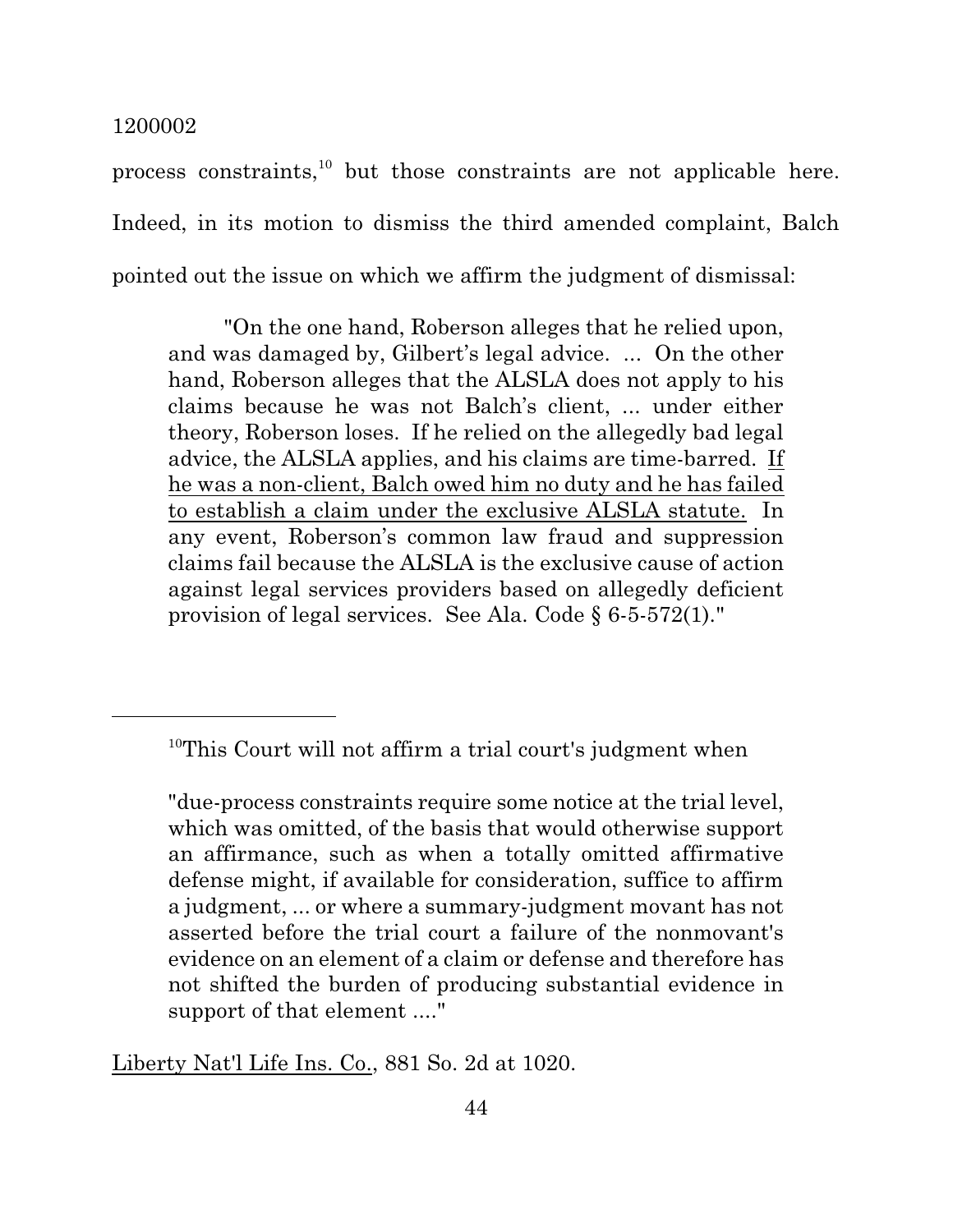process constraints,[10] but those constraints are not applicable here. Indeed, in its motion to dismiss the third amended complaint, Balch pointed out the issue on which we affirm the judgment of dismissal:

> "On the one hand, Roberson alleges that he relied upon, and was damaged by, Gilbert's legal advice. ... On the other hand, Roberson alleges that the ALSLA does not apply to his claims because he was not Balch's client, ... under either theory, Roberson loses. If he relied on the allegedly bad legal advice, the ALSLA applies, and his claims are time-barred. <u>If he was a non-client, Balch owed him no duty and he has failed to establish a claim under the exclusive ALSLA statute.</u> In any event, Roberson's common law fraud and suppression claims fail because the ALSLA is the exclusive cause of action against legal services providers based on allegedly deficient provision of legal services. See Ala. Code § 6-5-572(1)."

---

[10]This Court will not affirm a trial court's judgment when

> "due-process constraints require some notice at the trial level, which was omitted, of the basis that would otherwise support an affirmance, such as when a totally omitted affirmative defense might, if available for consideration, suffice to affirm a judgment, ... or where a summary-judgment movant has not asserted before the trial court a failure of the nonmovant's evidence on an element of a claim or defense and therefore has not shifted the burden of producing substantial evidence in support of that element ...."

<u>Liberty Nat'l Life Ins. Co.</u>, 881 So. 2d at 1020.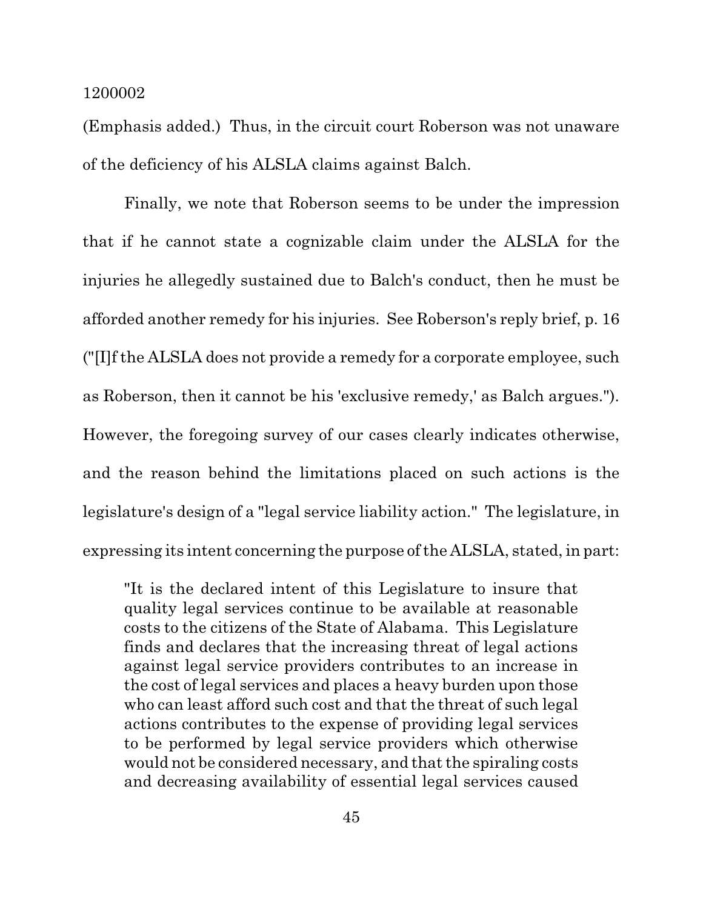(Emphasis added.) Thus, in the circuit court Roberson was not unaware of the deficiency of his ALSLA claims against Balch.

Finally, we note that Roberson seems to be under the impression that if he cannot state a cognizable claim under the ALSLA for the injuries he allegedly sustained due to Balch's conduct, then he must be afforded another remedy for his injuries. See Roberson's reply brief, p. 16 ("[I]f the ALSLA does not provide a remedy for a corporate employee, such as Roberson, then it cannot be his 'exclusive remedy,' as Balch argues."). However, the foregoing survey of our cases clearly indicates otherwise, and the reason behind the limitations placed on such actions is the legislature's design of a "legal service liability action." The legislature, in expressing its intent concerning the purpose of the ALSLA, stated, in part:

> "It is the declared intent of this Legislature to insure that quality legal services continue to be available at reasonable costs to the citizens of the State of Alabama. This Legislature finds and declares that the increasing threat of legal actions against legal service providers contributes to an increase in the cost of legal services and places a heavy burden upon those who can least afford such cost and that the threat of such legal actions contributes to the expense of providing legal services to be performed by legal service providers which otherwise would not be considered necessary, and that the spiraling costs and decreasing availability of essential legal services caused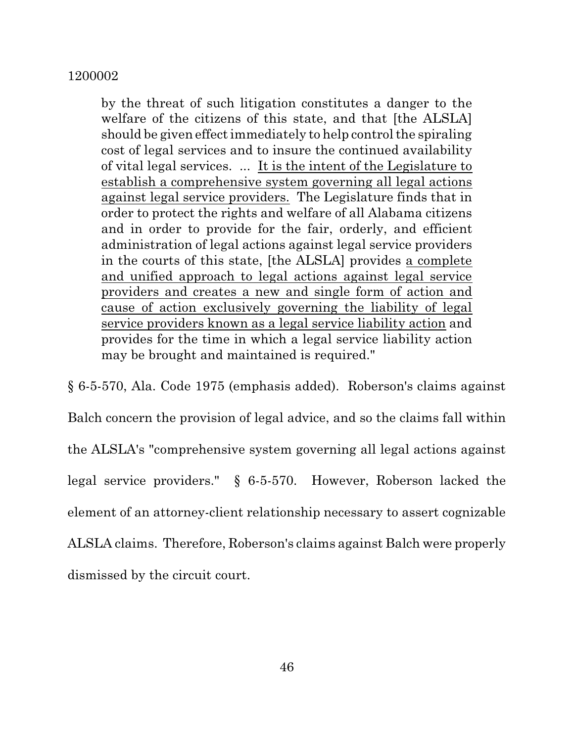> by the threat of such litigation constitutes a danger to the welfare of the citizens of this state, and that [the ALSLA] should be given effect immediately to help control the spiraling cost of legal services and to insure the continued availability of vital legal services. ... <u>It is the intent of the Legislature to establish a comprehensive system governing all legal actions against legal service providers.</u> The Legislature finds that in order to protect the rights and welfare of all Alabama citizens and in order to provide for the fair, orderly, and efficient administration of legal actions against legal service providers in the courts of this state, [the ALSLA] provides <u>a complete and unified approach to legal actions against legal service providers and creates a new and single form of action and cause of action exclusively governing the liability of legal service providers known as a legal service liability action</u> and provides for the time in which a legal service liability action may be brought and maintained is required."

§ 6-5-570, Ala. Code 1975 (emphasis added). Roberson's claims against Balch concern the provision of legal advice, and so the claims fall within the ALSLA's "comprehensive system governing all legal actions against legal service providers." § 6-5-570. However, Roberson lacked the element of an attorney-client relationship necessary to assert cognizable ALSLA claims. Therefore, Roberson's claims against Balch were properly dismissed by the circuit court.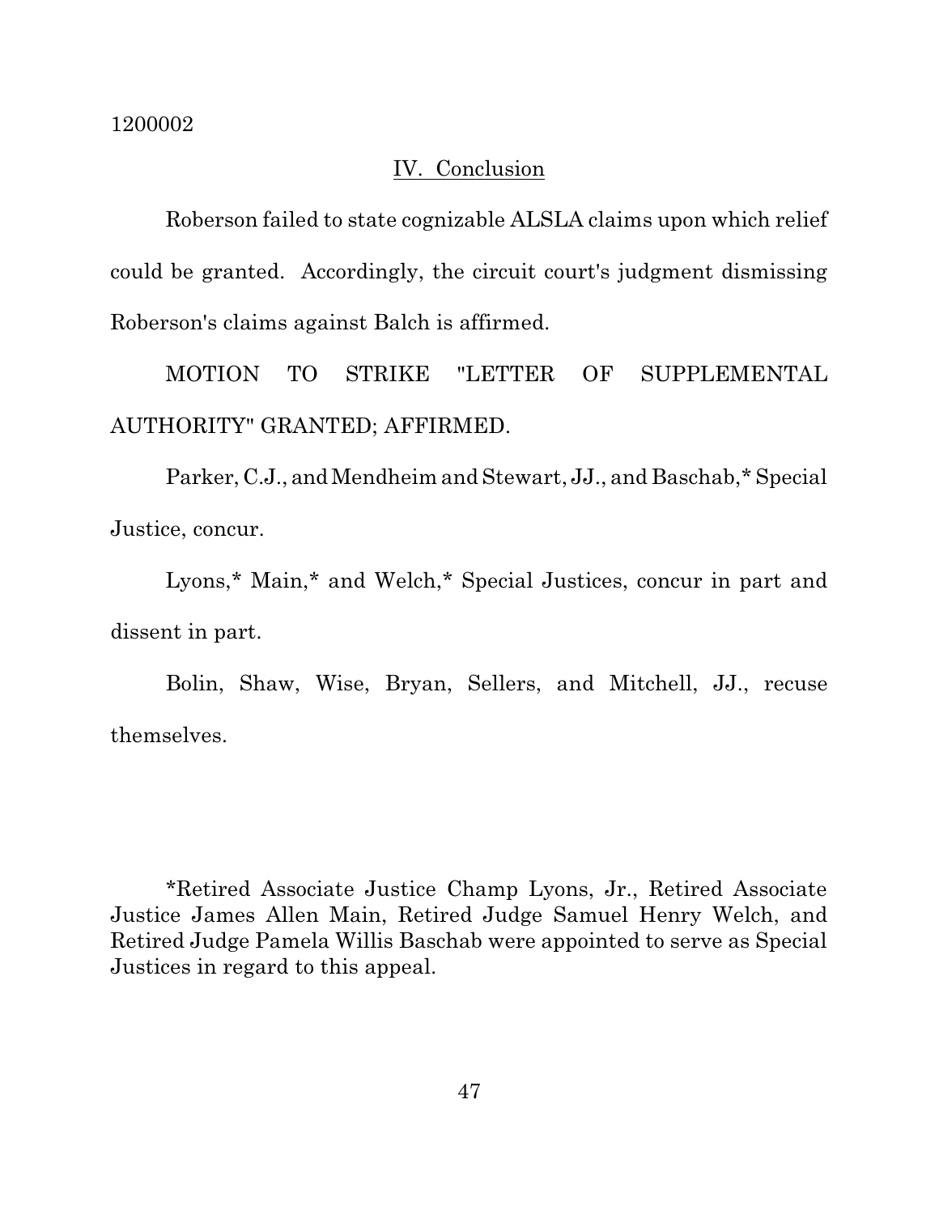## IV. Conclusion

Roberson failed to state cognizable ALSLA claims upon which relief could be granted. Accordingly, the circuit court's judgment dismissing Roberson's claims against Balch is affirmed.

MOTION TO STRIKE "LETTER OF SUPPLEMENTAL AUTHORITY" GRANTED; AFFIRMED.

Parker, C.J., and Mendheim and Stewart, JJ., and Baschab,* Special Justice, concur.

Lyons,* Main,* and Welch,* Special Justices, concur in part and dissent in part.

Bolin, Shaw, Wise, Bryan, Sellers, and Mitchell, JJ., recuse themselves.

*Retired Associate Justice Champ Lyons, Jr., Retired Associate Justice James Allen Main, Retired Judge Samuel Henry Welch, and Retired Judge Pamela Willis Baschab were appointed to serve as Special Justices in regard to this appeal.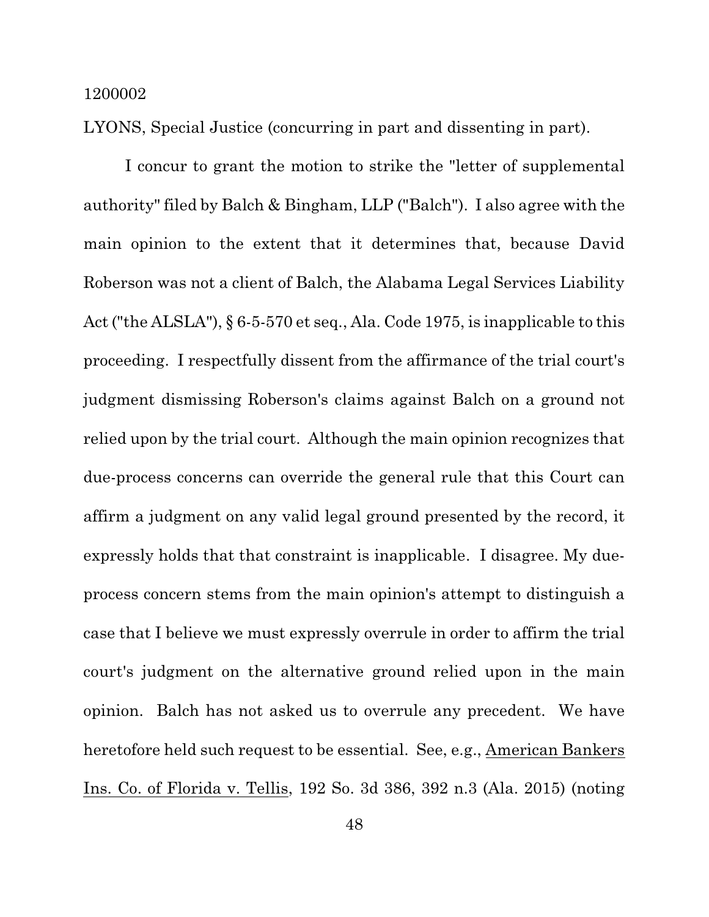1200002

LYONS, Special Justice (concurring in part and dissenting in part).

I concur to grant the motion to strike the "letter of supplemental authority" filed by Balch & Bingham, LLP ("Balch"). I also agree with the main opinion to the extent that it determines that, because David Roberson was not a client of Balch, the Alabama Legal Services Liability Act ("the ALSLA"), § 6-5-570 et seq., Ala. Code 1975, is inapplicable to this proceeding. I respectfully dissent from the affirmance of the trial court's judgment dismissing Roberson's claims against Balch on a ground not relied upon by the trial court. Although the main opinion recognizes that due-process concerns can override the general rule that this Court can affirm a judgment on any valid legal ground presented by the record, it expressly holds that that constraint is inapplicable. I disagree. My due-process concern stems from the main opinion's attempt to distinguish a case that I believe we must expressly overrule in order to affirm the trial court's judgment on the alternative ground relied upon in the main opinion. Balch has not asked us to overrule any precedent. We have heretofore held such request to be essential. See, e.g., American Bankers Ins. Co. of Florida v. Tellis, 192 So. 3d 386, 392 n.3 (Ala. 2015) (noting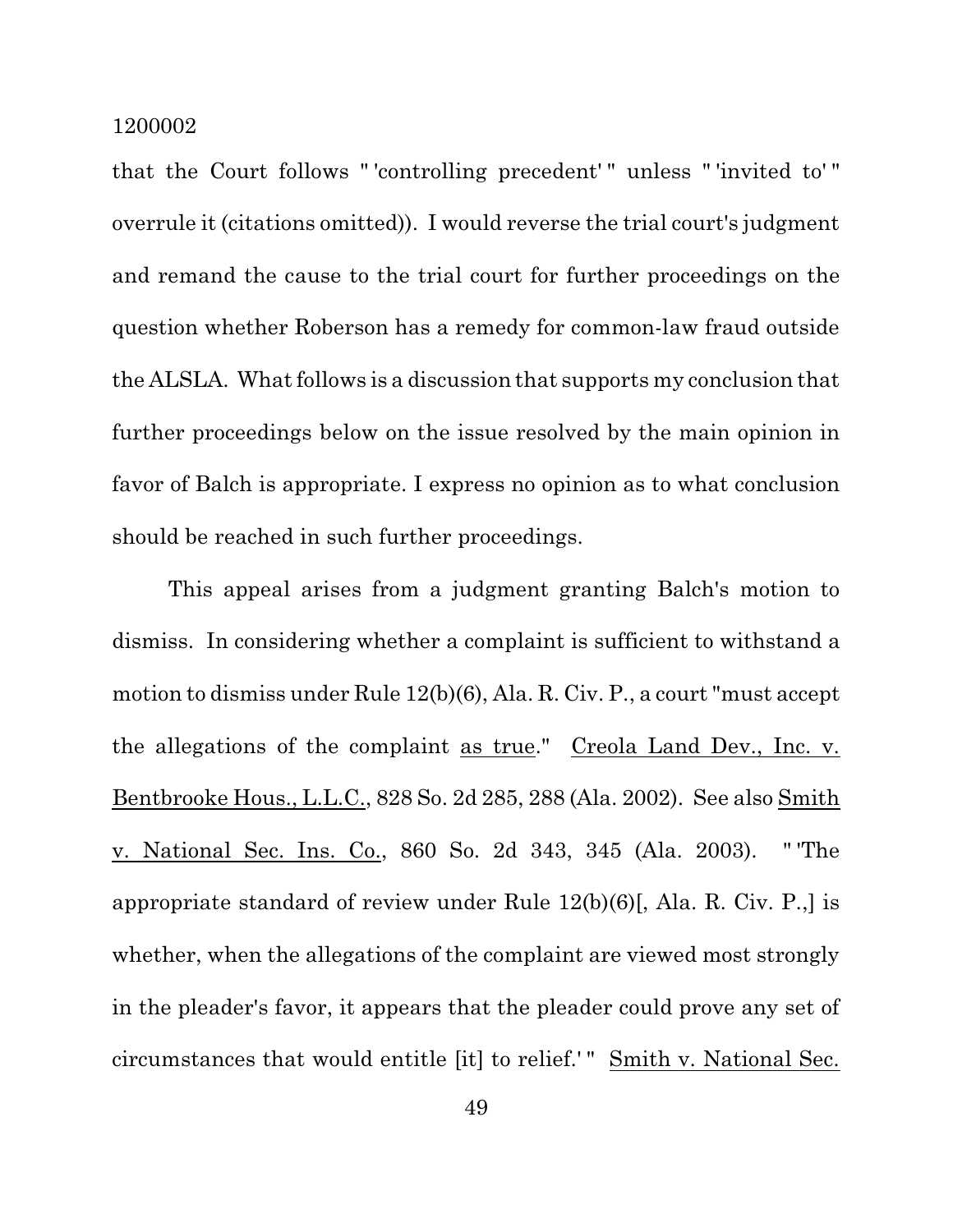that the Court follows " 'controlling precedent' " unless " 'invited to' " overrule it (citations omitted)). I would reverse the trial court's judgment and remand the cause to the trial court for further proceedings on the question whether Roberson has a remedy for common-law fraud outside the ALSLA. What follows is a discussion that supports my conclusion that further proceedings below on the issue resolved by the main opinion in favor of Balch is appropriate. I express no opinion as to what conclusion should be reached in such further proceedings.

This appeal arises from a judgment granting Balch's motion to dismiss. In considering whether a complaint is sufficient to withstand a motion to dismiss under Rule 12(b)(6), Ala. R. Civ. P., a court "must accept the allegations of the complaint as true." Creola Land Dev., Inc. v. Bentbrooke Hous., L.L.C., 828 So. 2d 285, 288 (Ala. 2002). See also Smith v. National Sec. Ins. Co., 860 So. 2d 343, 345 (Ala. 2003). " 'The appropriate standard of review under Rule 12(b)(6)[, Ala. R. Civ. P.,] is whether, when the allegations of the complaint are viewed most strongly in the pleader's favor, it appears that the pleader could prove any set of circumstances that would entitle [it] to relief.' " Smith v. National Sec.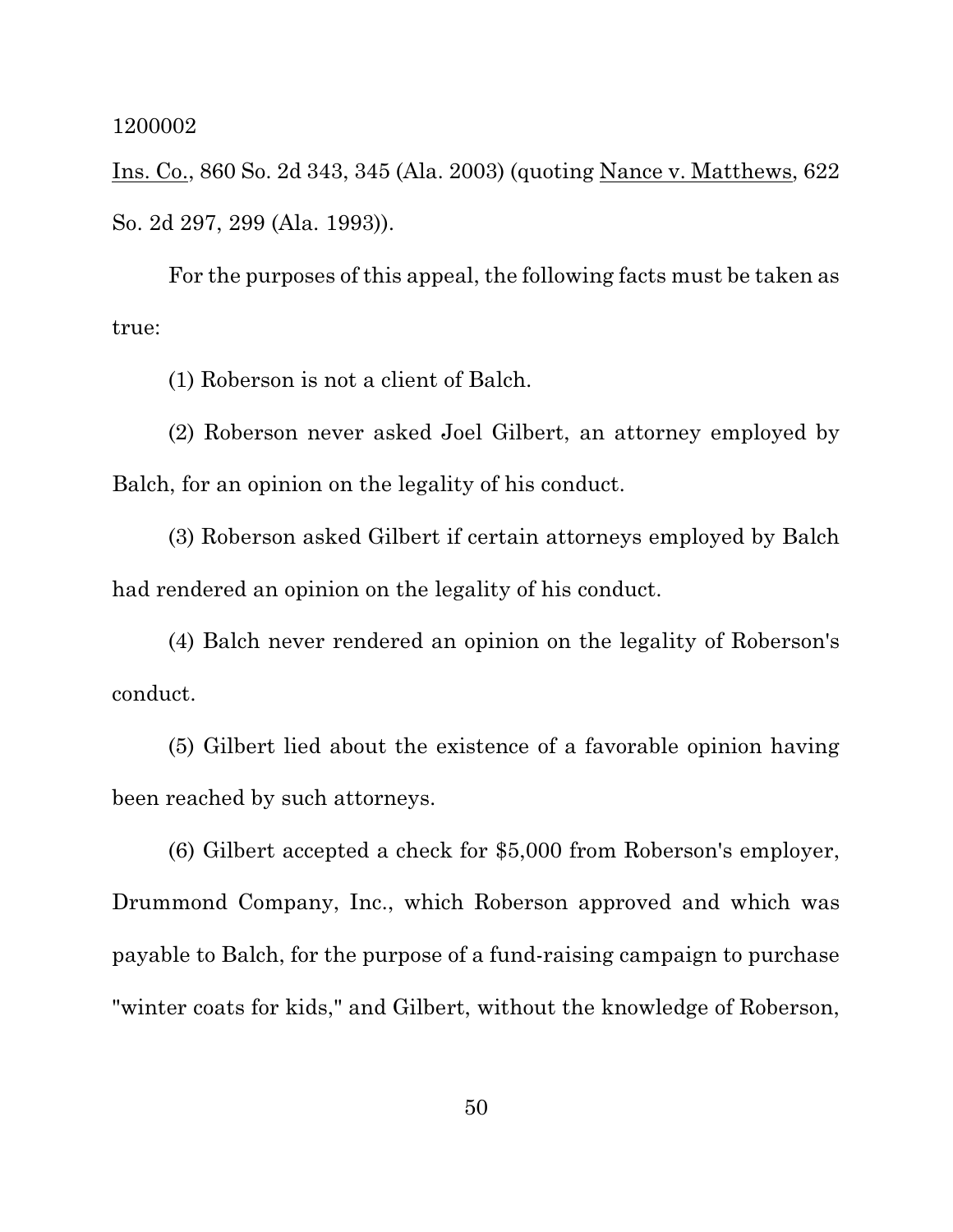Ins. Co., 860 So. 2d 343, 345 (Ala. 2003) (quoting Nance v. Matthews, 622 So. 2d 297, 299 (Ala. 1993)).

For the purposes of this appeal, the following facts must be taken as true:

(1) Roberson is not a client of Balch.

(2) Roberson never asked Joel Gilbert, an attorney employed by Balch, for an opinion on the legality of his conduct.

(3) Roberson asked Gilbert if certain attorneys employed by Balch had rendered an opinion on the legality of his conduct.

(4) Balch never rendered an opinion on the legality of Roberson's conduct.

(5) Gilbert lied about the existence of a favorable opinion having been reached by such attorneys.

(6) Gilbert accepted a check for $5,000 from Roberson's employer, Drummond Company, Inc., which Roberson approved and which was payable to Balch, for the purpose of a fund-raising campaign to purchase "winter coats for kids," and Gilbert, without the knowledge of Roberson,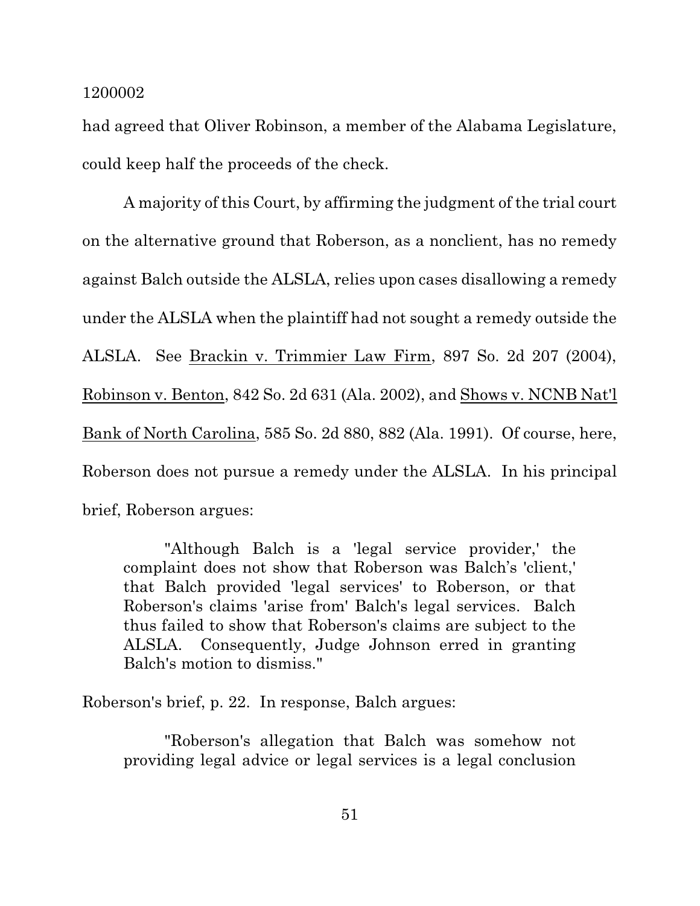had agreed that Oliver Robinson, a member of the Alabama Legislature, could keep half the proceeds of the check.

A majority of this Court, by affirming the judgment of the trial court on the alternative ground that Roberson, as a nonclient, has no remedy against Balch outside the ALSLA, relies upon cases disallowing a remedy under the ALSLA when the plaintiff had not sought a remedy outside the ALSLA. See Brackin v. Trimmier Law Firm, 897 So. 2d 207 (2004), Robinson v. Benton, 842 So. 2d 631 (Ala. 2002), and Shows v. NCNB Nat'l Bank of North Carolina, 585 So. 2d 880, 882 (Ala. 1991). Of course, here, Roberson does not pursue a remedy under the ALSLA. In his principal brief, Roberson argues:

> "Although Balch is a 'legal service provider,' the complaint does not show that Roberson was Balch's 'client,' that Balch provided 'legal services' to Roberson, or that Roberson's claims 'arise from' Balch's legal services. Balch thus failed to show that Roberson's claims are subject to the ALSLA. Consequently, Judge Johnson erred in granting Balch's motion to dismiss."

Roberson's brief, p. 22. In response, Balch argues:

> "Roberson's allegation that Balch was somehow not providing legal advice or legal services is a legal conclusion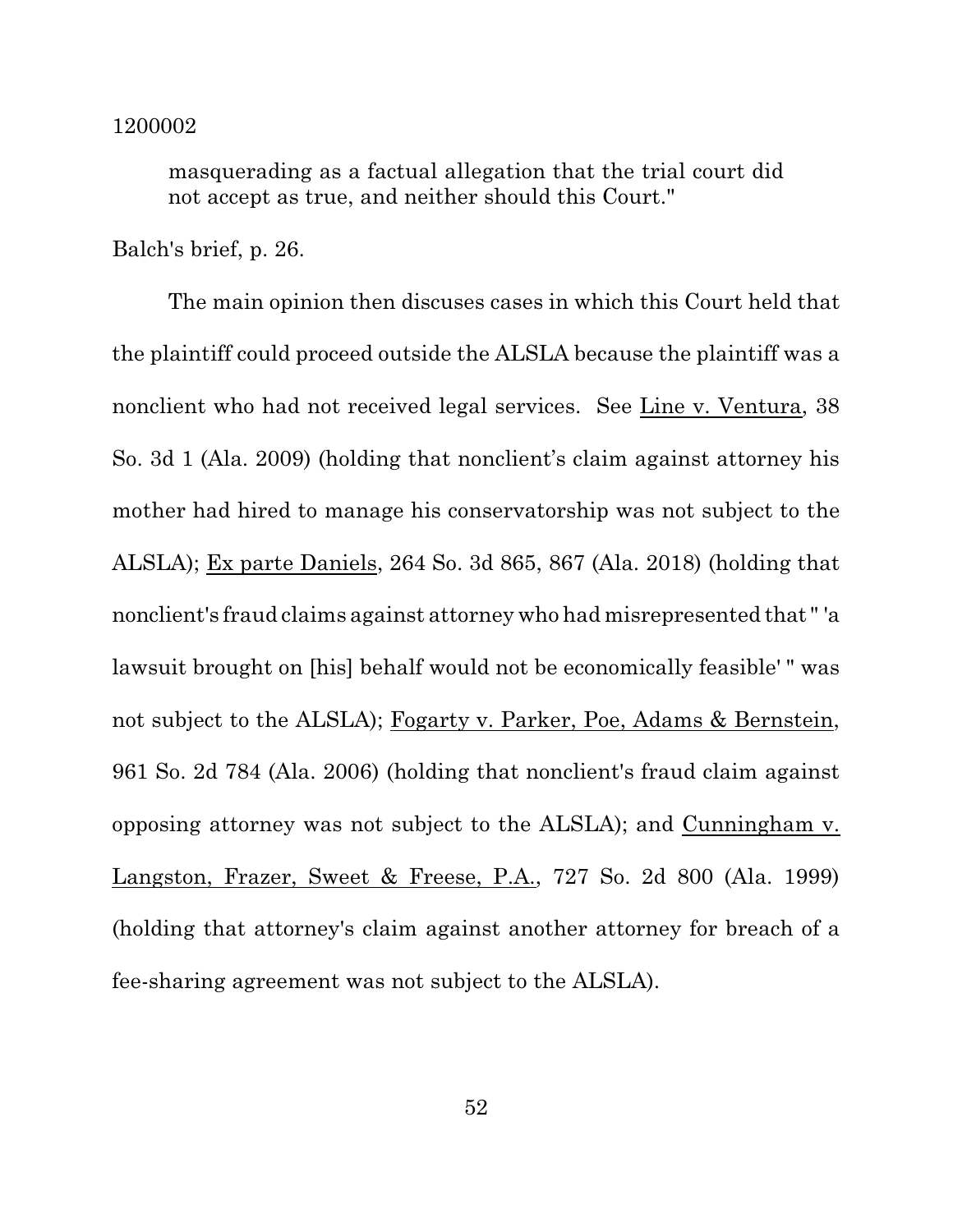masquerading as a factual allegation that the trial court did not accept as true, and neither should this Court."

Balch's brief, p. 26.

The main opinion then discuses cases in which this Court held that the plaintiff could proceed outside the ALSLA because the plaintiff was a nonclient who had not received legal services. See Line v. Ventura, 38 So. 3d 1 (Ala. 2009) (holding that nonclient's claim against attorney his mother had hired to manage his conservatorship was not subject to the ALSLA); Ex parte Daniels, 264 So. 3d 865, 867 (Ala. 2018) (holding that nonclient's fraud claims against attorney who had misrepresented that " 'a lawsuit brought on [his] behalf would not be economically feasible' " was not subject to the ALSLA); Fogarty v. Parker, Poe, Adams & Bernstein, 961 So. 2d 784 (Ala. 2006) (holding that nonclient's fraud claim against opposing attorney was not subject to the ALSLA); and Cunningham v. Langston, Frazer, Sweet & Freese, P.A., 727 So. 2d 800 (Ala. 1999) (holding that attorney's claim against another attorney for breach of a fee-sharing agreement was not subject to the ALSLA).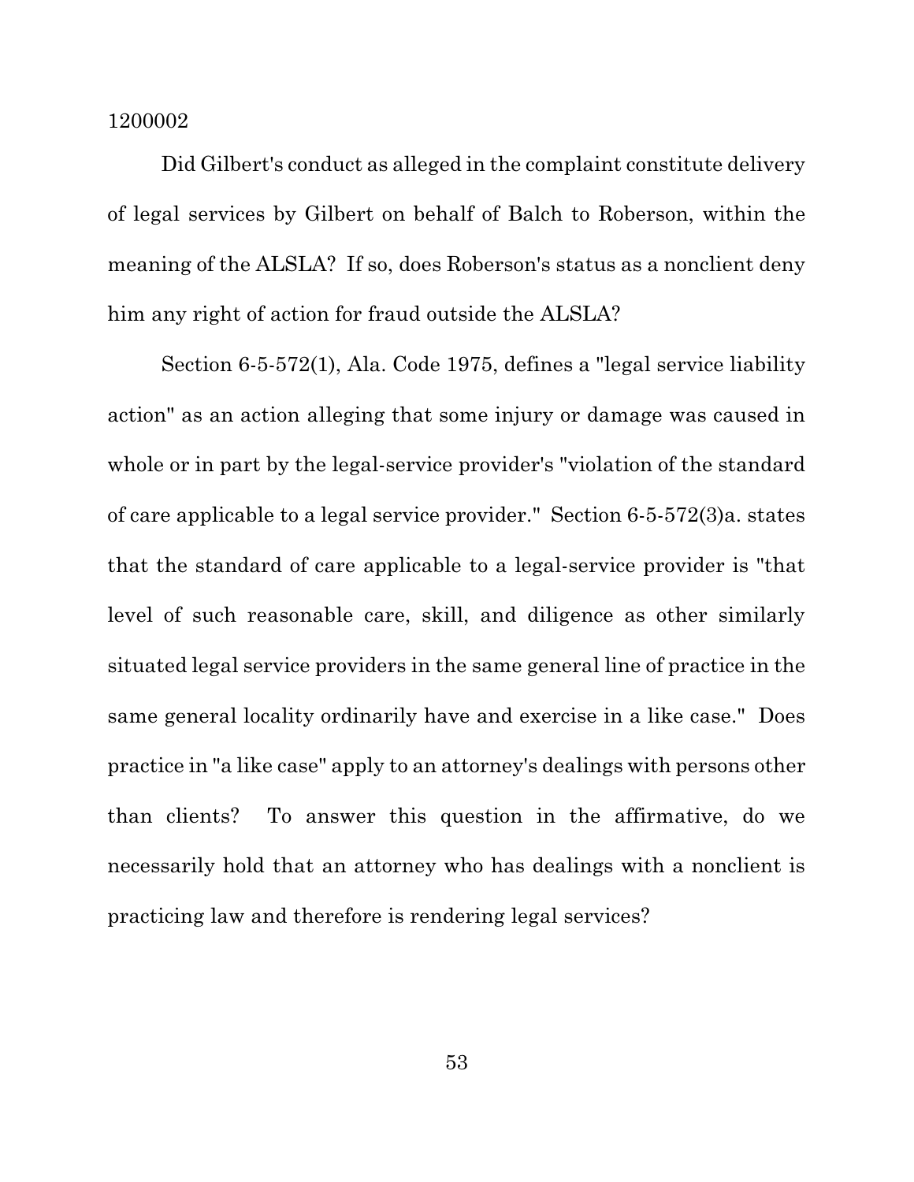Did Gilbert's conduct as alleged in the complaint constitute delivery of legal services by Gilbert on behalf of Balch to Roberson, within the meaning of the ALSLA? If so, does Roberson's status as a nonclient deny him any right of action for fraud outside the ALSLA?

Section 6-5-572(1), Ala. Code 1975, defines a "legal service liability action" as an action alleging that some injury or damage was caused in whole or in part by the legal-service provider's "violation of the standard of care applicable to a legal service provider." Section 6-5-572(3)a. states that the standard of care applicable to a legal-service provider is "that level of such reasonable care, skill, and diligence as other similarly situated legal service providers in the same general line of practice in the same general locality ordinarily have and exercise in a like case." Does practice in "a like case" apply to an attorney's dealings with persons other than clients? To answer this question in the affirmative, do we necessarily hold that an attorney who has dealings with a nonclient is practicing law and therefore is rendering legal services?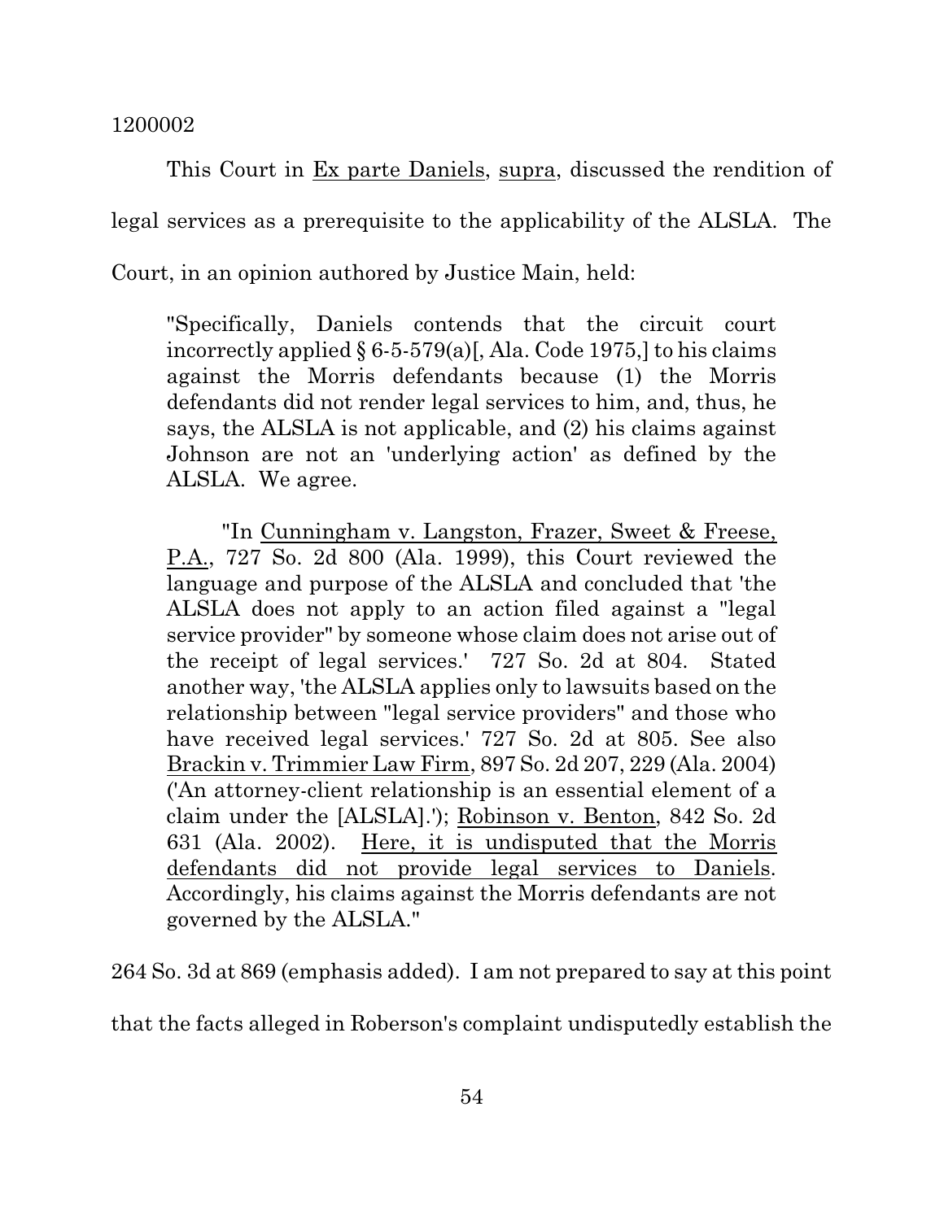This Court in Ex parte Daniels, supra, discussed the rendition of legal services as a prerequisite to the applicability of the ALSLA. The Court, in an opinion authored by Justice Main, held:

> "Specifically, Daniels contends that the circuit court incorrectly applied § 6-5-579(a)[, Ala. Code 1975,] to his claims against the Morris defendants because (1) the Morris defendants did not render legal services to him, and, thus, he says, the ALSLA is not applicable, and (2) his claims against Johnson are not an 'underlying action' as defined by the ALSLA. We agree.
>
> "In Cunningham v. Langston, Frazer, Sweet & Freese, P.A., 727 So. 2d 800 (Ala. 1999), this Court reviewed the language and purpose of the ALSLA and concluded that 'the ALSLA does not apply to an action filed against a "legal service provider" by someone whose claim does not arise out of the receipt of legal services.' 727 So. 2d at 804. Stated another way, 'the ALSLA applies only to lawsuits based on the relationship between "legal service providers" and those who have received legal services.' 727 So. 2d at 805. See also Brackin v. Trimmier Law Firm, 897 So. 2d 207, 229 (Ala. 2004) ('An attorney-client relationship is an essential element of a claim under the [ALSLA].'); Robinson v. Benton, 842 So. 2d 631 (Ala. 2002). Here, it is undisputed that the Morris defendants did not provide legal services to Daniels. Accordingly, his claims against the Morris defendants are not governed by the ALSLA."

264 So. 3d at 869 (emphasis added). I am not prepared to say at this point that the facts alleged in Roberson's complaint undisputedly establish the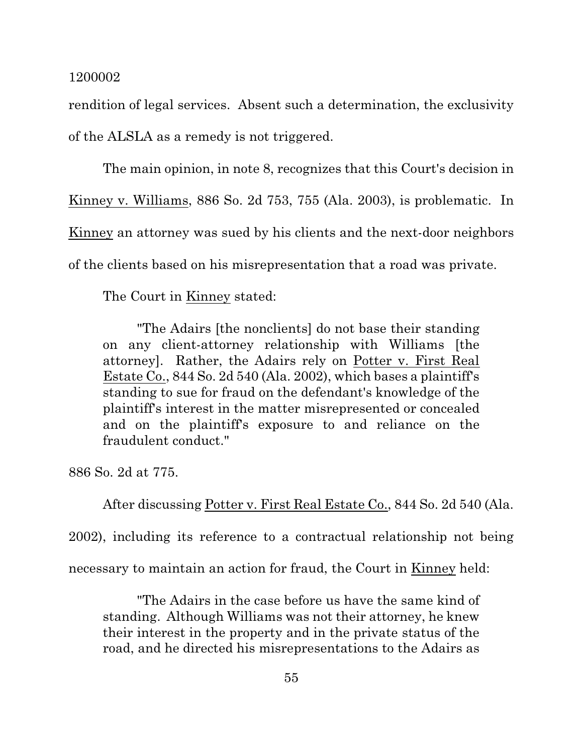rendition of legal services. Absent such a determination, the exclusivity of the ALSLA as a remedy is not triggered.

The main opinion, in note 8, recognizes that this Court's decision in Kinney v. Williams, 886 So. 2d 753, 755 (Ala. 2003), is problematic. In Kinney an attorney was sued by his clients and the next-door neighbors of the clients based on his misrepresentation that a road was private.

The Court in Kinney stated:

> "The Adairs [the nonclients] do not base their standing on any client-attorney relationship with Williams [the attorney]. Rather, the Adairs rely on Potter v. First Real Estate Co., 844 So. 2d 540 (Ala. 2002), which bases a plaintiff's standing to sue for fraud on the defendant's knowledge of the plaintiff's interest in the matter misrepresented or concealed and on the plaintiff's exposure to and reliance on the fraudulent conduct."

886 So. 2d at 775.

After discussing Potter v. First Real Estate Co., 844 So. 2d 540 (Ala. 2002), including its reference to a contractual relationship not being necessary to maintain an action for fraud, the Court in Kinney held:

> "The Adairs in the case before us have the same kind of standing. Although Williams was not their attorney, he knew their interest in the property and in the private status of the road, and he directed his misrepresentations to the Adairs as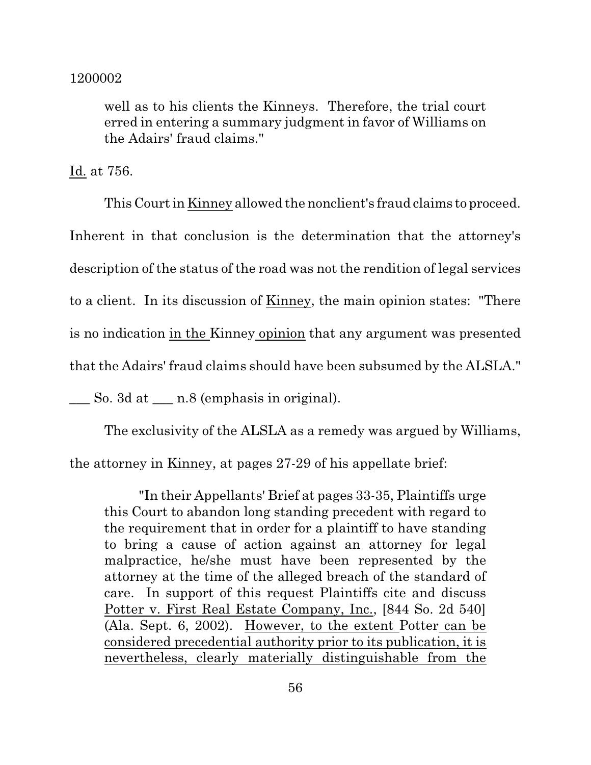> well as to his clients the Kinneys. Therefore, the trial court erred in entering a summary judgment in favor of Williams on the Adairs' fraud claims."

Id. at 756.

This Court in Kinney allowed the nonclient's fraud claims to proceed. Inherent in that conclusion is the determination that the attorney's description of the status of the road was not the rendition of legal services to a client. In its discussion of Kinney, the main opinion states: "There is no indication in the Kinney opinion that any argument was presented that the Adairs' fraud claims should have been subsumed by the ALSLA." ___ So. 3d at ___ n.8 (emphasis in original).

The exclusivity of the ALSLA as a remedy was argued by Williams, the attorney in Kinney, at pages 27-29 of his appellate brief:

> "In their Appellants' Brief at pages 33-35, Plaintiffs urge this Court to abandon long standing precedent with regard to the requirement that in order for a plaintiff to have standing to bring a cause of action against an attorney for legal malpractice, he/she must have been represented by the attorney at the time of the alleged breach of the standard of care. In support of this request Plaintiffs cite and discuss Potter v. First Real Estate Company, Inc., [844 So. 2d 540] (Ala. Sept. 6, 2002). However, to the extent Potter can be considered precedential authority prior to its publication, it is nevertheless, clearly materially distinguishable from the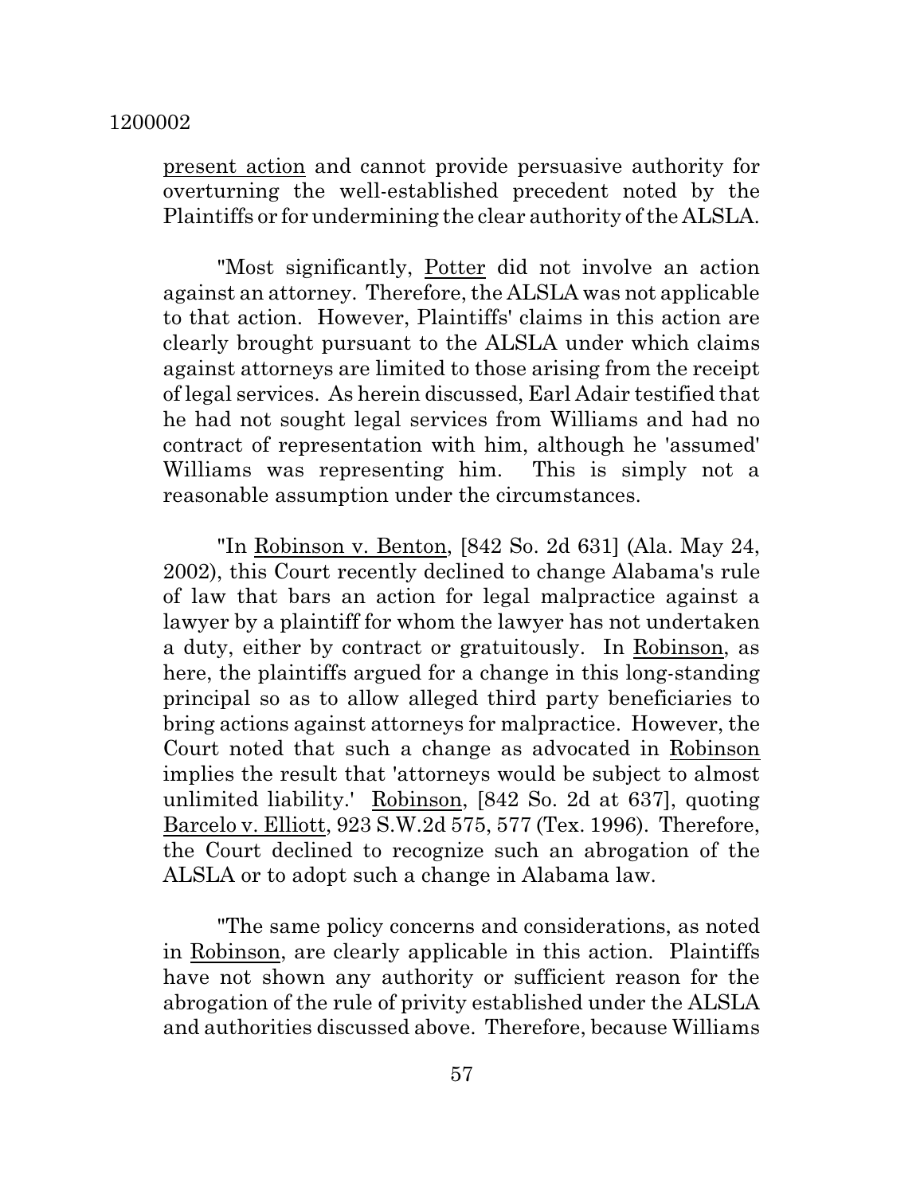present action and cannot provide persuasive authority for overturning the well-established precedent noted by the Plaintiffs or for undermining the clear authority of the ALSLA.

"Most significantly, Potter did not involve an action against an attorney. Therefore, the ALSLA was not applicable to that action. However, Plaintiffs' claims in this action are clearly brought pursuant to the ALSLA under which claims against attorneys are limited to those arising from the receipt of legal services. As herein discussed, Earl Adair testified that he had not sought legal services from Williams and had no contract of representation with him, although he 'assumed' Williams was representing him. This is simply not a reasonable assumption under the circumstances.

"In Robinson v. Benton, [842 So. 2d 631] (Ala. May 24, 2002), this Court recently declined to change Alabama's rule of law that bars an action for legal malpractice against a lawyer by a plaintiff for whom the lawyer has not undertaken a duty, either by contract or gratuitously. In Robinson, as here, the plaintiffs argued for a change in this long-standing principal so as to allow alleged third party beneficiaries to bring actions against attorneys for malpractice. However, the Court noted that such a change as advocated in Robinson implies the result that 'attorneys would be subject to almost unlimited liability.' Robinson, [842 So. 2d at 637], quoting Barcelo v. Elliott, 923 S.W.2d 575, 577 (Tex. 1996). Therefore, the Court declined to recognize such an abrogation of the ALSLA or to adopt such a change in Alabama law.

"The same policy concerns and considerations, as noted in Robinson, are clearly applicable in this action. Plaintiffs have not shown any authority or sufficient reason for the abrogation of the rule of privity established under the ALSLA and authorities discussed above. Therefore, because Williams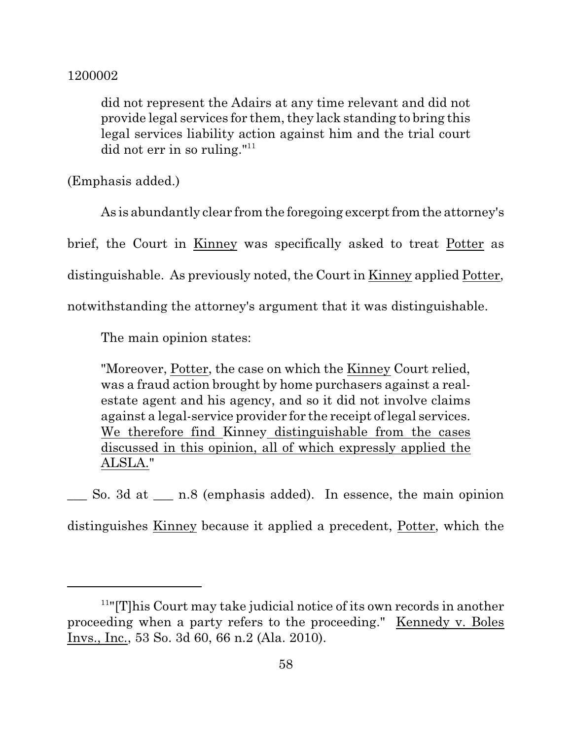> did not represent the Adairs at any time relevant and did not provide legal services for them, they lack standing to bring this legal services liability action against him and the trial court did not err in so ruling."[11]

(Emphasis added.)

As is abundantly clear from the foregoing excerpt from the attorney's brief, the Court in Kinney was specifically asked to treat Potter as distinguishable. As previously noted, the Court in Kinney applied Potter, notwithstanding the attorney's argument that it was distinguishable.

The main opinion states:

> "Moreover, Potter, the case on which the Kinney Court relied, was a fraud action brought by home purchasers against a real-estate agent and his agency, and so it did not involve claims against a legal-service provider for the receipt of legal services. We therefore find Kinney distinguishable from the cases discussed in this opinion, all of which expressly applied the ALSLA."

___ So. 3d at ___ n.8 (emphasis added). In essence, the main opinion distinguishes Kinney because it applied a precedent, Potter, which the

---

[11] "[T]his Court may take judicial notice of its own records in another proceeding when a party refers to the proceeding." Kennedy v. Boles Invs., Inc., 53 So. 3d 60, 66 n.2 (Ala. 2010).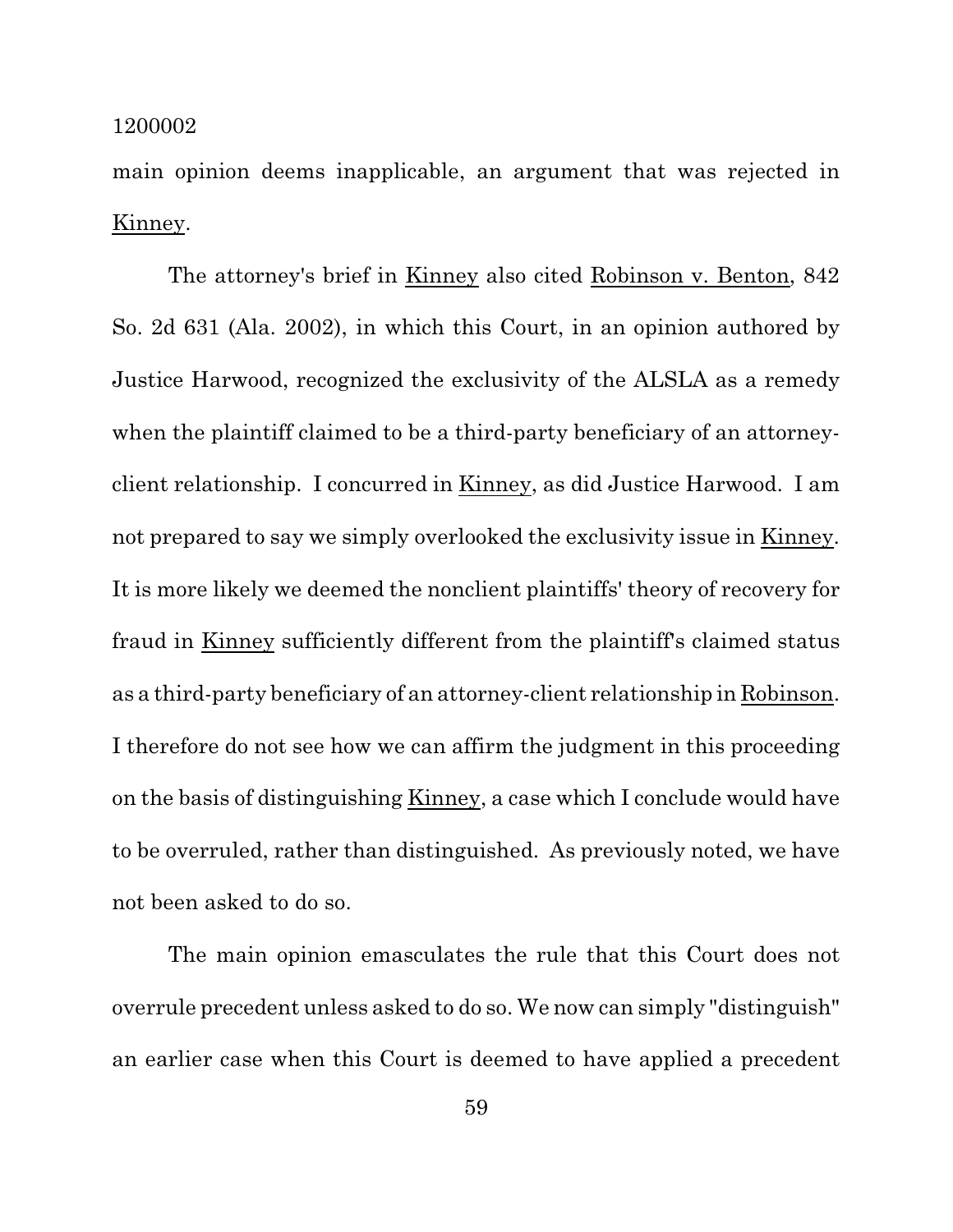main opinion deems inapplicable, an argument that was rejected in Kinney.

The attorney's brief in Kinney also cited Robinson v. Benton, 842 So. 2d 631 (Ala. 2002), in which this Court, in an opinion authored by Justice Harwood, recognized the exclusivity of the ALSLA as a remedy when the plaintiff claimed to be a third-party beneficiary of an attorney-client relationship. I concurred in Kinney, as did Justice Harwood. I am not prepared to say we simply overlooked the exclusivity issue in Kinney. It is more likely we deemed the nonclient plaintiffs' theory of recovery for fraud in Kinney sufficiently different from the plaintiff's claimed status as a third-party beneficiary of an attorney-client relationship in Robinson. I therefore do not see how we can affirm the judgment in this proceeding on the basis of distinguishing Kinney, a case which I conclude would have to be overruled, rather than distinguished. As previously noted, we have not been asked to do so.

The main opinion emasculates the rule that this Court does not overrule precedent unless asked to do so. We now can simply "distinguish" an earlier case when this Court is deemed to have applied a precedent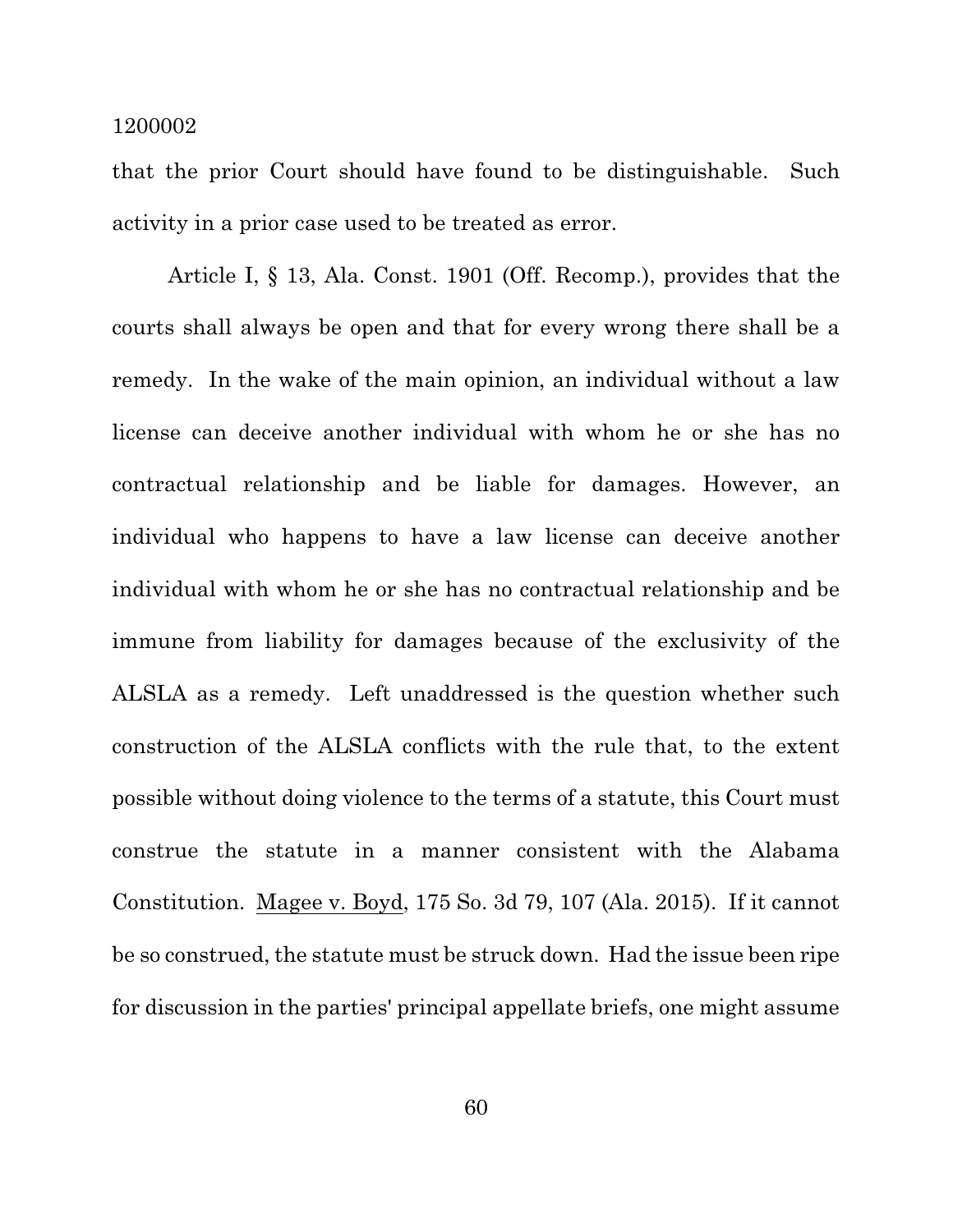that the prior Court should have found to be distinguishable. Such activity in a prior case used to be treated as error.

Article I, § 13, Ala. Const. 1901 (Off. Recomp.), provides that the courts shall always be open and that for every wrong there shall be a remedy. In the wake of the main opinion, an individual without a law license can deceive another individual with whom he or she has no contractual relationship and be liable for damages. However, an individual who happens to have a law license can deceive another individual with whom he or she has no contractual relationship and be immune from liability for damages because of the exclusivity of the ALSLA as a remedy. Left unaddressed is the question whether such construction of the ALSLA conflicts with the rule that, to the extent possible without doing violence to the terms of a statute, this Court must construe the statute in a manner consistent with the Alabama Constitution. Magee v. Boyd, 175 So. 3d 79, 107 (Ala. 2015). If it cannot be so construed, the statute must be struck down. Had the issue been ripe for discussion in the parties' principal appellate briefs, one might assume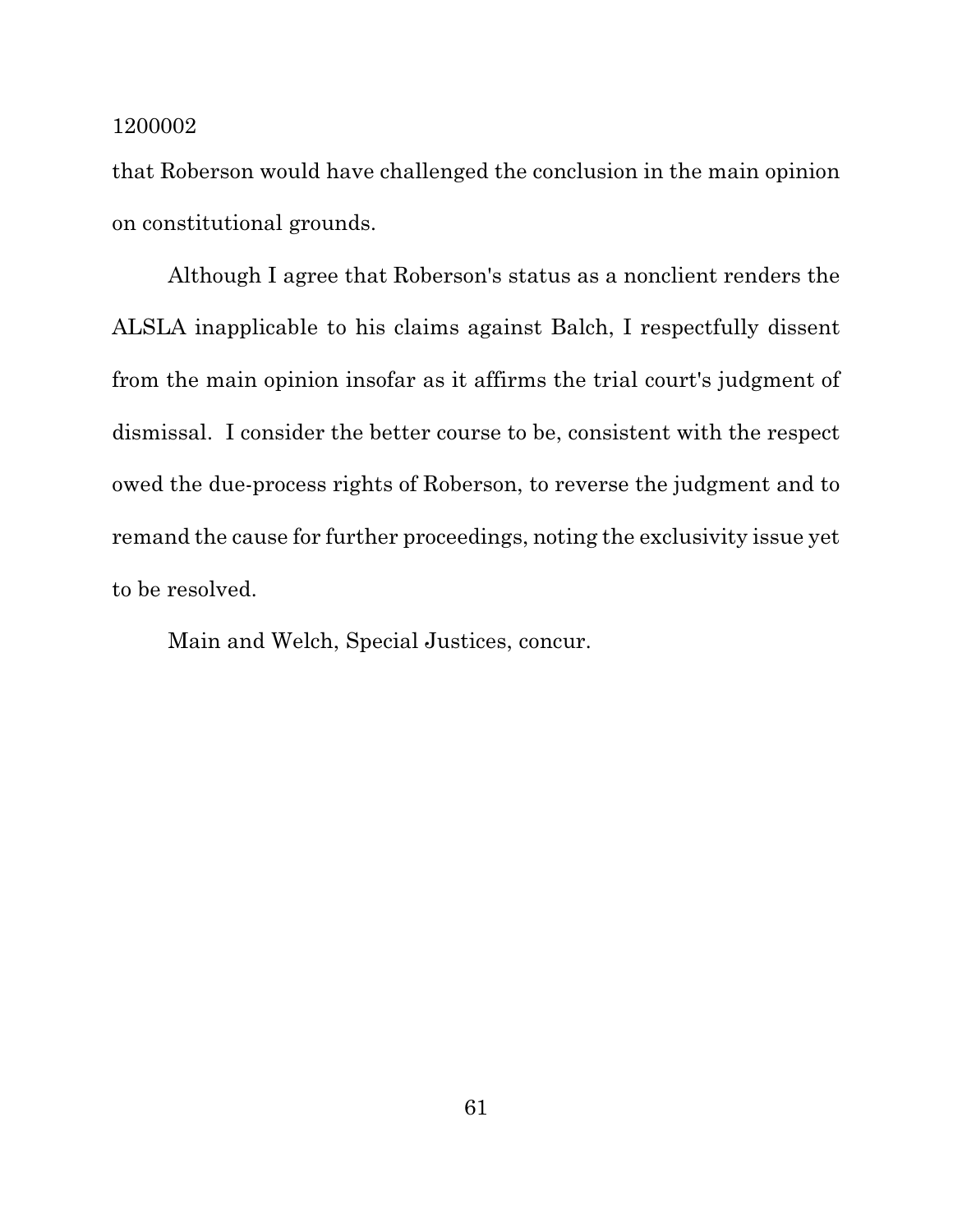that Roberson would have challenged the conclusion in the main opinion on constitutional grounds.

Although I agree that Roberson's status as a nonclient renders the ALSLA inapplicable to his claims against Balch, I respectfully dissent from the main opinion insofar as it affirms the trial court's judgment of dismissal. I consider the better course to be, consistent with the respect owed the due-process rights of Roberson, to reverse the judgment and to remand the cause for further proceedings, noting the exclusivity issue yet to be resolved.

Main and Welch, Special Justices, concur.